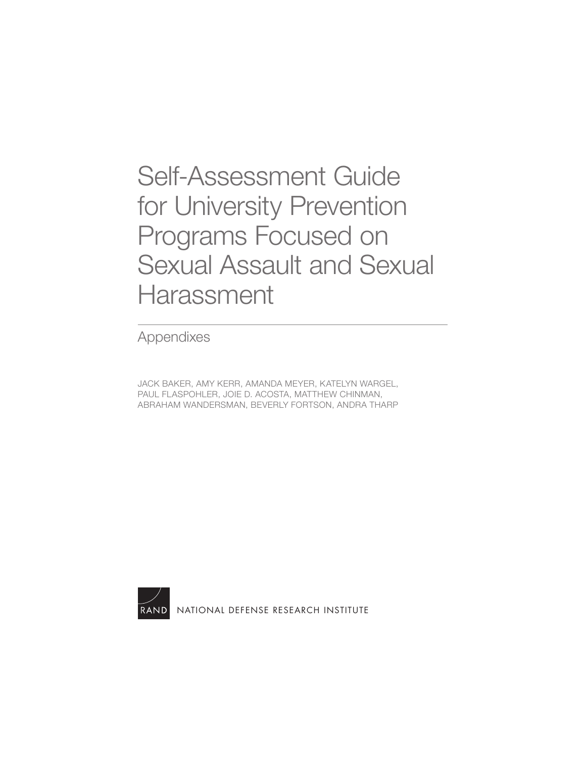# Self-Assessment Guide for University Prevention Programs Focused on Sexual Assault and Sexual Harassment

## Appendixes

JACK BAKER, AMY KERR, AMANDA MEYER, KATELYN WARGEL, PAUL FLASPOHLER, JOIE D. ACOSTA, MATTHEW CHINMAN, ABRAHAM WANDERSMAN, BEVERLY FORTSON, ANDRA THARP

RAND NATIONAL DEFENSE RESEARCH INSTITUTE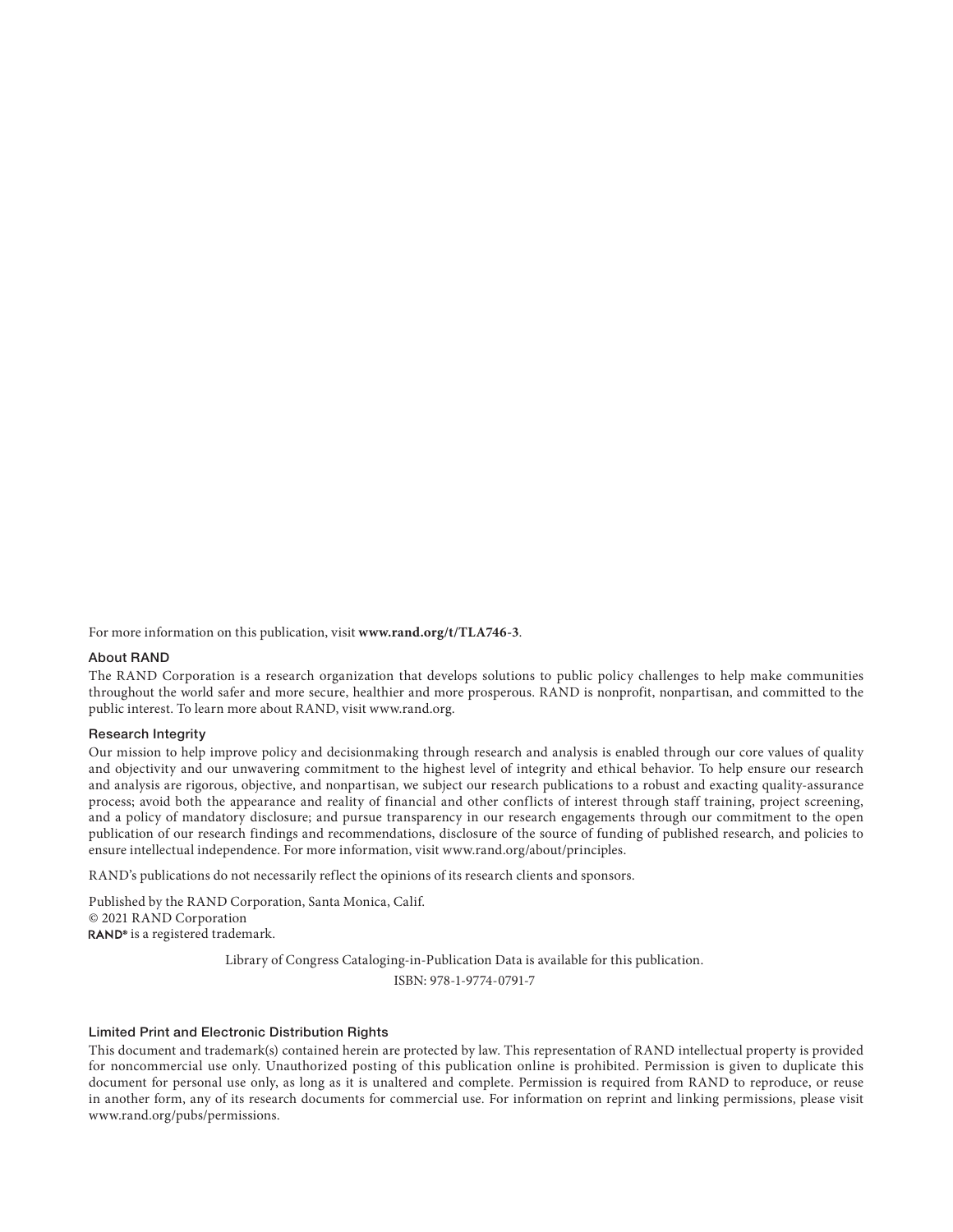For more information on this publication, visit **www.rand.org/t/TLA746-3**.

### About RAND

The RAND Corporation is a research organization that develops solutions to public policy challenges to help make communities throughout the world safer and more secure, healthier and more prosperous. RAND is nonprofit, nonpartisan, and committed to the public interest. To learn more about RAND, visit www.rand.org.

### Research Integrity

Our mission to help improve policy and decisionmaking through research and analysis is enabled through our core values of quality and objectivity and our unwavering commitment to the highest level of integrity and ethical behavior. To help ensure our research and analysis are rigorous, objective, and nonpartisan, we subject our research publications to a robust and exacting quality-assurance process; avoid both the appearance and reality of financial and other conflicts of interest through staff training, project screening, and a policy of mandatory disclosure; and pursue transparency in our research engagements through our commitment to the open publication of our research findings and recommendations, disclosure of the source of funding of published research, and policies to ensure intellectual independence. For more information, visit www.rand.org/about/principles.

RAND's publications do not necessarily reflect the opinions of its research clients and sponsors.

Published by the RAND Corporation, Santa Monica, Calif.
© 2021 RAND Corporation
RAND® is a registered trademark.

Library of Congress Cataloging-in-Publication Data is available for this publication.

ISBN: 978-1-9774-0791-7

### Limited Print and Electronic Distribution Rights

This document and trademark(s) contained herein are protected by law. This representation of RAND intellectual property is provided for noncommercial use only. Unauthorized posting of this publication online is prohibited. Permission is given to duplicate this document for personal use only, as long as it is unaltered and complete. Permission is required from RAND to reproduce, or reuse in another form, any of its research documents for commercial use. For information on reprint and linking permissions, please visit www.rand.org/pubs/permissions.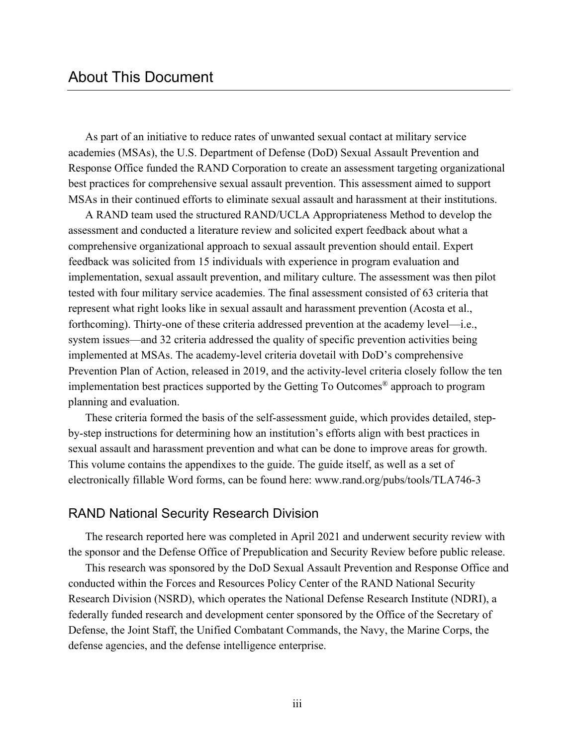# About This Document

As part of an initiative to reduce rates of unwanted sexual contact at military service academies (MSAs), the U.S. Department of Defense (DoD) Sexual Assault Prevention and Response Office funded the RAND Corporation to create an assessment targeting organizational best practices for comprehensive sexual assault prevention. This assessment aimed to support MSAs in their continued efforts to eliminate sexual assault and harassment at their institutions.

A RAND team used the structured RAND/UCLA Appropriateness Method to develop the assessment and conducted a literature review and solicited expert feedback about what a comprehensive organizational approach to sexual assault prevention should entail. Expert feedback was solicited from 15 individuals with experience in program evaluation and implementation, sexual assault prevention, and military culture. The assessment was then pilot tested with four military service academies. The final assessment consisted of 63 criteria that represent what right looks like in sexual assault and harassment prevention (Acosta et al., forthcoming). Thirty-one of these criteria addressed prevention at the academy level—i.e., system issues—and 32 criteria addressed the quality of specific prevention activities being implemented at MSAs. The academy-level criteria dovetail with DoD's comprehensive Prevention Plan of Action, released in 2019, and the activity-level criteria closely follow the ten implementation best practices supported by the Getting To Outcomes® approach to program planning and evaluation.

These criteria formed the basis of the self-assessment guide, which provides detailed, step-by-step instructions for determining how an institution's efforts align with best practices in sexual assault and harassment prevention and what can be done to improve areas for growth. This volume contains the appendixes to the guide. The guide itself, as well as a set of electronically fillable Word forms, can be found here: www.rand.org/pubs/tools/TLA746-3

## RAND National Security Research Division

The research reported here was completed in April 2021 and underwent security review with the sponsor and the Defense Office of Prepublication and Security Review before public release.

This research was sponsored by the DoD Sexual Assault Prevention and Response Office and conducted within the Forces and Resources Policy Center of the RAND National Security Research Division (NSRD), which operates the National Defense Research Institute (NDRI), a federally funded research and development center sponsored by the Office of the Secretary of Defense, the Joint Staff, the Unified Combatant Commands, the Navy, the Marine Corps, the defense agencies, and the defense intelligence enterprise.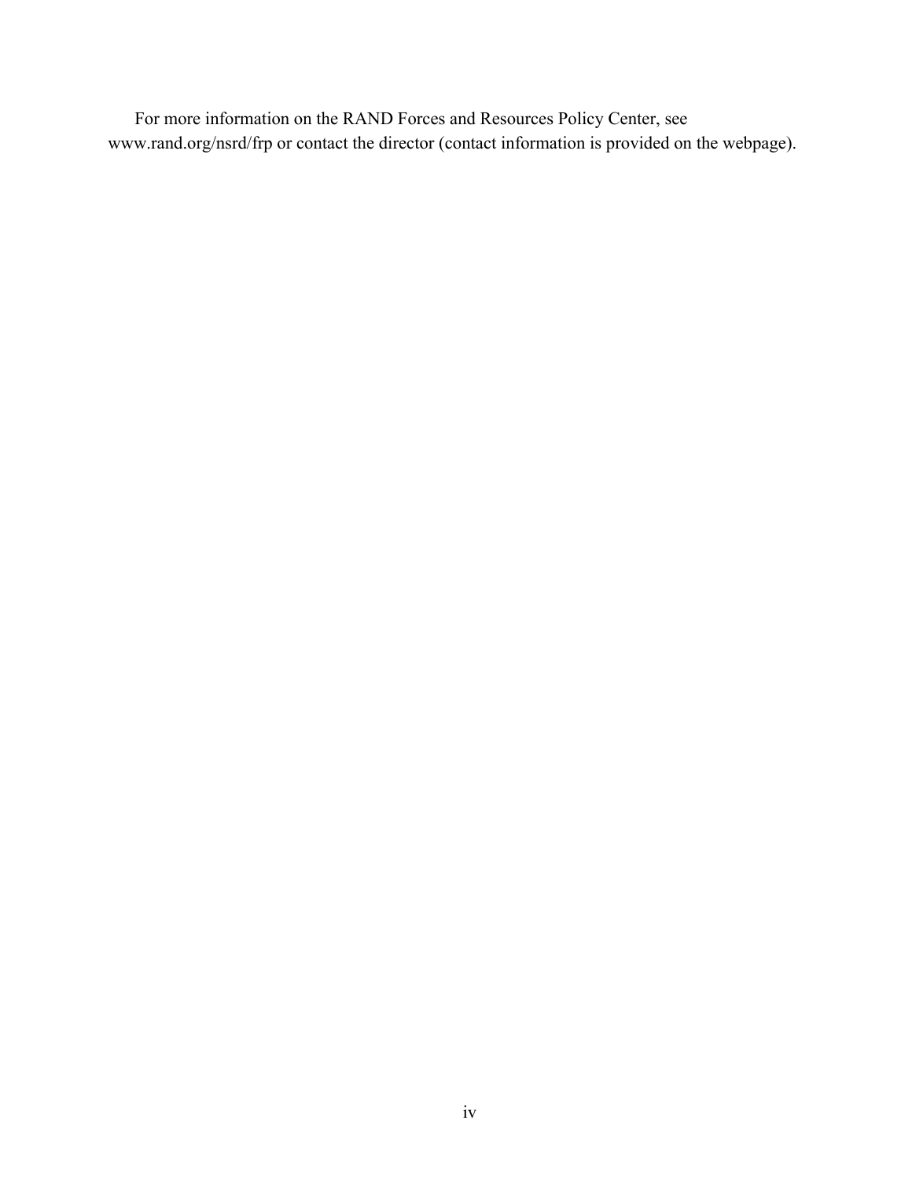For more information on the RAND Forces and Resources Policy Center, see www.rand.org/nsrd/frp or contact the director (contact information is provided on the webpage).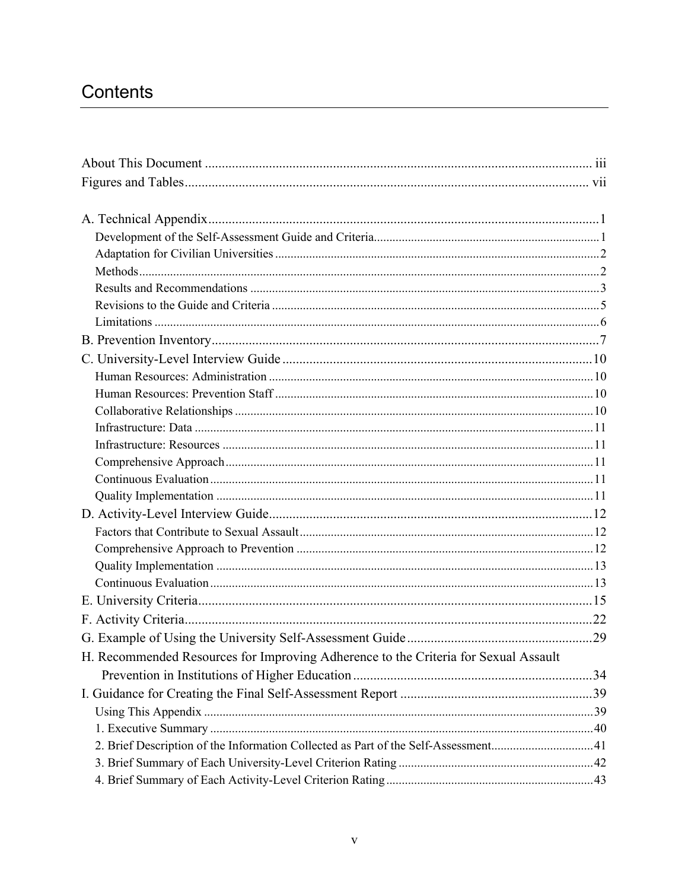# Contents

About This Document ... iii
Figures and Tables ... vii

A. Technical Appendix ... 1
- Development of the Self-Assessment Guide and Criteria ... 1
- Adaptation for Civilian Universities ... 2
- Methods ... 2
- Results and Recommendations ... 3
- Revisions to the Guide and Criteria ... 5
- Limitations ... 6

B. Prevention Inventory ... 7

C. University-Level Interview Guide ... 10
- Human Resources: Administration ... 10
- Human Resources: Prevention Staff ... 10
- Collaborative Relationships ... 10
- Infrastructure: Data ... 11
- Infrastructure: Resources ... 11
- Comprehensive Approach ... 11
- Continuous Evaluation ... 11
- Quality Implementation ... 11

D. Activity-Level Interview Guide ... 12
- Factors that Contribute to Sexual Assault ... 12
- Comprehensive Approach to Prevention ... 12
- Quality Implementation ... 13
- Continuous Evaluation ... 13

E. University Criteria ... 15

F. Activity Criteria ... 22

G. Example of Using the University Self-Assessment Guide ... 29

H. Recommended Resources for Improving Adherence to the Criteria for Sexual Assault Prevention in Institutions of Higher Education ... 34

I. Guidance for Creating the Final Self-Assessment Report ... 39
- Using This Appendix ... 39
- 1. Executive Summary ... 40
- 2. Brief Description of the Information Collected as Part of the Self-Assessment ... 41
- 3. Brief Summary of Each University-Level Criterion Rating ... 42
- 4. Brief Summary of Each Activity-Level Criterion Rating ... 43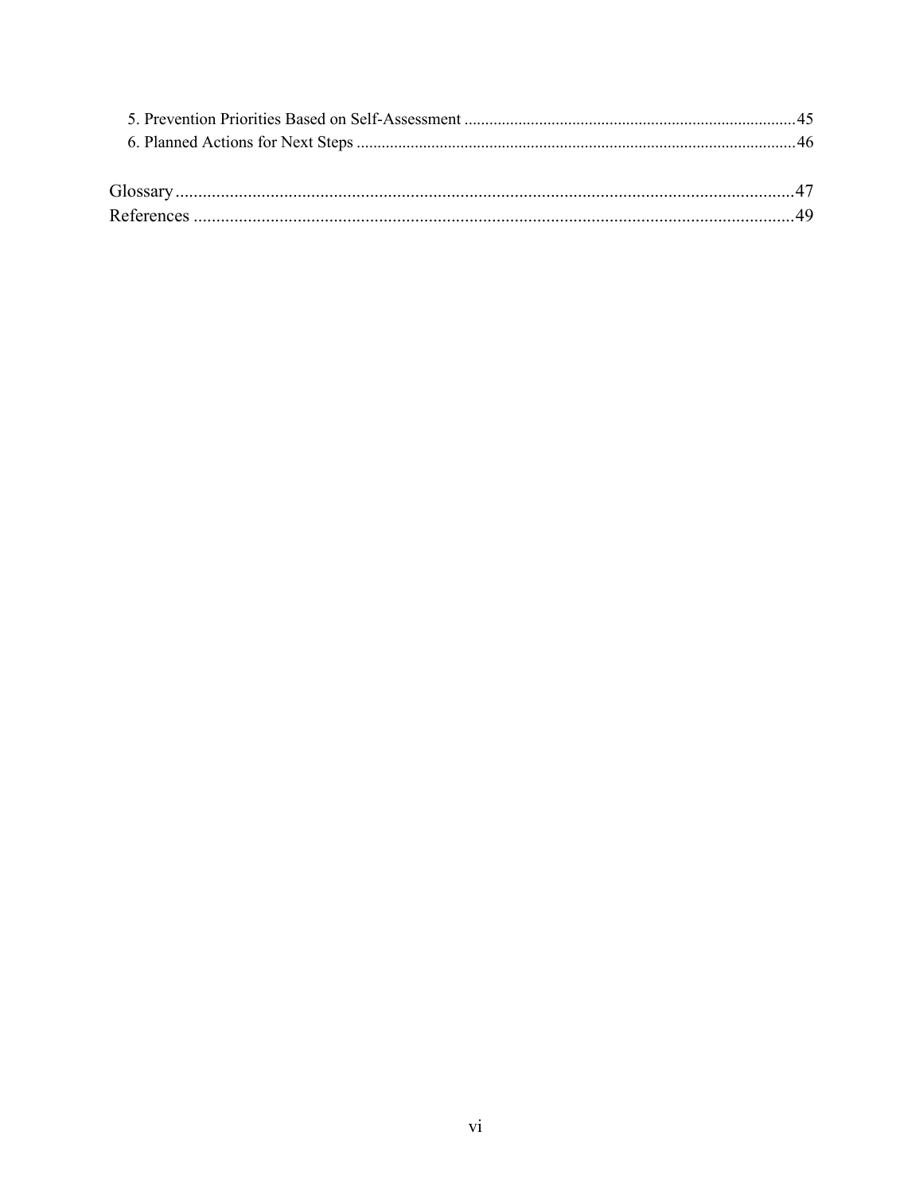5. Prevention Priorities Based on Self-Assessment ....................................................................................45
6. Planned Actions for Next Steps ....................................................................................................46

Glossary ..........................................................................................................................................47
References ......................................................................................................................................49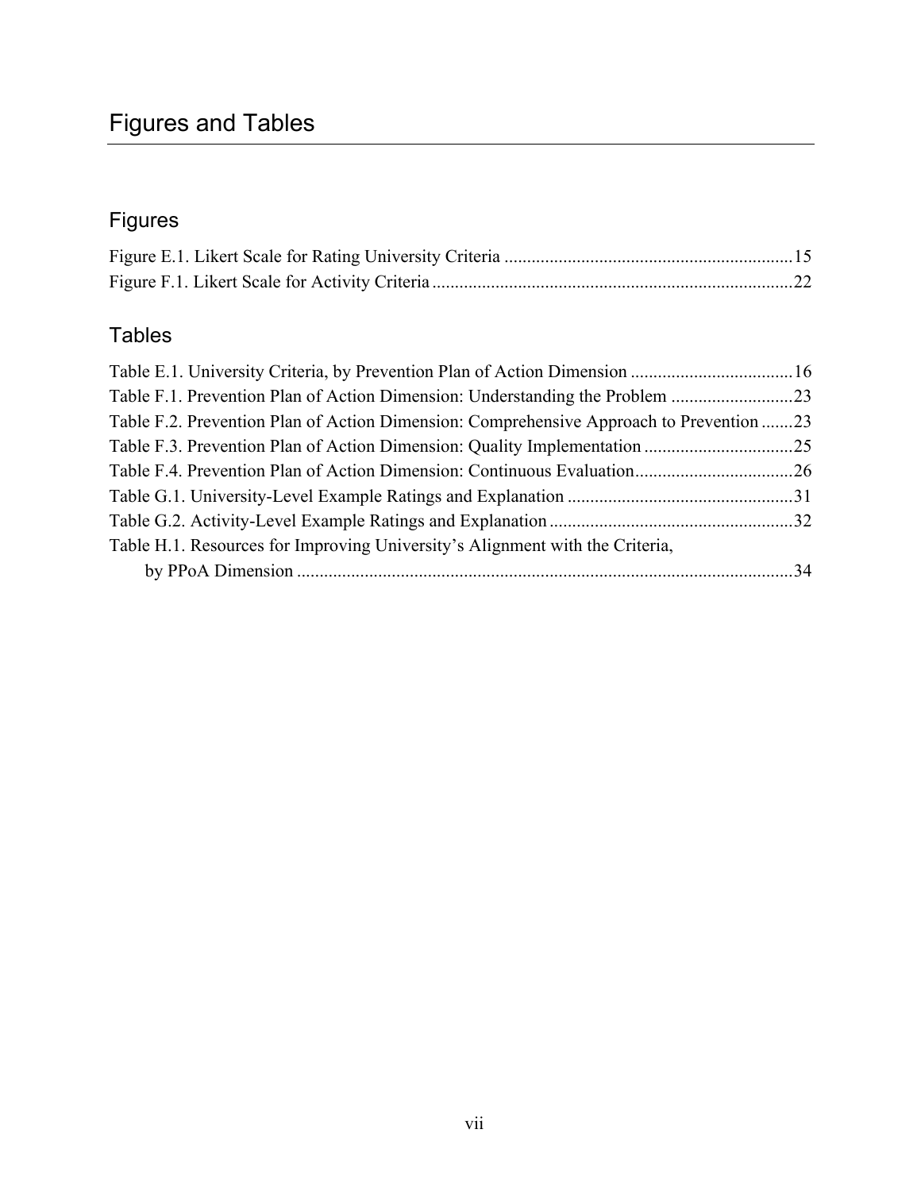# Figures and Tables

## Figures

Figure E.1. Likert Scale for Rating University Criteria ....................................................... 15

Figure F.1. Likert Scale for Activity Criteria ....................................................... 22

## Tables

Table E.1. University Criteria, by Prevention Plan of Action Dimension ....................................................... 16

Table F.1. Prevention Plan of Action Dimension: Understanding the Problem ....................................................... 23

Table F.2. Prevention Plan of Action Dimension: Comprehensive Approach to Prevention ....................................................... 23

Table F.3. Prevention Plan of Action Dimension: Quality Implementation ....................................................... 25

Table F.4. Prevention Plan of Action Dimension: Continuous Evaluation ....................................................... 26

Table G.1. University-Level Example Ratings and Explanation ....................................................... 31

Table G.2. Activity-Level Example Ratings and Explanation ....................................................... 32

Table H.1. Resources for Improving University's Alignment with the Criteria, by PPoA Dimension ....................................................... 34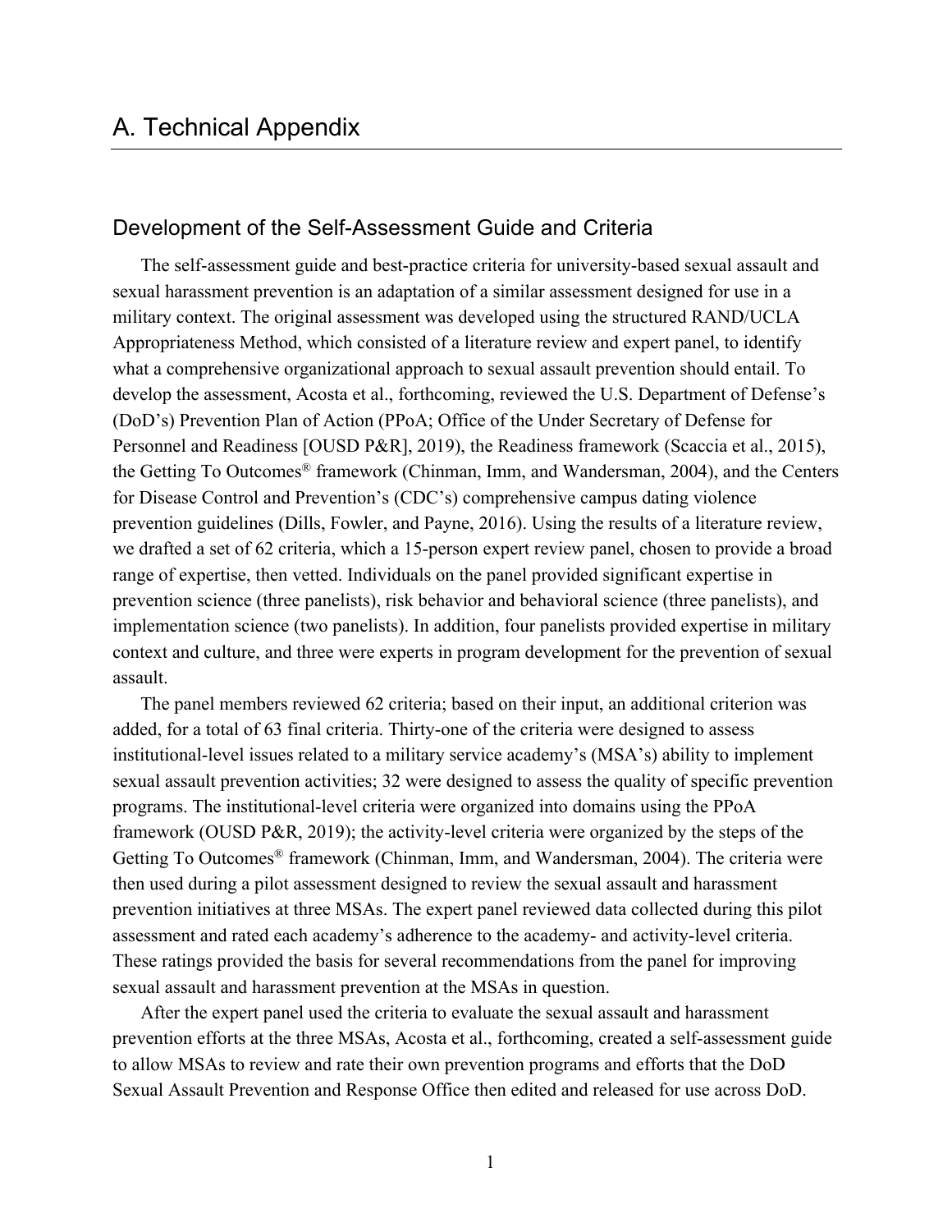# A. Technical Appendix

## Development of the Self-Assessment Guide and Criteria

The self-assessment guide and best-practice criteria for university-based sexual assault and sexual harassment prevention is an adaptation of a similar assessment designed for use in a military context. The original assessment was developed using the structured RAND/UCLA Appropriateness Method, which consisted of a literature review and expert panel, to identify what a comprehensive organizational approach to sexual assault prevention should entail. To develop the assessment, Acosta et al., forthcoming, reviewed the U.S. Department of Defense's (DoD's) Prevention Plan of Action (PPoA; Office of the Under Secretary of Defense for Personnel and Readiness [OUSD P&R], 2019), the Readiness framework (Scaccia et al., 2015), the Getting To Outcomes® framework (Chinman, Imm, and Wandersman, 2004), and the Centers for Disease Control and Prevention's (CDC's) comprehensive campus dating violence prevention guidelines (Dills, Fowler, and Payne, 2016). Using the results of a literature review, we drafted a set of 62 criteria, which a 15-person expert review panel, chosen to provide a broad range of expertise, then vetted. Individuals on the panel provided significant expertise in prevention science (three panelists), risk behavior and behavioral science (three panelists), and implementation science (two panelists). In addition, four panelists provided expertise in military context and culture, and three were experts in program development for the prevention of sexual assault.

The panel members reviewed 62 criteria; based on their input, an additional criterion was added, for a total of 63 final criteria. Thirty-one of the criteria were designed to assess institutional-level issues related to a military service academy's (MSA's) ability to implement sexual assault prevention activities; 32 were designed to assess the quality of specific prevention programs. The institutional-level criteria were organized into domains using the PPoA framework (OUSD P&R, 2019); the activity-level criteria were organized by the steps of the Getting To Outcomes® framework (Chinman, Imm, and Wandersman, 2004). The criteria were then used during a pilot assessment designed to review the sexual assault and harassment prevention initiatives at three MSAs. The expert panel reviewed data collected during this pilot assessment and rated each academy's adherence to the academy- and activity-level criteria. These ratings provided the basis for several recommendations from the panel for improving sexual assault and harassment prevention at the MSAs in question.

After the expert panel used the criteria to evaluate the sexual assault and harassment prevention efforts at the three MSAs, Acosta et al., forthcoming, created a self-assessment guide to allow MSAs to review and rate their own prevention programs and efforts that the DoD Sexual Assault Prevention and Response Office then edited and released for use across DoD.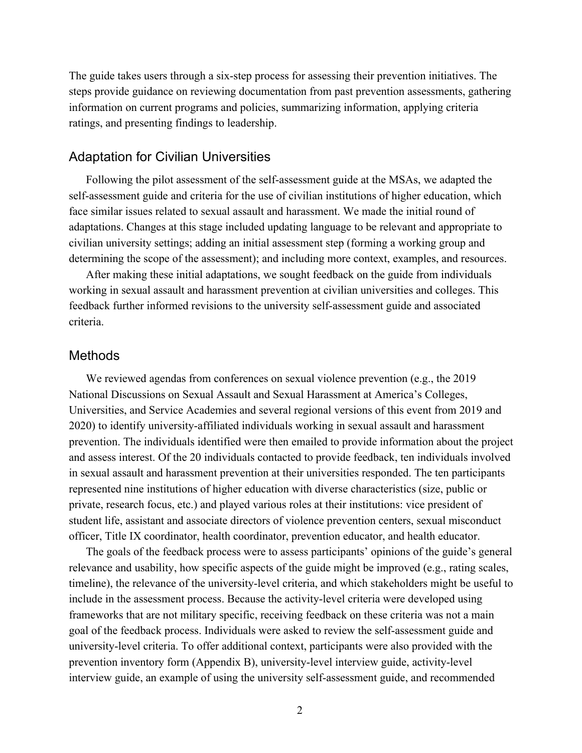The guide takes users through a six-step process for assessing their prevention initiatives. The steps provide guidance on reviewing documentation from past prevention assessments, gathering information on current programs and policies, summarizing information, applying criteria ratings, and presenting findings to leadership.

## Adaptation for Civilian Universities

Following the pilot assessment of the self-assessment guide at the MSAs, we adapted the self-assessment guide and criteria for the use of civilian institutions of higher education, which face similar issues related to sexual assault and harassment. We made the initial round of adaptations. Changes at this stage included updating language to be relevant and appropriate to civilian university settings; adding an initial assessment step (forming a working group and determining the scope of the assessment); and including more context, examples, and resources.

After making these initial adaptations, we sought feedback on the guide from individuals working in sexual assault and harassment prevention at civilian universities and colleges. This feedback further informed revisions to the university self-assessment guide and associated criteria.

## Methods

We reviewed agendas from conferences on sexual violence prevention (e.g., the 2019 National Discussions on Sexual Assault and Sexual Harassment at America's Colleges, Universities, and Service Academies and several regional versions of this event from 2019 and 2020) to identify university-affiliated individuals working in sexual assault and harassment prevention. The individuals identified were then emailed to provide information about the project and assess interest. Of the 20 individuals contacted to provide feedback, ten individuals involved in sexual assault and harassment prevention at their universities responded. The ten participants represented nine institutions of higher education with diverse characteristics (size, public or private, research focus, etc.) and played various roles at their institutions: vice president of student life, assistant and associate directors of violence prevention centers, sexual misconduct officer, Title IX coordinator, health coordinator, prevention educator, and health educator.

The goals of the feedback process were to assess participants' opinions of the guide's general relevance and usability, how specific aspects of the guide might be improved (e.g., rating scales, timeline), the relevance of the university-level criteria, and which stakeholders might be useful to include in the assessment process. Because the activity-level criteria were developed using frameworks that are not military specific, receiving feedback on these criteria was not a main goal of the feedback process. Individuals were asked to review the self-assessment guide and university-level criteria. To offer additional context, participants were also provided with the prevention inventory form (Appendix B), university-level interview guide, activity-level interview guide, an example of using the university self-assessment guide, and recommended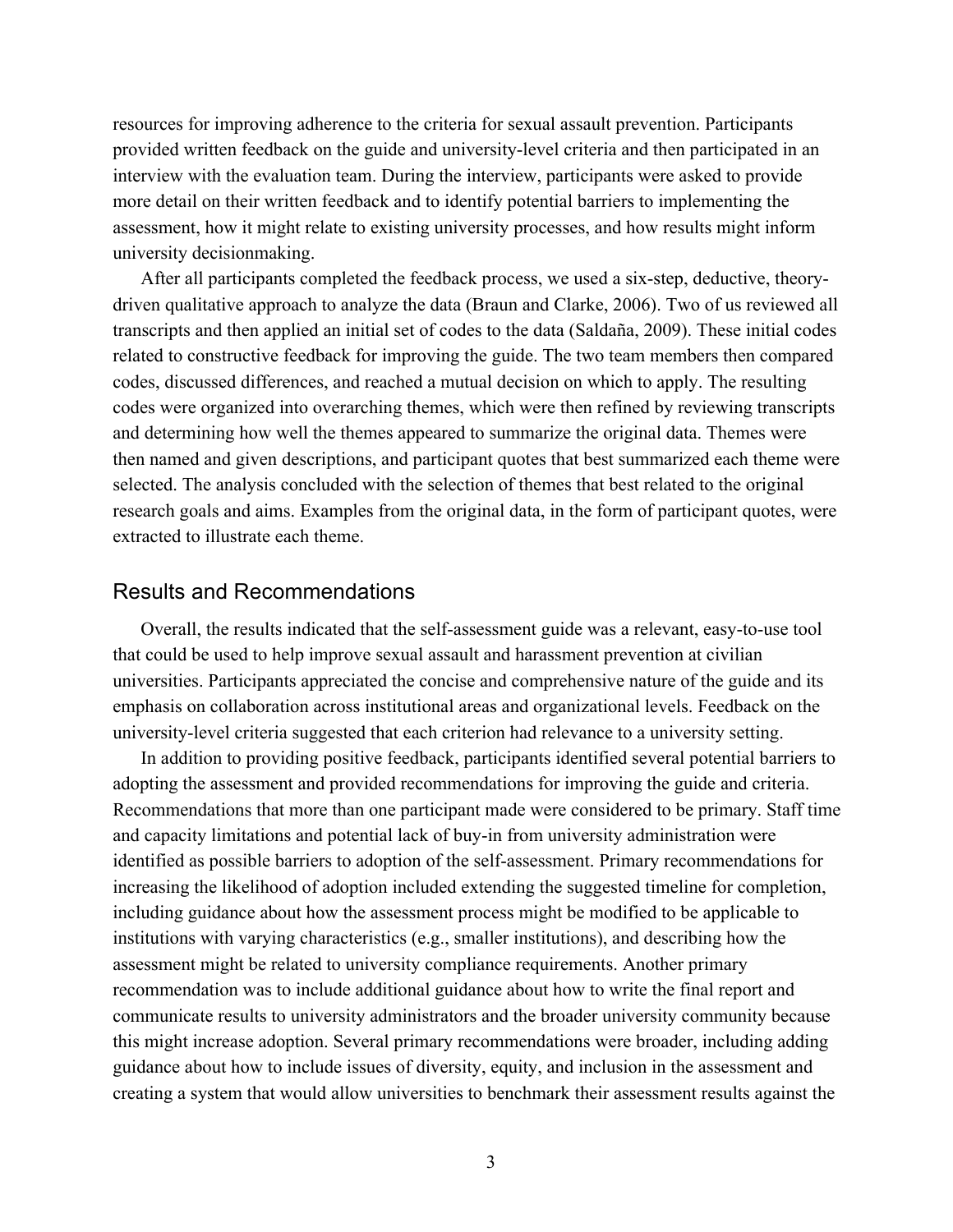resources for improving adherence to the criteria for sexual assault prevention. Participants provided written feedback on the guide and university-level criteria and then participated in an interview with the evaluation team. During the interview, participants were asked to provide more detail on their written feedback and to identify potential barriers to implementing the assessment, how it might relate to existing university processes, and how results might inform university decisionmaking.

After all participants completed the feedback process, we used a six-step, deductive, theory-driven qualitative approach to analyze the data (Braun and Clarke, 2006). Two of us reviewed all transcripts and then applied an initial set of codes to the data (Saldaña, 2009). These initial codes related to constructive feedback for improving the guide. The two team members then compared codes, discussed differences, and reached a mutual decision on which to apply. The resulting codes were organized into overarching themes, which were then refined by reviewing transcripts and determining how well the themes appeared to summarize the original data. Themes were then named and given descriptions, and participant quotes that best summarized each theme were selected. The analysis concluded with the selection of themes that best related to the original research goals and aims. Examples from the original data, in the form of participant quotes, were extracted to illustrate each theme.

## Results and Recommendations

Overall, the results indicated that the self-assessment guide was a relevant, easy-to-use tool that could be used to help improve sexual assault and harassment prevention at civilian universities. Participants appreciated the concise and comprehensive nature of the guide and its emphasis on collaboration across institutional areas and organizational levels. Feedback on the university-level criteria suggested that each criterion had relevance to a university setting.

In addition to providing positive feedback, participants identified several potential barriers to adopting the assessment and provided recommendations for improving the guide and criteria. Recommendations that more than one participant made were considered to be primary. Staff time and capacity limitations and potential lack of buy-in from university administration were identified as possible barriers to adoption of the self-assessment. Primary recommendations for increasing the likelihood of adoption included extending the suggested timeline for completion, including guidance about how the assessment process might be modified to be applicable to institutions with varying characteristics (e.g., smaller institutions), and describing how the assessment might be related to university compliance requirements. Another primary recommendation was to include additional guidance about how to write the final report and communicate results to university administrators and the broader university community because this might increase adoption. Several primary recommendations were broader, including adding guidance about how to include issues of diversity, equity, and inclusion in the assessment and creating a system that would allow universities to benchmark their assessment results against the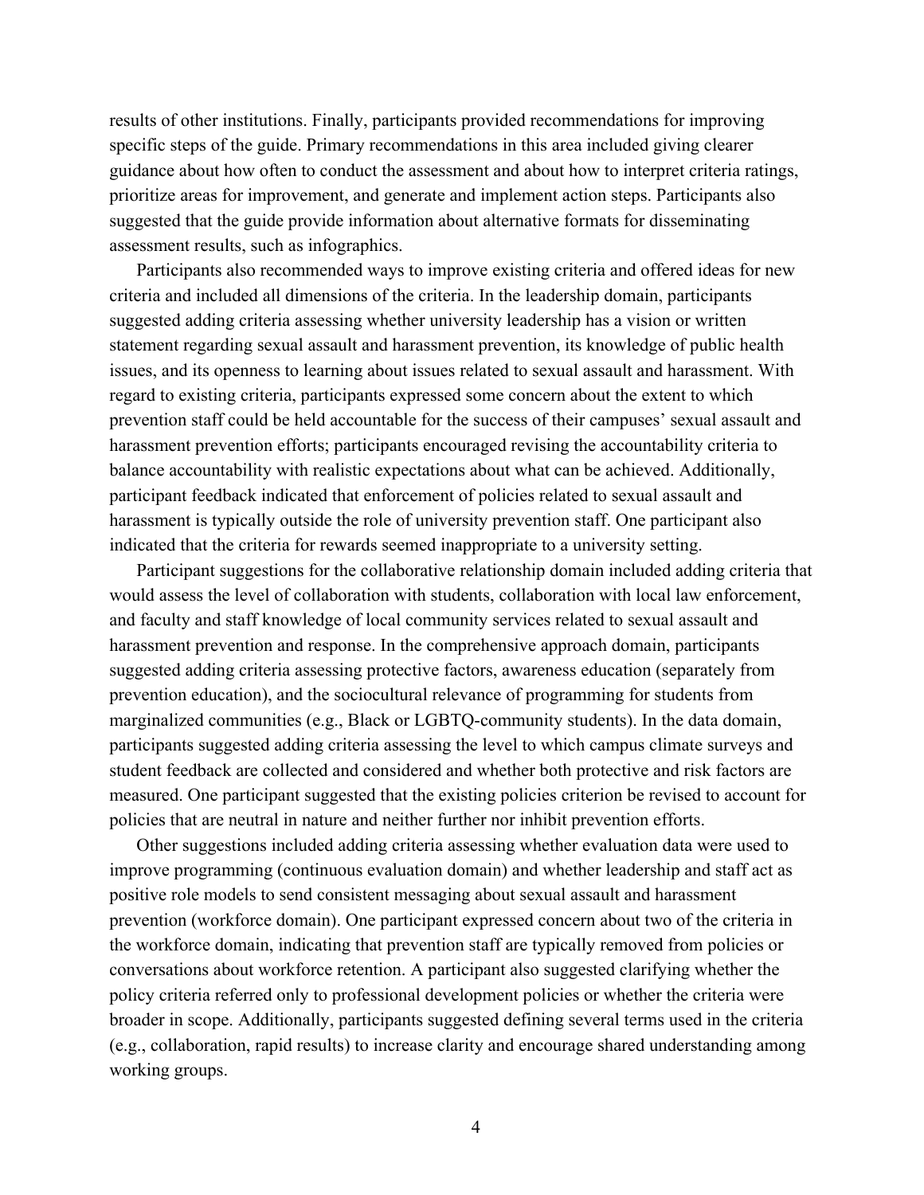results of other institutions. Finally, participants provided recommendations for improving specific steps of the guide. Primary recommendations in this area included giving clearer guidance about how often to conduct the assessment and about how to interpret criteria ratings, prioritize areas for improvement, and generate and implement action steps. Participants also suggested that the guide provide information about alternative formats for disseminating assessment results, such as infographics.

Participants also recommended ways to improve existing criteria and offered ideas for new criteria and included all dimensions of the criteria. In the leadership domain, participants suggested adding criteria assessing whether university leadership has a vision or written statement regarding sexual assault and harassment prevention, its knowledge of public health issues, and its openness to learning about issues related to sexual assault and harassment. With regard to existing criteria, participants expressed some concern about the extent to which prevention staff could be held accountable for the success of their campuses' sexual assault and harassment prevention efforts; participants encouraged revising the accountability criteria to balance accountability with realistic expectations about what can be achieved. Additionally, participant feedback indicated that enforcement of policies related to sexual assault and harassment is typically outside the role of university prevention staff. One participant also indicated that the criteria for rewards seemed inappropriate to a university setting.

Participant suggestions for the collaborative relationship domain included adding criteria that would assess the level of collaboration with students, collaboration with local law enforcement, and faculty and staff knowledge of local community services related to sexual assault and harassment prevention and response. In the comprehensive approach domain, participants suggested adding criteria assessing protective factors, awareness education (separately from prevention education), and the sociocultural relevance of programming for students from marginalized communities (e.g., Black or LGBTQ-community students). In the data domain, participants suggested adding criteria assessing the level to which campus climate surveys and student feedback are collected and considered and whether both protective and risk factors are measured. One participant suggested that the existing policies criterion be revised to account for policies that are neutral in nature and neither further nor inhibit prevention efforts.

Other suggestions included adding criteria assessing whether evaluation data were used to improve programming (continuous evaluation domain) and whether leadership and staff act as positive role models to send consistent messaging about sexual assault and harassment prevention (workforce domain). One participant expressed concern about two of the criteria in the workforce domain, indicating that prevention staff are typically removed from policies or conversations about workforce retention. A participant also suggested clarifying whether the policy criteria referred only to professional development policies or whether the criteria were broader in scope. Additionally, participants suggested defining several terms used in the criteria (e.g., collaboration, rapid results) to increase clarity and encourage shared understanding among working groups.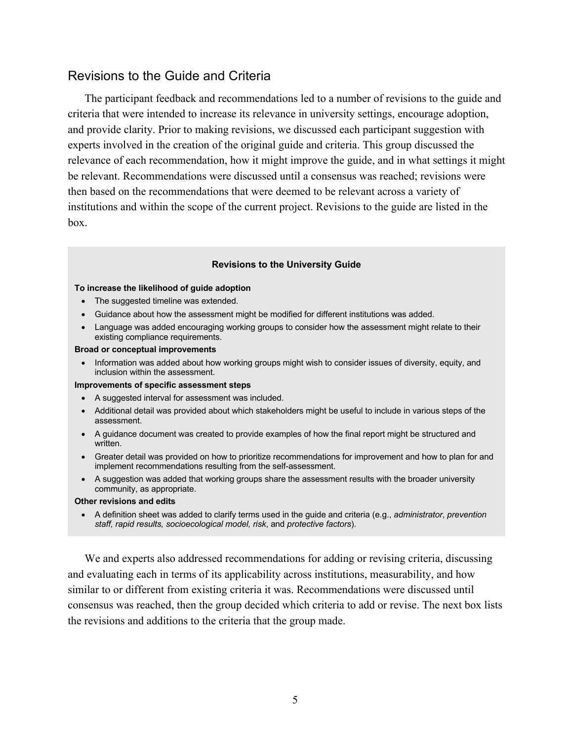## Revisions to the Guide and Criteria

The participant feedback and recommendations led to a number of revisions to the guide and criteria that were intended to increase its relevance in university settings, encourage adoption, and provide clarity. Prior to making revisions, we discussed each participant suggestion with experts involved in the creation of the original guide and criteria. This group discussed the relevance of each recommendation, how it might improve the guide, and in what settings it might be relevant. Recommendations were discussed until a consensus was reached; revisions were then based on the recommendations that were deemed to be relevant across a variety of institutions and within the scope of the current project. Revisions to the guide are listed in the box.

> **Revisions to the University Guide**
>
> **To increase the likelihood of guide adoption**
>
> - The suggested timeline was extended.
> - Guidance about how the assessment might be modified for different institutions was added.
> - Language was added encouraging working groups to consider how the assessment might relate to their existing compliance requirements.
>
> **Broad or conceptual improvements**
>
> - Information was added about how working groups might wish to consider issues of diversity, equity, and inclusion within the assessment.
>
> **Improvements of specific assessment steps**
>
> - A suggested interval for assessment was included.
> - Additional detail was provided about which stakeholders might be useful to include in various steps of the assessment.
> - A guidance document was created to provide examples of how the final report might be structured and written.
> - Greater detail was provided on how to prioritize recommendations for improvement and how to plan for and implement recommendations resulting from the self-assessment.
> - A suggestion was added that working groups share the assessment results with the broader university community, as appropriate.
>
> **Other revisions and edits**
>
> - A definition sheet was added to clarify terms used in the guide and criteria (e.g., *administrator*, *prevention staff, rapid results, socioecological model, risk*, and *protective factors*).

We and experts also addressed recommendations for adding or revising criteria, discussing and evaluating each in terms of its applicability across institutions, measurability, and how similar to or different from existing criteria it was. Recommendations were discussed until consensus was reached, then the group decided which criteria to add or revise. The next box lists the revisions and additions to the criteria that the group made.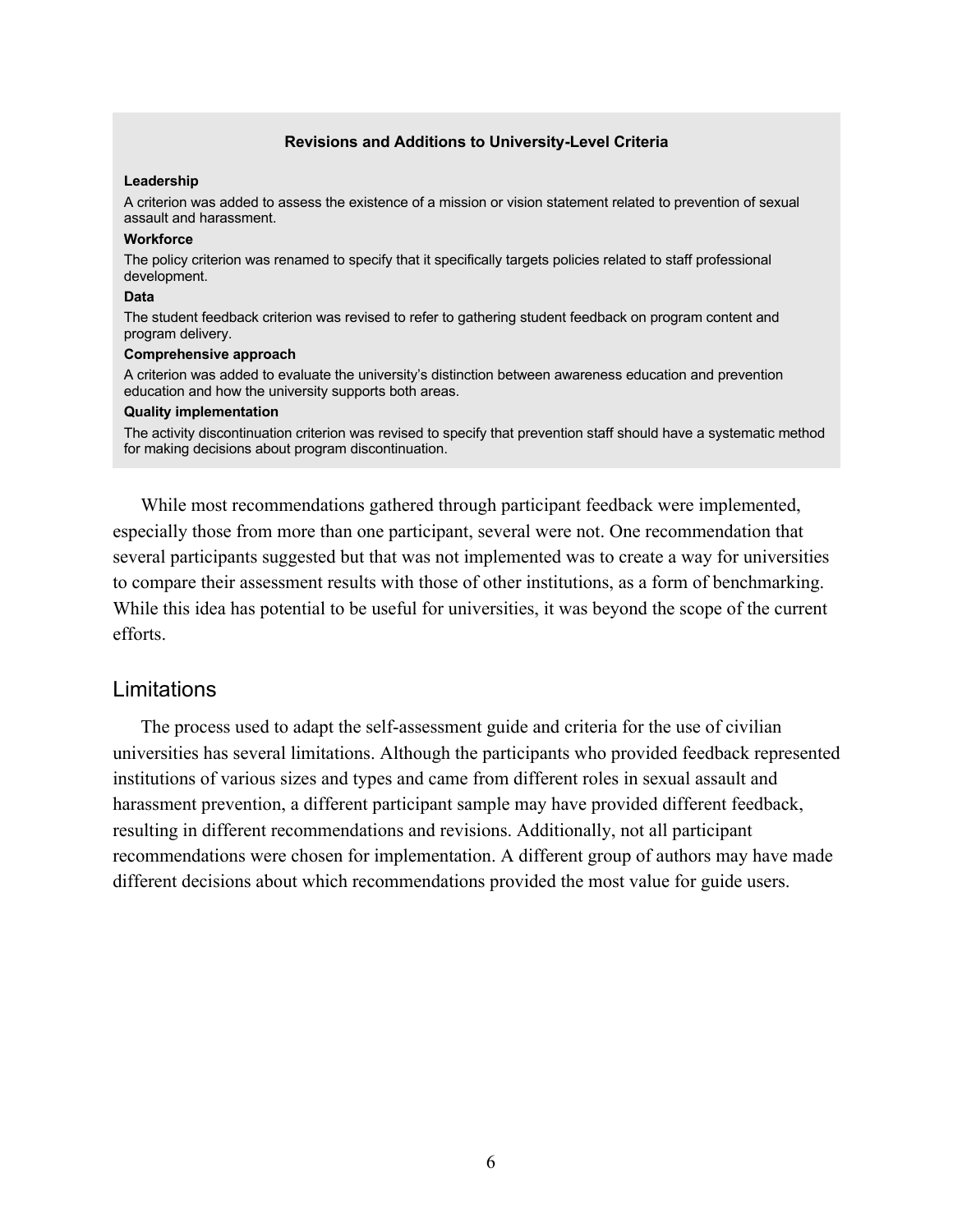**Revisions and Additions to University-Level Criteria**

**Leadership**

A criterion was added to assess the existence of a mission or vision statement related to prevention of sexual assault and harassment.

**Workforce**

The policy criterion was renamed to specify that it specifically targets policies related to staff professional development.

**Data**

The student feedback criterion was revised to refer to gathering student feedback on program content and program delivery.

**Comprehensive approach**

A criterion was added to evaluate the university's distinction between awareness education and prevention education and how the university supports both areas.

**Quality implementation**

The activity discontinuation criterion was revised to specify that prevention staff should have a systematic method for making decisions about program discontinuation.

While most recommendations gathered through participant feedback were implemented, especially those from more than one participant, several were not. One recommendation that several participants suggested but that was not implemented was to create a way for universities to compare their assessment results with those of other institutions, as a form of benchmarking. While this idea has potential to be useful for universities, it was beyond the scope of the current efforts.

## Limitations

The process used to adapt the self-assessment guide and criteria for the use of civilian universities has several limitations. Although the participants who provided feedback represented institutions of various sizes and types and came from different roles in sexual assault and harassment prevention, a different participant sample may have provided different feedback, resulting in different recommendations and revisions. Additionally, not all participant recommendations were chosen for implementation. A different group of authors may have made different decisions about which recommendations provided the most value for guide users.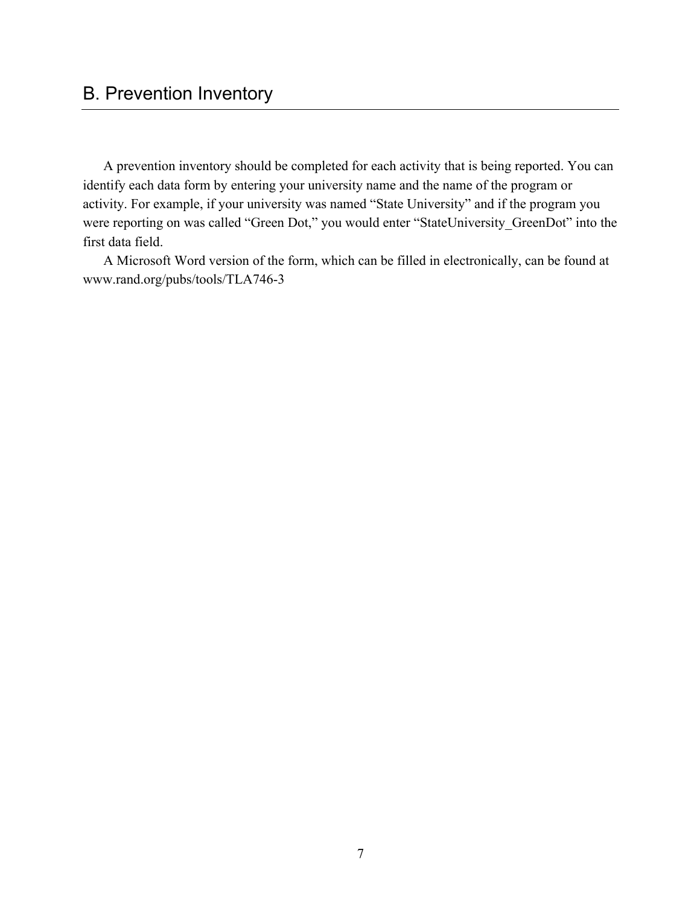## B. Prevention Inventory

A prevention inventory should be completed for each activity that is being reported. You can identify each data form by entering your university name and the name of the program or activity. For example, if your university was named “State University” and if the program you were reporting on was called “Green Dot,” you would enter “StateUniversity_GreenDot” into the first data field.

A Microsoft Word version of the form, which can be filled in electronically, can be found at www.rand.org/pubs/tools/TLA746-3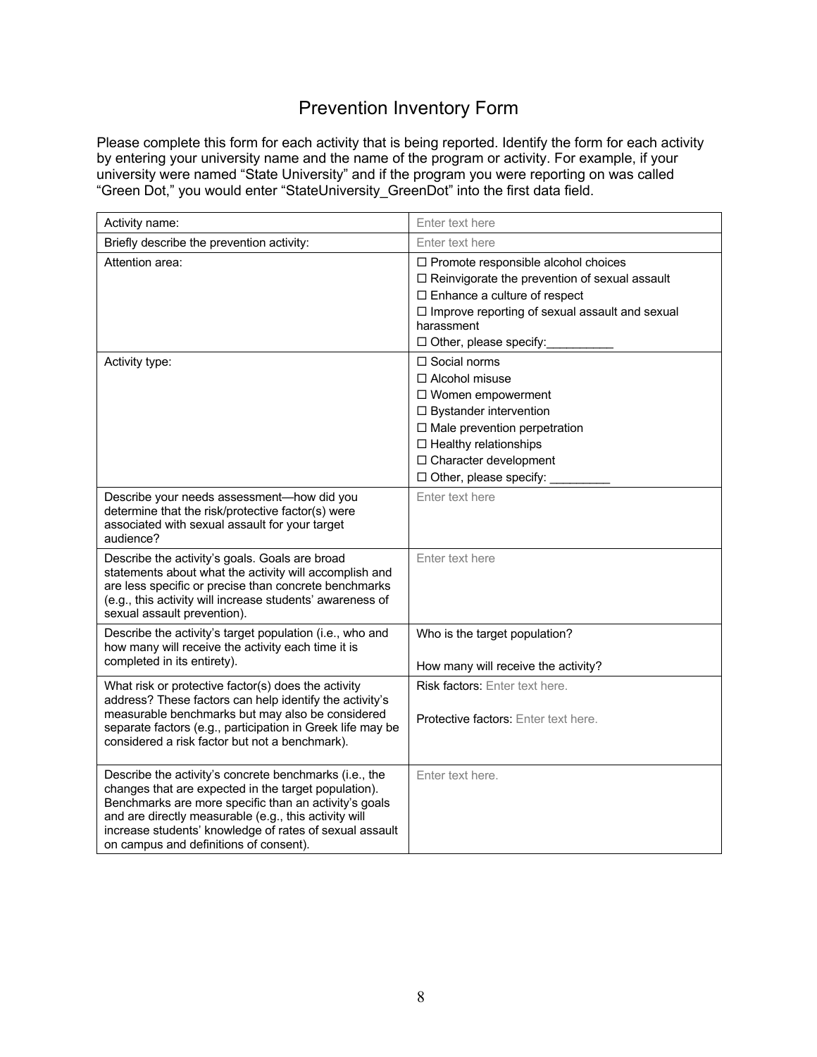# Prevention Inventory Form

Please complete this form for each activity that is being reported. Identify the form for each activity by entering your university name and the name of the program or activity. For example, if your university were named "State University" and if the program you were reporting on was called "Green Dot," you would enter "StateUniversity_GreenDot" into the first data field.

| | |
|---|---|
| Activity name: | Enter text here |
| Briefly describe the prevention activity: | Enter text here |
| Attention area: | ☐ Promote responsible alcohol choices<br>☐ Reinvigorate the prevention of sexual assault<br>☐ Enhance a culture of respect<br>☐ Improve reporting of sexual assault and sexual harassment<br>☐ Other, please specify:__________ |
| Activity type: | ☐ Social norms<br>☐ Alcohol misuse<br>☐ Women empowerment<br>☐ Bystander intervention<br>☐ Male prevention perpetration<br>☐ Healthy relationships<br>☐ Character development<br>☐ Other, please specify: _________ |
| Describe your needs assessment—how did you determine that the risk/protective factor(s) were associated with sexual assault for your target audience? | Enter text here |
| Describe the activity's goals. Goals are broad statements about what the activity will accomplish and are less specific or precise than concrete benchmarks (e.g., this activity will increase students' awareness of sexual assault prevention). | Enter text here |
| Describe the activity's target population (i.e., who and how many will receive the activity each time it is completed in its entirety). | Who is the target population?<br><br>How many will receive the activity? |
| What risk or protective factor(s) does the activity address? These factors can help identify the activity's measurable benchmarks but may also be considered separate factors (e.g., participation in Greek life may be considered a risk factor but not a benchmark). | Risk factors: Enter text here.<br><br>Protective factors: Enter text here. |
| Describe the activity's concrete benchmarks (i.e., the changes that are expected in the target population). Benchmarks are more specific than an activity's goals and are directly measurable (e.g., this activity will increase students' knowledge of rates of sexual assault on campus and definitions of consent). | Enter text here. |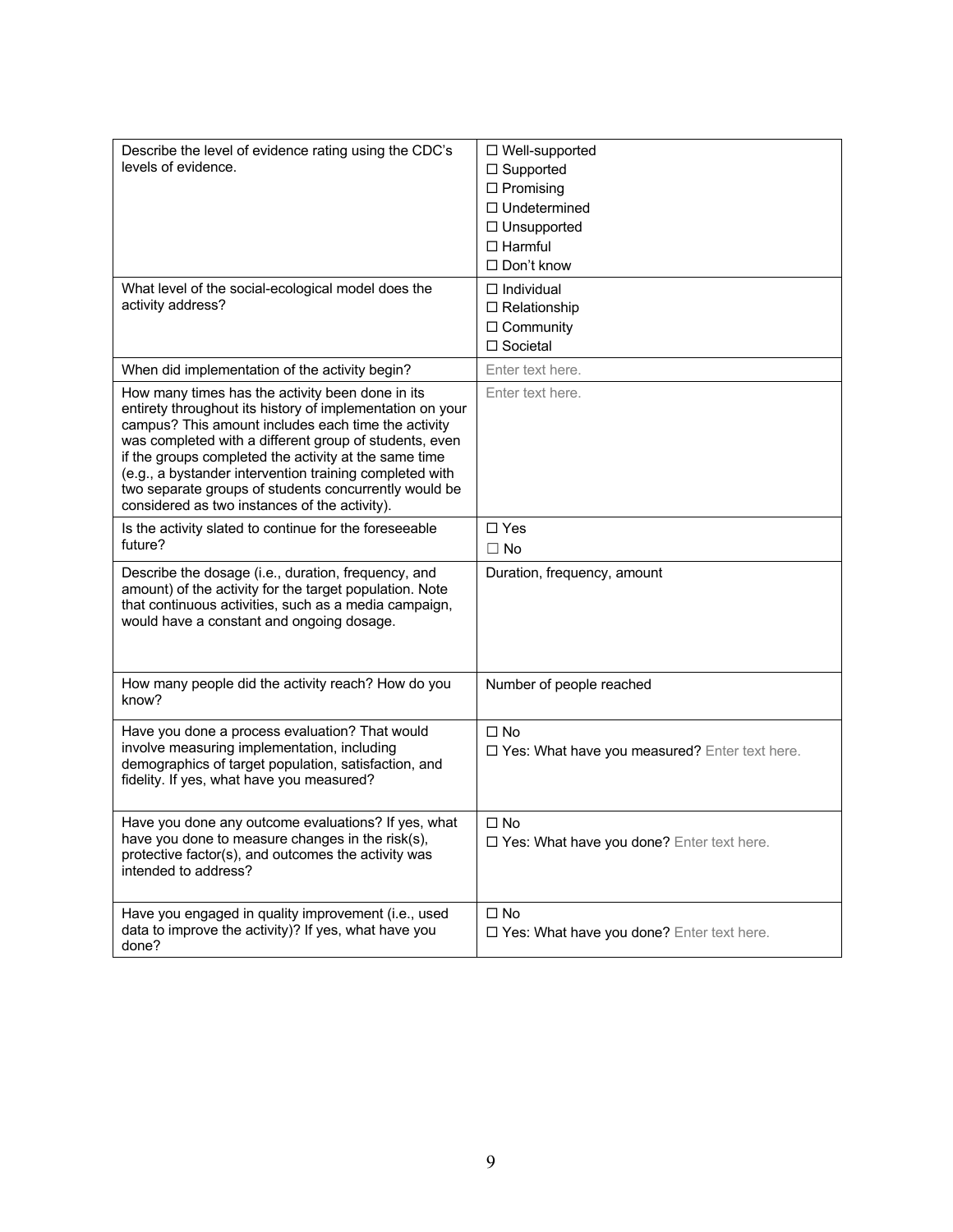| Describe the level of evidence rating using the CDC's levels of evidence. | ☐ Well-supported<br>☐ Supported<br>☐ Promising<br>☐ Undetermined<br>☐ Unsupported<br>☐ Harmful<br>☐ Don't know |
|---|---|
| What level of the social-ecological model does the activity address? | ☐ Individual<br>☐ Relationship<br>☐ Community<br>☐ Societal |
| When did implementation of the activity begin? | Enter text here. |
| How many times has the activity been done in its entirety throughout its history of implementation on your campus? This amount includes each time the activity was completed with a different group of students, even if the groups completed the activity at the same time (e.g., a bystander intervention training completed with two separate groups of students concurrently would be considered as two instances of the activity). | Enter text here. |
| Is the activity slated to continue for the foreseeable future? | ☐ Yes<br>☐ No |
| Describe the dosage (i.e., duration, frequency, and amount) of the activity for the target population. Note that continuous activities, such as a media campaign, would have a constant and ongoing dosage. | Duration, frequency, amount |
| How many people did the activity reach? How do you know? | Number of people reached |
| Have you done a process evaluation? That would involve measuring implementation, including demographics of target population, satisfaction, and fidelity. If yes, what have you measured? | ☐ No<br>☐ Yes: What have you measured? Enter text here. |
| Have you done any outcome evaluations? If yes, what have you done to measure changes in the risk(s), protective factor(s), and outcomes the activity was intended to address? | ☐ No<br>☐ Yes: What have you done? Enter text here. |
| Have you engaged in quality improvement (i.e., used data to improve the activity)? If yes, what have you done? | ☐ No<br>☐ Yes: What have you done? Enter text here. |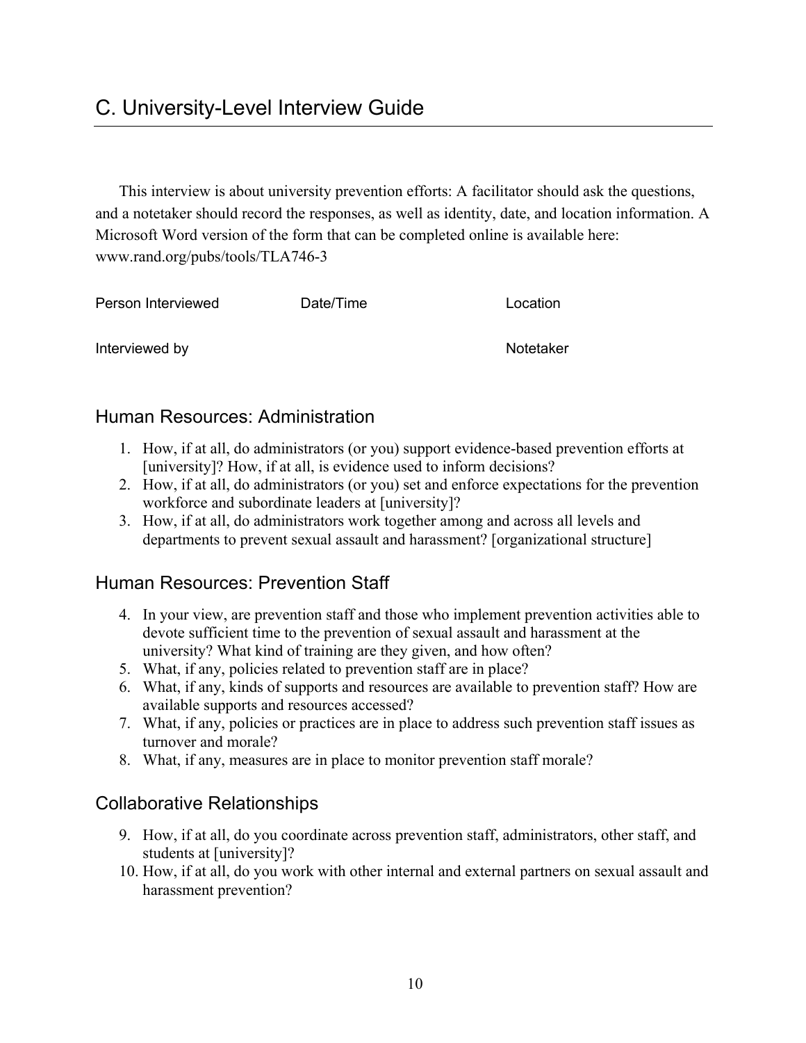# C. University-Level Interview Guide

This interview is about university prevention efforts: A facilitator should ask the questions, and a notetaker should record the responses, as well as identity, date, and location information. A Microsoft Word version of the form that can be completed online is available here: www.rand.org/pubs/tools/TLA746-3

Person Interviewed　　　　Date/Time　　　　Location

Interviewed by　　　　Notetaker

## Human Resources: Administration

1. How, if at all, do administrators (or you) support evidence-based prevention efforts at [university]? How, if at all, is evidence used to inform decisions?
2. How, if at all, do administrators (or you) set and enforce expectations for the prevention workforce and subordinate leaders at [university]?
3. How, if at all, do administrators work together among and across all levels and departments to prevent sexual assault and harassment? [organizational structure]

## Human Resources: Prevention Staff

4. In your view, are prevention staff and those who implement prevention activities able to devote sufficient time to the prevention of sexual assault and harassment at the university? What kind of training are they given, and how often?
5. What, if any, policies related to prevention staff are in place?
6. What, if any, kinds of supports and resources are available to prevention staff? How are available supports and resources accessed?
7. What, if any, policies or practices are in place to address such prevention staff issues as turnover and morale?
8. What, if any, measures are in place to monitor prevention staff morale?

## Collaborative Relationships

9. How, if at all, do you coordinate across prevention staff, administrators, other staff, and students at [university]?
10. How, if at all, do you work with other internal and external partners on sexual assault and harassment prevention?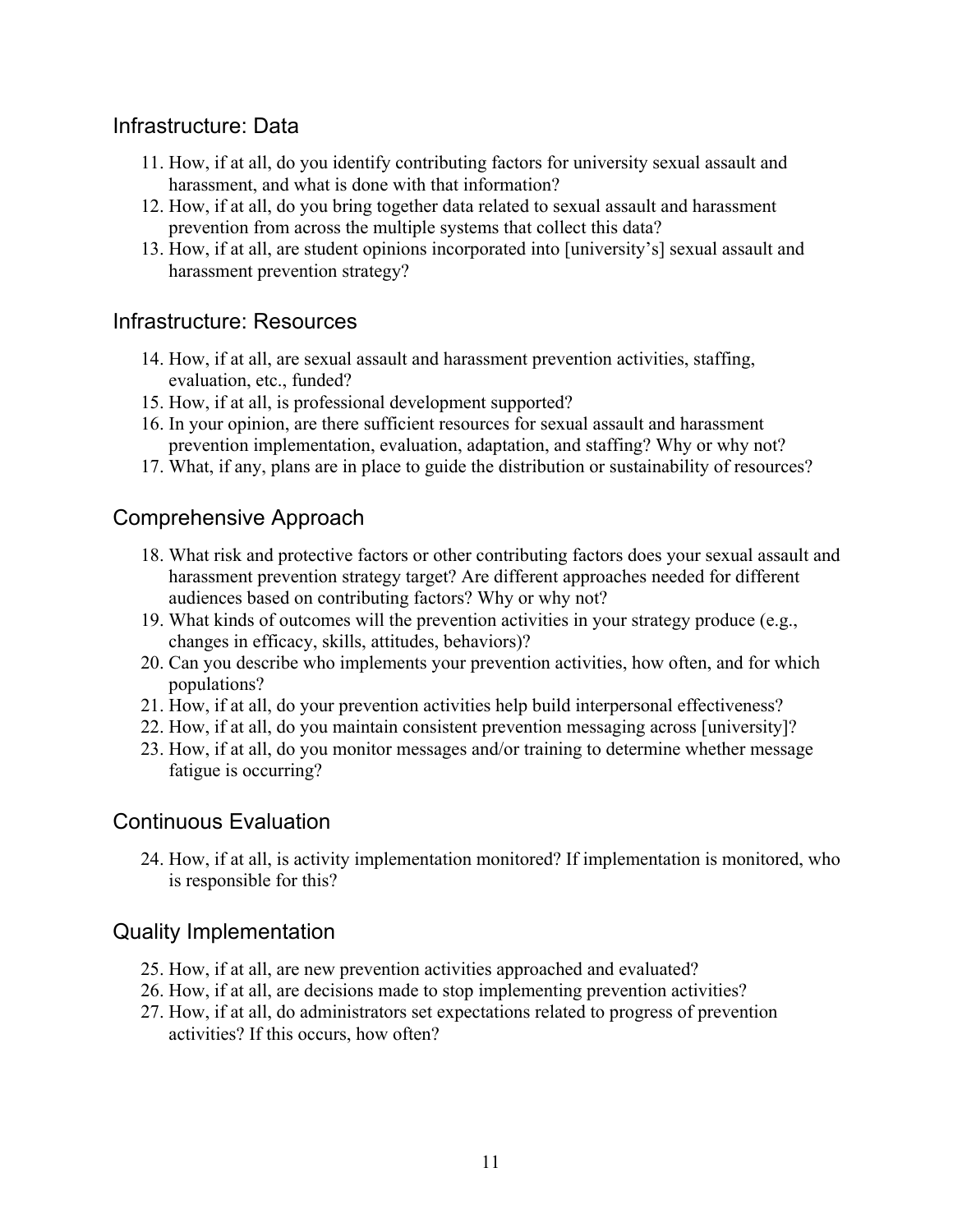## Infrastructure: Data

11. How, if at all, do you identify contributing factors for university sexual assault and harassment, and what is done with that information?
12. How, if at all, do you bring together data related to sexual assault and harassment prevention from across the multiple systems that collect this data?
13. How, if at all, are student opinions incorporated into [university's] sexual assault and harassment prevention strategy?

## Infrastructure: Resources

14. How, if at all, are sexual assault and harassment prevention activities, staffing, evaluation, etc., funded?
15. How, if at all, is professional development supported?
16. In your opinion, are there sufficient resources for sexual assault and harassment prevention implementation, evaluation, adaptation, and staffing? Why or why not?
17. What, if any, plans are in place to guide the distribution or sustainability of resources?

## Comprehensive Approach

18. What risk and protective factors or other contributing factors does your sexual assault and harassment prevention strategy target? Are different approaches needed for different audiences based on contributing factors? Why or why not?
19. What kinds of outcomes will the prevention activities in your strategy produce (e.g., changes in efficacy, skills, attitudes, behaviors)?
20. Can you describe who implements your prevention activities, how often, and for which populations?
21. How, if at all, do your prevention activities help build interpersonal effectiveness?
22. How, if at all, do you maintain consistent prevention messaging across [university]?
23. How, if at all, do you monitor messages and/or training to determine whether message fatigue is occurring?

## Continuous Evaluation

24. How, if at all, is activity implementation monitored? If implementation is monitored, who is responsible for this?

## Quality Implementation

25. How, if at all, are new prevention activities approached and evaluated?
26. How, if at all, are decisions made to stop implementing prevention activities?
27. How, if at all, do administrators set expectations related to progress of prevention activities? If this occurs, how often?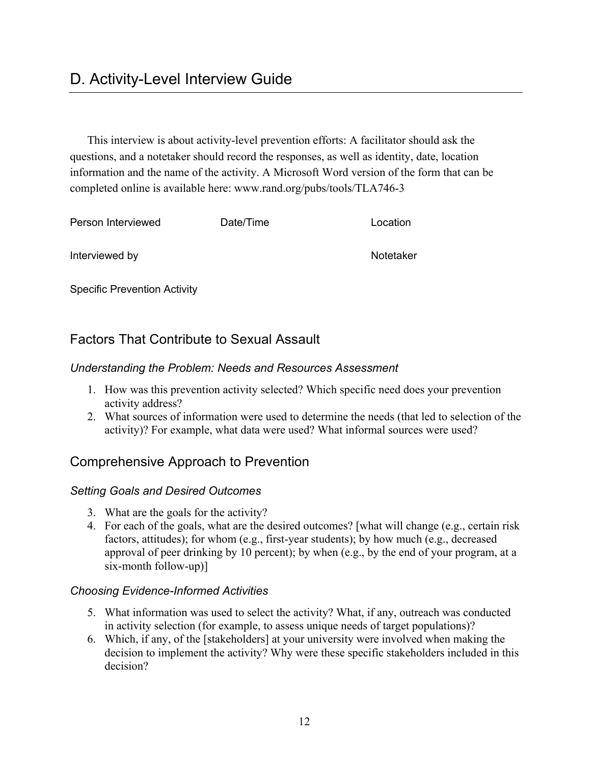# D. Activity-Level Interview Guide

This interview is about activity-level prevention efforts: A facilitator should ask the questions, and a notetaker should record the responses, as well as identity, date, location information and the name of the activity. A Microsoft Word version of the form that can be completed online is available here: www.rand.org/pubs/tools/TLA746-3

Person Interviewed    Date/Time    Location

Interviewed by    Notetaker

Specific Prevention Activity

## Factors That Contribute to Sexual Assault

### *Understanding the Problem: Needs and Resources Assessment*

1. How was this prevention activity selected? Which specific need does your prevention activity address?
2. What sources of information were used to determine the needs (that led to selection of the activity)? For example, what data were used? What informal sources were used?

## Comprehensive Approach to Prevention

### *Setting Goals and Desired Outcomes*

3. What are the goals for the activity?
4. For each of the goals, what are the desired outcomes? [what will change (e.g., certain risk factors, attitudes); for whom (e.g., first-year students); by how much (e.g., decreased approval of peer drinking by 10 percent); by when (e.g., by the end of your program, at a six-month follow-up)]

### *Choosing Evidence-Informed Activities*

5. What information was used to select the activity? What, if any, outreach was conducted in activity selection (for example, to assess unique needs of target populations)?
6. Which, if any, of the [stakeholders] at your university were involved when making the decision to implement the activity? Why were these specific stakeholders included in this decision?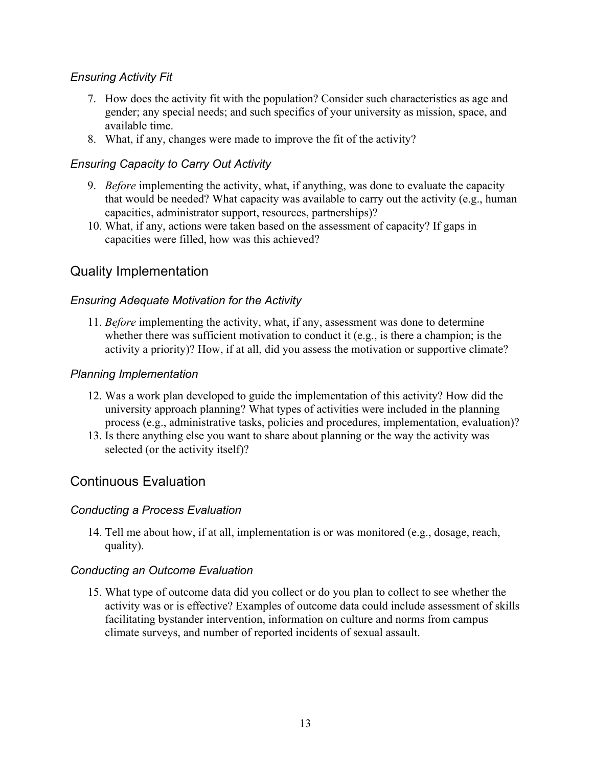### *Ensuring Activity Fit*

7. How does the activity fit with the population? Consider such characteristics as age and gender; any special needs; and such specifics of your university as mission, space, and available time.
8. What, if any, changes were made to improve the fit of the activity?

### *Ensuring Capacity to Carry Out Activity*

9. *Before* implementing the activity, what, if anything, was done to evaluate the capacity that would be needed? What capacity was available to carry out the activity (e.g., human capacities, administrator support, resources, partnerships)?
10. What, if any, actions were taken based on the assessment of capacity? If gaps in capacities were filled, how was this achieved?

## Quality Implementation

### *Ensuring Adequate Motivation for the Activity*

11. *Before* implementing the activity, what, if any, assessment was done to determine whether there was sufficient motivation to conduct it (e.g., is there a champion; is the activity a priority)? How, if at all, did you assess the motivation or supportive climate?

### *Planning Implementation*

12. Was a work plan developed to guide the implementation of this activity? How did the university approach planning? What types of activities were included in the planning process (e.g., administrative tasks, policies and procedures, implementation, evaluation)?
13. Is there anything else you want to share about planning or the way the activity was selected (or the activity itself)?

## Continuous Evaluation

### *Conducting a Process Evaluation*

14. Tell me about how, if at all, implementation is or was monitored (e.g., dosage, reach, quality).

### *Conducting an Outcome Evaluation*

15. What type of outcome data did you collect or do you plan to collect to see whether the activity was or is effective? Examples of outcome data could include assessment of skills facilitating bystander intervention, information on culture and norms from campus climate surveys, and number of reported incidents of sexual assault.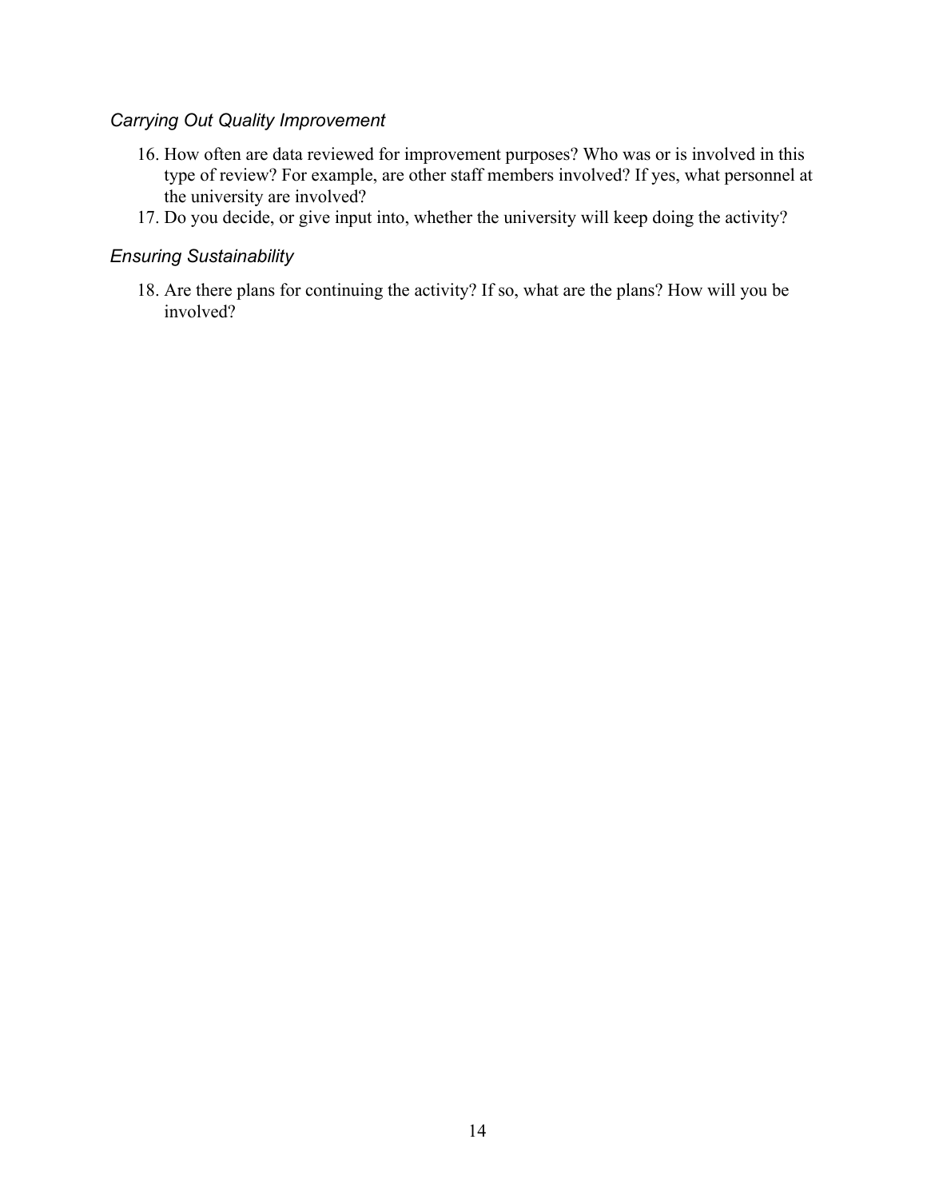### *Carrying Out Quality Improvement*

16. How often are data reviewed for improvement purposes? Who was or is involved in this type of review? For example, are other staff members involved? If yes, what personnel at the university are involved?
17. Do you decide, or give input into, whether the university will keep doing the activity?

### *Ensuring Sustainability*

18. Are there plans for continuing the activity? If so, what are the plans? How will you be involved?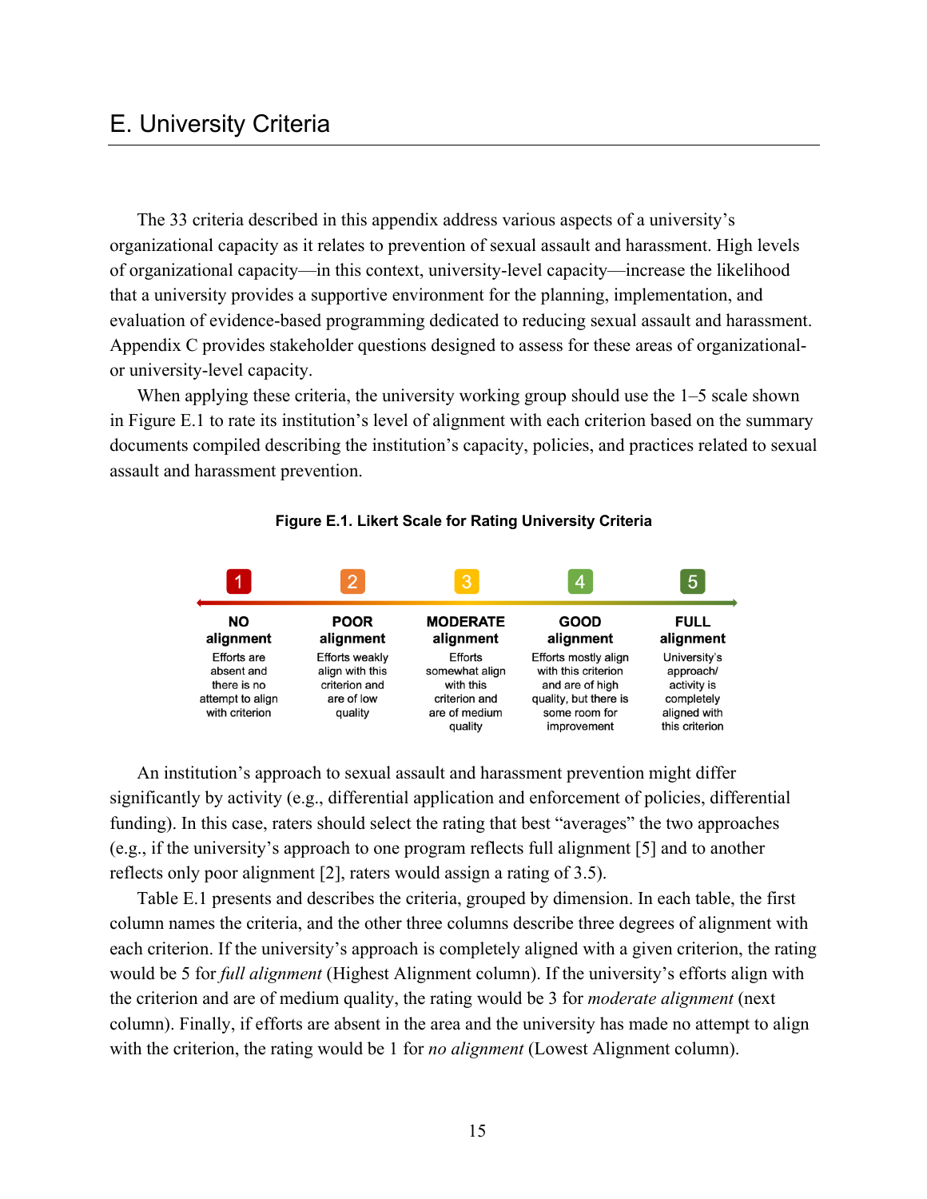# E. University Criteria

The 33 criteria described in this appendix address various aspects of a university's organizational capacity as it relates to prevention of sexual assault and harassment. High levels of organizational capacity—in this context, university-level capacity—increase the likelihood that a university provides a supportive environment for the planning, implementation, and evaluation of evidence-based programming dedicated to reducing sexual assault and harassment. Appendix C provides stakeholder questions designed to assess for these areas of organizational- or university-level capacity.

When applying these criteria, the university working group should use the 1–5 scale shown in Figure E.1 to rate its institution's level of alignment with each criterion based on the summary documents compiled describing the institution's capacity, policies, and practices related to sexual assault and harassment prevention.

**Figure E.1. Likert Scale for Rating University Criteria**

| 1 | 2 | 3 | 4 | 5 |
|---|---|---|---|---|
| **NO alignment** | **POOR alignment** | **MODERATE alignment** | **GOOD alignment** | **FULL alignment** |
| Efforts are absent and there is no attempt to align with criterion | Efforts weakly align with this criterion and are of low quality | Efforts somewhat align with this criterion and are of medium quality | Efforts mostly align with this criterion and are of high quality, but there is some room for improvement | University's approach/ activity is completely aligned with this criterion |

An institution's approach to sexual assault and harassment prevention might differ significantly by activity (e.g., differential application and enforcement of policies, differential funding). In this case, raters should select the rating that best "averages" the two approaches (e.g., if the university's approach to one program reflects full alignment [5] and to another reflects only poor alignment [2], raters would assign a rating of 3.5).

Table E.1 presents and describes the criteria, grouped by dimension. In each table, the first column names the criteria, and the other three columns describe three degrees of alignment with each criterion. If the university's approach is completely aligned with a given criterion, the rating would be 5 for *full alignment* (Highest Alignment column). If the university's efforts align with the criterion and are of medium quality, the rating would be 3 for *moderate alignment* (next column). Finally, if efforts are absent in the area and the university has made no attempt to align with the criterion, the rating would be 1 for *no alignment* (Lowest Alignment column).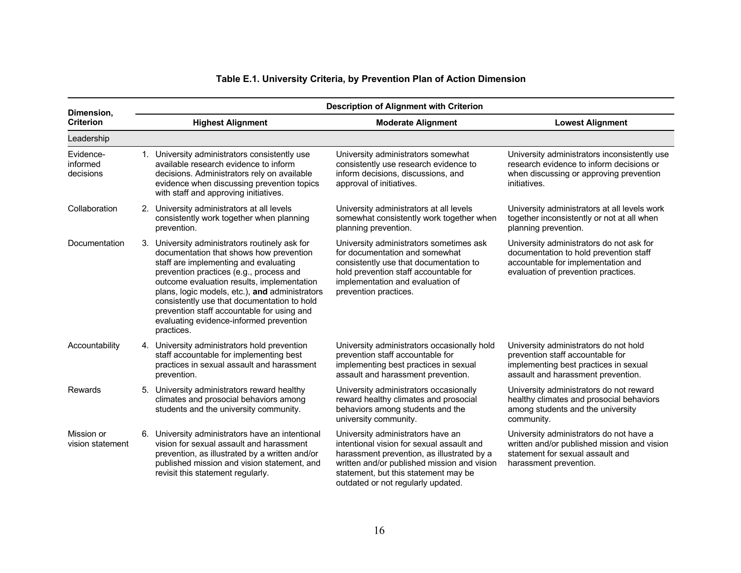**Table E.1. University Criteria, by Prevention Plan of Action Dimension**

| Dimension, Criterion | Description of Alignment with Criterion | | |
|---|---|---|---|
| | **Highest Alignment** | **Moderate Alignment** | **Lowest Alignment** |
| Leadership | | | |
| Evidence-informed decisions | 1. University administrators consistently use available research evidence to inform decisions. Administrators rely on available evidence when discussing prevention topics with staff and approving initiatives. | University administrators somewhat consistently use research evidence to inform decisions, discussions, and approval of initiatives. | University administrators inconsistently use research evidence to inform decisions or when discussing or approving prevention initiatives. |
| Collaboration | 2. University administrators at all levels consistently work together when planning prevention. | University administrators at all levels somewhat consistently work together when planning prevention. | University administrators at all levels work together inconsistently or not at all when planning prevention. |
| Documentation | 3. University administrators routinely ask for documentation that shows how prevention staff are implementing and evaluating prevention practices (e.g., process and outcome evaluation results, implementation plans, logic models, etc.), **and** administrators consistently use that documentation to hold prevention staff accountable for using and evaluating evidence-informed prevention practices. | University administrators sometimes ask for documentation and somewhat consistently use that documentation to hold prevention staff accountable for implementation and evaluation of prevention practices. | University administrators do not ask for documentation to hold prevention staff accountable for implementation and evaluation of prevention practices. |
| Accountability | 4. University administrators hold prevention staff accountable for implementing best practices in sexual assault and harassment prevention. | University administrators occasionally hold prevention staff accountable for implementing best practices in sexual assault and harassment prevention. | University administrators do not hold prevention staff accountable for implementing best practices in sexual assault and harassment prevention. |
| Rewards | 5. University administrators reward healthy climates and prosocial behaviors among students and the university community. | University administrators occasionally reward healthy climates and prosocial behaviors among students and the university community. | University administrators do not reward healthy climates and prosocial behaviors among students and the university community. |
| Mission or vision statement | 6. University administrators have an intentional vision for sexual assault and harassment prevention, as illustrated by a written and/or published mission and vision statement, and revisit this statement regularly. | University administrators have an intentional vision for sexual assault and harassment prevention, as illustrated by a written and/or published mission and vision statement, but this statement may be outdated or not regularly updated. | University administrators do not have a written and/or published mission and vision statement for sexual assault and harassment prevention. |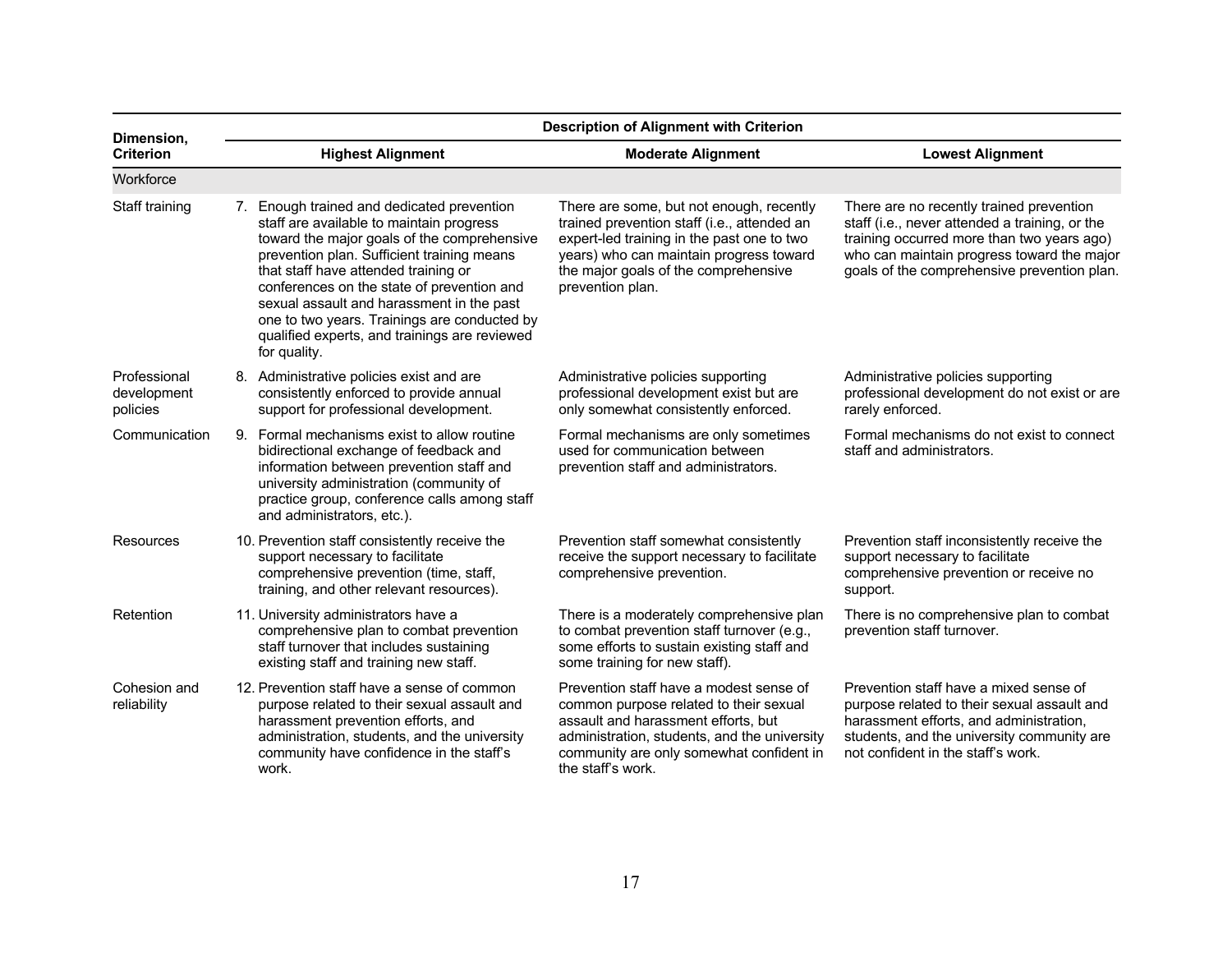| Dimension, Criterion | Description of Alignment with Criterion | | |
|---|---|---|---|
| | **Highest Alignment** | **Moderate Alignment** | **Lowest Alignment** |
| Workforce | | | |
| Staff training | 7. Enough trained and dedicated prevention staff are available to maintain progress toward the major goals of the comprehensive prevention plan. Sufficient training means that staff have attended training or conferences on the state of prevention and sexual assault and harassment in the past one to two years. Trainings are conducted by qualified experts, and trainings are reviewed for quality. | There are some, but not enough, recently trained prevention staff (i.e., attended an expert-led training in the past one to two years) who can maintain progress toward the major goals of the comprehensive prevention plan. | There are no recently trained prevention staff (i.e., never attended a training, or the training occurred more than two years ago) who can maintain progress toward the major goals of the comprehensive prevention plan. |
| Professional development policies | 8. Administrative policies exist and are consistently enforced to provide annual support for professional development. | Administrative policies supporting professional development exist but are only somewhat consistently enforced. | Administrative policies supporting professional development do not exist or are rarely enforced. |
| Communication | 9. Formal mechanisms exist to allow routine bidirectional exchange of feedback and information between prevention staff and university administration (community of practice group, conference calls among staff and administrators, etc.). | Formal mechanisms are only sometimes used for communication between prevention staff and administrators. | Formal mechanisms do not exist to connect staff and administrators. |
| Resources | 10. Prevention staff consistently receive the support necessary to facilitate comprehensive prevention (time, staff, training, and other relevant resources). | Prevention staff somewhat consistently receive the support necessary to facilitate comprehensive prevention. | Prevention staff inconsistently receive the support necessary to facilitate comprehensive prevention or receive no support. |
| Retention | 11. University administrators have a comprehensive plan to combat prevention staff turnover that includes sustaining existing staff and training new staff. | There is a moderately comprehensive plan to combat prevention staff turnover (e.g., some efforts to sustain existing staff and some training for new staff). | There is no comprehensive plan to combat prevention staff turnover. |
| Cohesion and reliability | 12. Prevention staff have a sense of common purpose related to their sexual assault and harassment prevention efforts, and administration, students, and the university community have confidence in the staff's work. | Prevention staff have a modest sense of common purpose related to their sexual assault and harassment efforts, but administration, students, and the university community are only somewhat confident in the staff's work. | Prevention staff have a mixed sense of purpose related to their sexual assault and harassment efforts, and administration, students, and the university community are not confident in the staff's work. |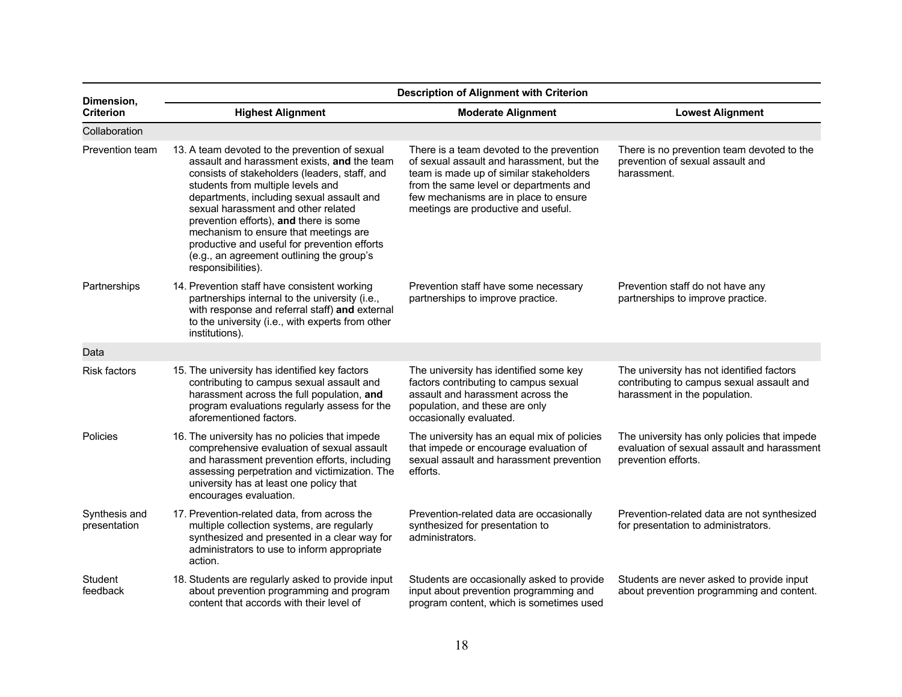| Dimension, Criterion | Description of Alignment with Criterion | | |
|---|---|---|---|
| | **Highest Alignment** | **Moderate Alignment** | **Lowest Alignment** |
| Collaboration | | | |
| Prevention team | 13. A team devoted to the prevention of sexual assault and harassment exists, **and** the team consists of stakeholders (leaders, staff, and students from multiple levels and departments, including sexual assault and sexual harassment and other related prevention efforts), **and** there is some mechanism to ensure that meetings are productive and useful for prevention efforts (e.g., an agreement outlining the group's responsibilities). | There is a team devoted to the prevention of sexual assault and harassment, but the team is made up of similar stakeholders from the same level or departments and few mechanisms are in place to ensure meetings are productive and useful. | There is no prevention team devoted to the prevention of sexual assault and harassment. |
| Partnerships | 14. Prevention staff have consistent working partnerships internal to the university (i.e., with response and referral staff) **and** external to the university (i.e., with experts from other institutions). | Prevention staff have some necessary partnerships to improve practice. | Prevention staff do not have any partnerships to improve practice. |
| Data | | | |
| Risk factors | 15. The university has identified key factors contributing to campus sexual assault and harassment across the full population, **and** program evaluations regularly assess for the aforementioned factors. | The university has identified some key factors contributing to campus sexual assault and harassment across the population, and these are only occasionally evaluated. | The university has not identified factors contributing to campus sexual assault and harassment in the population. |
| Policies | 16. The university has no policies that impede comprehensive evaluation of sexual assault and harassment prevention efforts, including assessing perpetration and victimization. The university has at least one policy that encourages evaluation. | The university has an equal mix of policies that impede or encourage evaluation of sexual assault and harassment prevention efforts. | The university has only policies that impede evaluation of sexual assault and harassment prevention efforts. |
| Synthesis and presentation | 17. Prevention-related data, from across the multiple collection systems, are regularly synthesized and presented in a clear way for administrators to use to inform appropriate action. | Prevention-related data are occasionally synthesized for presentation to administrators. | Prevention-related data are not synthesized for presentation to administrators. |
| Student feedback | 18. Students are regularly asked to provide input about prevention programming and program content that accords with their level of | Students are occasionally asked to provide input about prevention programming and program content, which is sometimes used | Students are never asked to provide input about prevention programming and content. |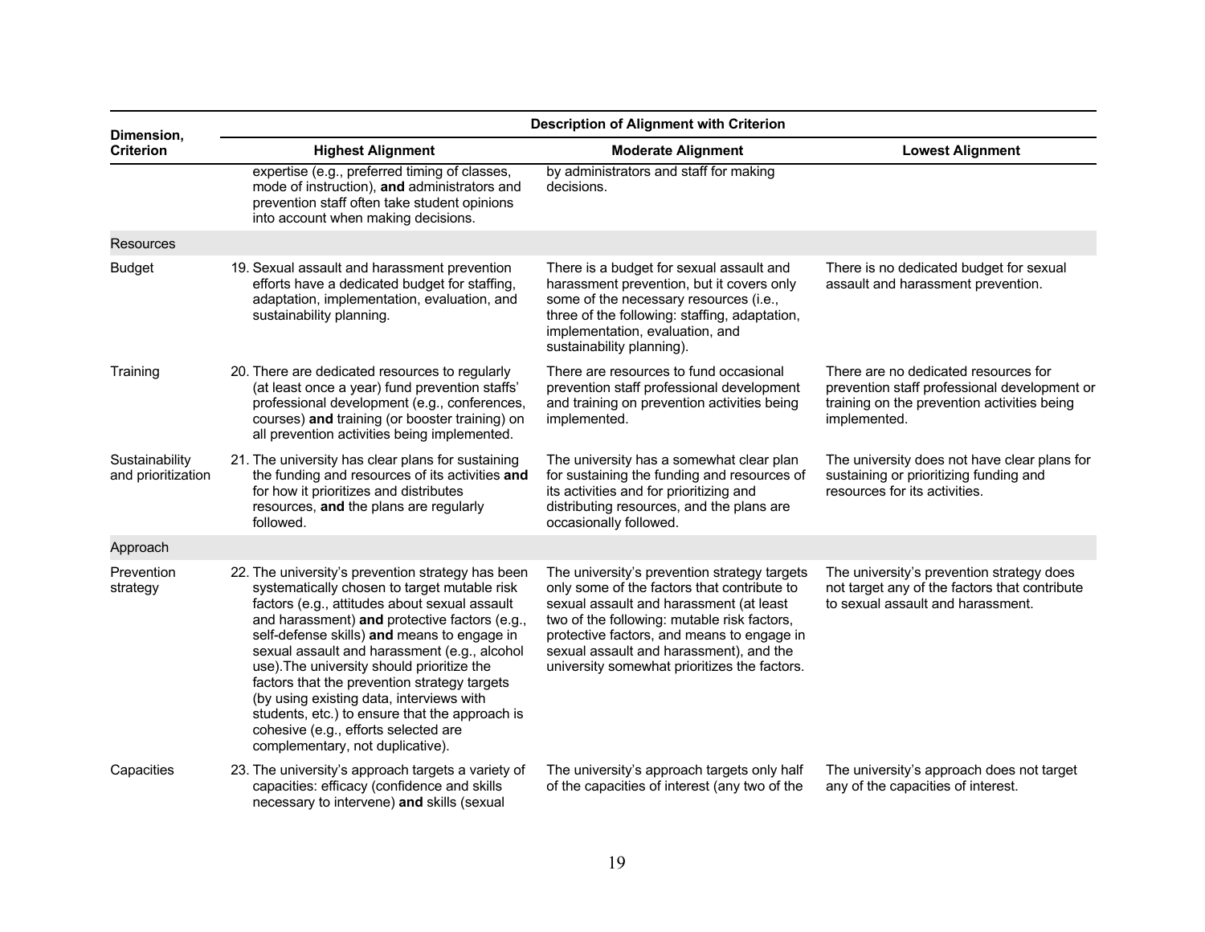| Dimension, Criterion | Description of Alignment with Criterion | | |
|---|---|---|---|
| | **Highest Alignment** | **Moderate Alignment** | **Lowest Alignment** |
| | expertise (e.g., preferred timing of classes, mode of instruction), **and** administrators and prevention staff often take student opinions into account when making decisions. | by administrators and staff for making decisions. | |
| Resources | | | |
| Budget | 19. Sexual assault and harassment prevention efforts have a dedicated budget for staffing, adaptation, implementation, evaluation, and sustainability planning. | There is a budget for sexual assault and harassment prevention, but it covers only some of the necessary resources (i.e., three of the following: staffing, adaptation, implementation, evaluation, and sustainability planning). | There is no dedicated budget for sexual assault and harassment prevention. |
| Training | 20. There are dedicated resources to regularly (at least once a year) fund prevention staffs' professional development (e.g., conferences, courses) **and** training (or booster training) on all prevention activities being implemented. | There are resources to fund occasional prevention staff professional development and training on prevention activities being implemented. | There are no dedicated resources for prevention staff professional development or training on the prevention activities being implemented. |
| Sustainability and prioritization | 21. The university has clear plans for sustaining the funding and resources of its activities **and** for how it prioritizes and distributes resources, **and** the plans are regularly followed. | The university has a somewhat clear plan for sustaining the funding and resources of its activities and for prioritizing and distributing resources, and the plans are occasionally followed. | The university does not have clear plans for sustaining or prioritizing funding and resources for its activities. |
| Approach | | | |
| Prevention strategy | 22. The university's prevention strategy has been systematically chosen to target mutable risk factors (e.g., attitudes about sexual assault and harassment) **and** protective factors (e.g., self-defense skills) **and** means to engage in sexual assault and harassment (e.g., alcohol use).The university should prioritize the factors that the prevention strategy targets (by using existing data, interviews with students, etc.) to ensure that the approach is cohesive (e.g., efforts selected are complementary, not duplicative). | The university's prevention strategy targets only some of the factors that contribute to sexual assault and harassment (at least two of the following: mutable risk factors, protective factors, and means to engage in sexual assault and harassment), and the university somewhat prioritizes the factors. | The university's prevention strategy does not target any of the factors that contribute to sexual assault and harassment. |
| Capacities | 23. The university's approach targets a variety of capacities: efficacy (confidence and skills necessary to intervene) **and** skills (sexual | The university's approach targets only half of the capacities of interest (any two of the | The university's approach does not target any of the capacities of interest. |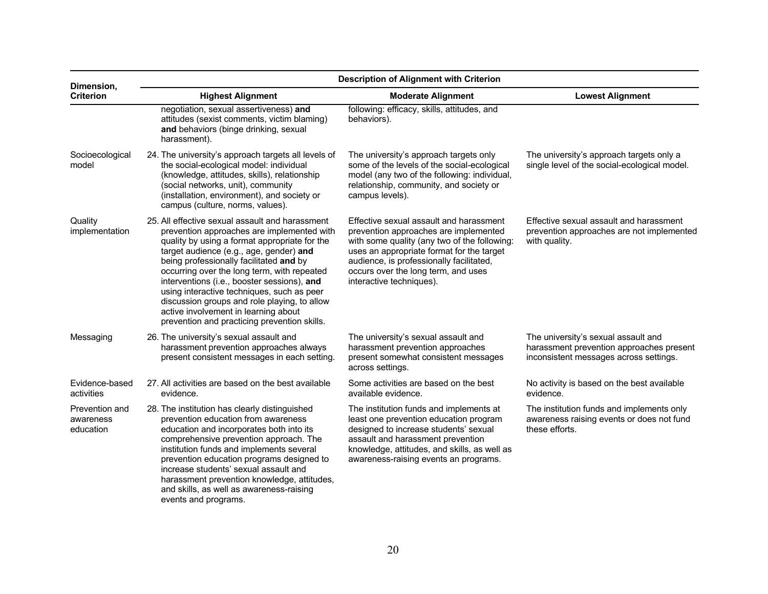| Dimension, Criterion | Description of Alignment with Criterion | | |
|---|---|---|---|
| | **Highest Alignment** | **Moderate Alignment** | **Lowest Alignment** |
| | negotiation, sexual assertiveness) **and** attitudes (sexist comments, victim blaming) **and** behaviors (binge drinking, sexual harassment). | following: efficacy, skills, attitudes, and behaviors). | |
| Socioecological model | 24. The university's approach targets all levels of the social-ecological model: individual (knowledge, attitudes, skills), relationship (social networks, unit), community (installation, environment), and society or campus (culture, norms, values). | The university's approach targets only some of the levels of the social-ecological model (any two of the following: individual, relationship, community, and society or campus levels). | The university's approach targets only a single level of the social-ecological model. |
| Quality implementation | 25. All effective sexual assault and harassment prevention approaches are implemented with quality by using a format appropriate for the target audience (e.g., age, gender) **and** being professionally facilitated **and** by occurring over the long term, with repeated interventions (i.e., booster sessions), **and** using interactive techniques, such as peer discussion groups and role playing, to allow active involvement in learning about prevention and practicing prevention skills. | Effective sexual assault and harassment prevention approaches are implemented with some quality (any two of the following: uses an appropriate format for the target audience, is professionally facilitated, occurs over the long term, and uses interactive techniques). | Effective sexual assault and harassment prevention approaches are not implemented with quality. |
| Messaging | 26. The university's sexual assault and harassment prevention approaches always present consistent messages in each setting. | The university's sexual assault and harassment prevention approaches present somewhat consistent messages across settings. | The university's sexual assault and harassment prevention approaches present inconsistent messages across settings. |
| Evidence-based activities | 27. All activities are based on the best available evidence. | Some activities are based on the best available evidence. | No activity is based on the best available evidence. |
| Prevention and awareness education | 28. The institution has clearly distinguished prevention education from awareness education and incorporates both into its comprehensive prevention approach. The institution funds and implements several prevention education programs designed to increase students' sexual assault and harassment prevention knowledge, attitudes, and skills, as well as awareness-raising events and programs. | The institution funds and implements at least one prevention education program designed to increase students' sexual assault and harassment prevention knowledge, attitudes, and skills, as well as awareness-raising events an programs. | The institution funds and implements only awareness raising events or does not fund these efforts. |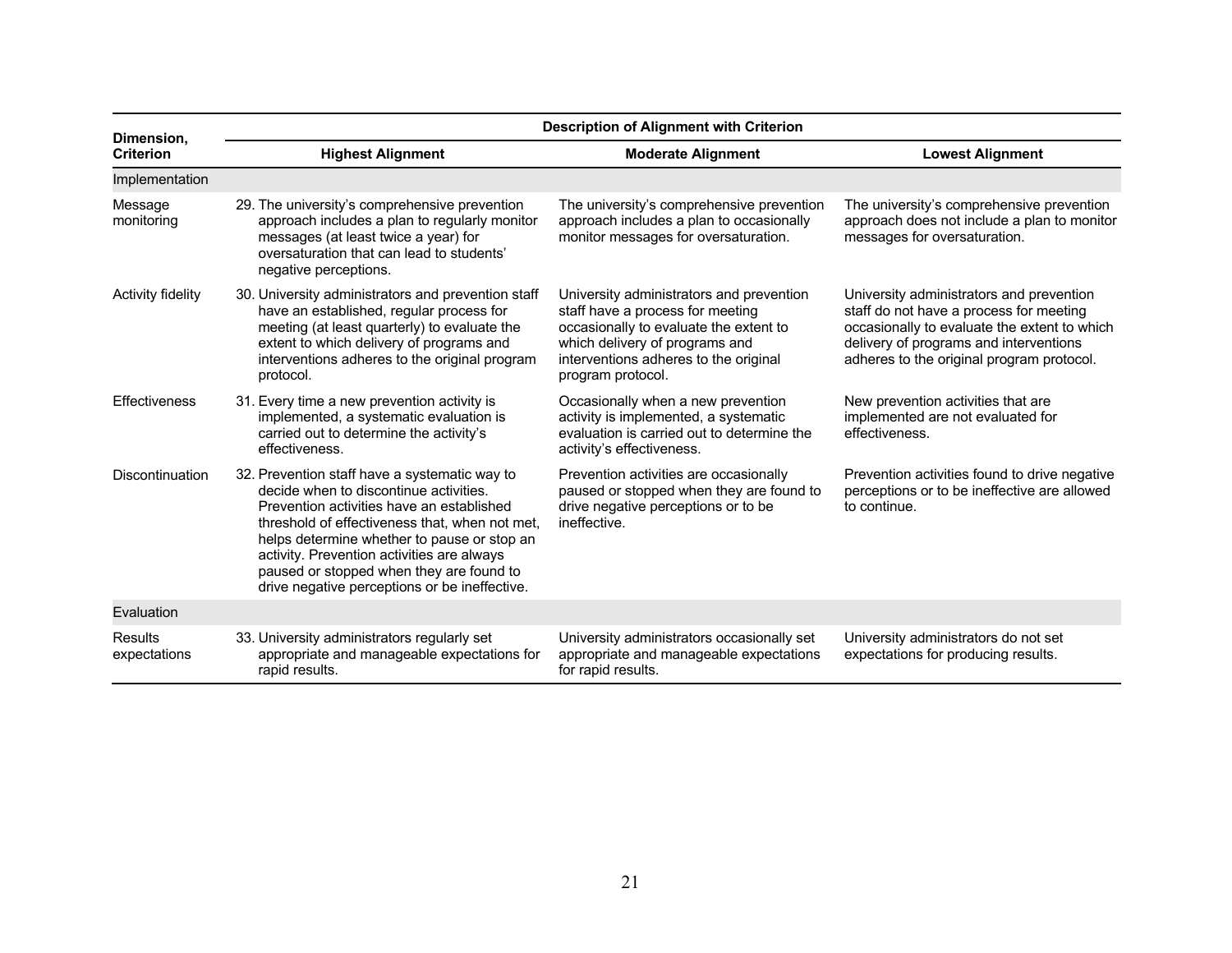| Dimension, Criterion | Description of Alignment with Criterion | | |
|---|---|---|---|
| | **Highest Alignment** | **Moderate Alignment** | **Lowest Alignment** |
| Implementation | | | |
| Message monitoring | 29. The university's comprehensive prevention approach includes a plan to regularly monitor messages (at least twice a year) for oversaturation that can lead to students' negative perceptions. | The university's comprehensive prevention approach includes a plan to occasionally monitor messages for oversaturation. | The university's comprehensive prevention approach does not include a plan to monitor messages for oversaturation. |
| Activity fidelity | 30. University administrators and prevention staff have an established, regular process for meeting (at least quarterly) to evaluate the extent to which delivery of programs and interventions adheres to the original program protocol. | University administrators and prevention staff have a process for meeting occasionally to evaluate the extent to which delivery of programs and interventions adheres to the original program protocol. | University administrators and prevention staff do not have a process for meeting occasionally to evaluate the extent to which delivery of programs and interventions adheres to the original program protocol. |
| Effectiveness | 31. Every time a new prevention activity is implemented, a systematic evaluation is carried out to determine the activity's effectiveness. | Occasionally when a new prevention activity is implemented, a systematic evaluation is carried out to determine the activity's effectiveness. | New prevention activities that are implemented are not evaluated for effectiveness. |
| Discontinuation | 32. Prevention staff have a systematic way to decide when to discontinue activities. Prevention activities have an established threshold of effectiveness that, when not met, helps determine whether to pause or stop an activity. Prevention activities are always paused or stopped when they are found to drive negative perceptions or be ineffective. | Prevention activities are occasionally paused or stopped when they are found to drive negative perceptions or to be ineffective. | Prevention activities found to drive negative perceptions or to be ineffective are allowed to continue. |
| Evaluation | | | |
| Results expectations | 33. University administrators regularly set appropriate and manageable expectations for rapid results. | University administrators occasionally set appropriate and manageable expectations for rapid results. | University administrators do not set expectations for producing results. |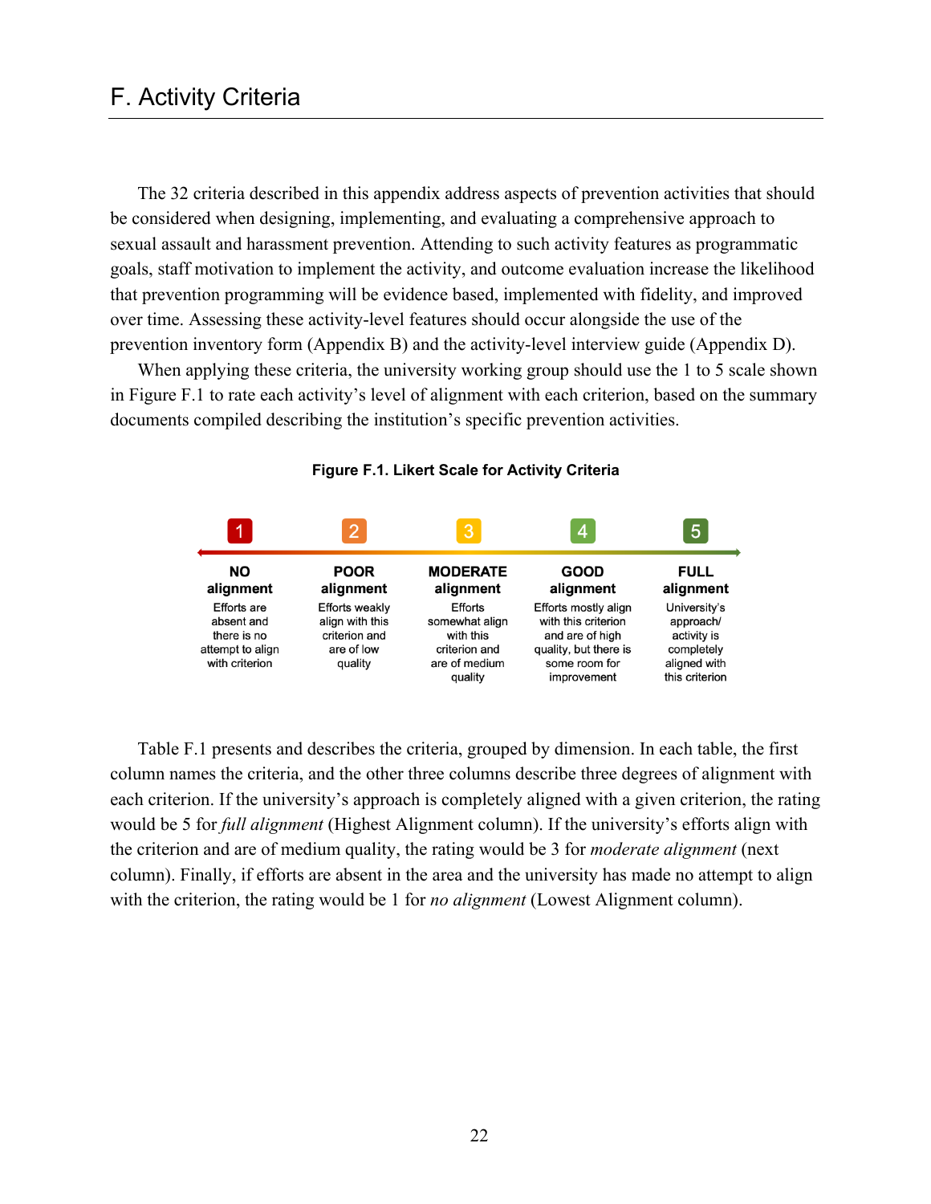# F. Activity Criteria

The 32 criteria described in this appendix address aspects of prevention activities that should be considered when designing, implementing, and evaluating a comprehensive approach to sexual assault and harassment prevention. Attending to such activity features as programmatic goals, staff motivation to implement the activity, and outcome evaluation increase the likelihood that prevention programming will be evidence based, implemented with fidelity, and improved over time. Assessing these activity-level features should occur alongside the use of the prevention inventory form (Appendix B) and the activity-level interview guide (Appendix D).

When applying these criteria, the university working group should use the 1 to 5 scale shown in Figure F.1 to rate each activity's level of alignment with each criterion, based on the summary documents compiled describing the institution's specific prevention activities.

**Figure F.1. Likert Scale for Activity Criteria**

| 1 | 2 | 3 | 4 | 5 |
|---|---|---|---|---|
| **NO alignment** | **POOR alignment** | **MODERATE alignment** | **GOOD alignment** | **FULL alignment** |
| Efforts are absent and there is no attempt to align with criterion | Efforts weakly align with this criterion and are of low quality | Efforts somewhat align with this criterion and are of medium quality | Efforts mostly align with this criterion and are of high quality, but there is some room for improvement | University's approach/activity is completely aligned with this criterion |

Table F.1 presents and describes the criteria, grouped by dimension. In each table, the first column names the criteria, and the other three columns describe three degrees of alignment with each criterion. If the university's approach is completely aligned with a given criterion, the rating would be 5 for *full alignment* (Highest Alignment column). If the university's efforts align with the criterion and are of medium quality, the rating would be 3 for *moderate alignment* (next column). Finally, if efforts are absent in the area and the university has made no attempt to align with the criterion, the rating would be 1 for *no alignment* (Lowest Alignment column).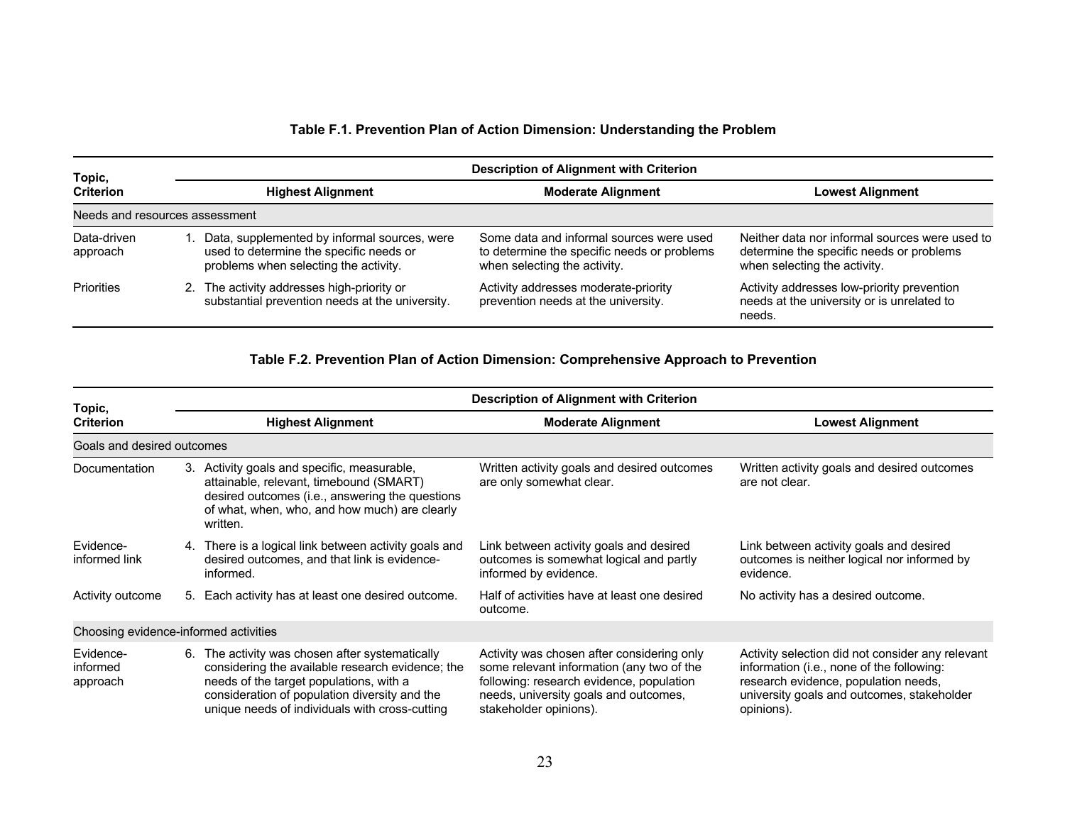**Table F.1. Prevention Plan of Action Dimension: Understanding the Problem**

| Topic, Criterion | Description of Alignment with Criterion | | |
|---|---|---|---|
| | **Highest Alignment** | **Moderate Alignment** | **Lowest Alignment** |
| Needs and resources assessment | | | |
| Data-driven approach | 1. Data, supplemented by informal sources, were used to determine the specific needs or problems when selecting the activity. | Some data and informal sources were used to determine the specific needs or problems when selecting the activity. | Neither data nor informal sources were used to determine the specific needs or problems when selecting the activity. |
| Priorities | 2. The activity addresses high-priority or substantial prevention needs at the university. | Activity addresses moderate-priority prevention needs at the university. | Activity addresses low-priority prevention needs at the university or is unrelated to needs. |

**Table F.2. Prevention Plan of Action Dimension: Comprehensive Approach to Prevention**

| Topic, Criterion | Description of Alignment with Criterion | | |
|---|---|---|---|
| | **Highest Alignment** | **Moderate Alignment** | **Lowest Alignment** |
| Goals and desired outcomes | | | |
| Documentation | 3. Activity goals and specific, measurable, attainable, relevant, timebound (SMART) desired outcomes (i.e., answering the questions of what, when, who, and how much) are clearly written. | Written activity goals and desired outcomes are only somewhat clear. | Written activity goals and desired outcomes are not clear. |
| Evidence-informed link | 4. There is a logical link between activity goals and desired outcomes, and that link is evidence-informed. | Link between activity goals and desired outcomes is somewhat logical and partly informed by evidence. | Link between activity goals and desired outcomes is neither logical nor informed by evidence. |
| Activity outcome | 5. Each activity has at least one desired outcome. | Half of activities have at least one desired outcome. | No activity has a desired outcome. |
| Choosing evidence-informed activities | | | |
| Evidence-informed approach | 6. The activity was chosen after systematically considering the available research evidence; the needs of the target populations, with a consideration of population diversity and the unique needs of individuals with cross-cutting | Activity was chosen after considering only some relevant information (any two of the following: research evidence, population needs, university goals and outcomes, stakeholder opinions). | Activity selection did not consider any relevant information (i.e., none of the following: research evidence, population needs, university goals and outcomes, stakeholder opinions). |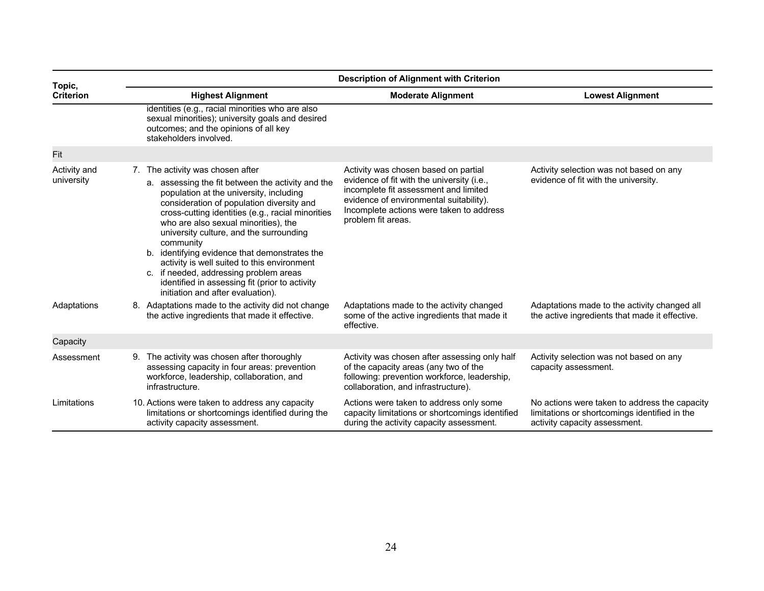| Topic, Criterion | Description of Alignment with Criterion | | |
|---|---|---|---|
| | **Highest Alignment** | **Moderate Alignment** | **Lowest Alignment** |
| | identities (e.g., racial minorities who are also sexual minorities); university goals and desired outcomes; and the opinions of all key stakeholders involved. | | |
| Fit | | | |
| Activity and university | 7. The activity was chosen after<br>a. assessing the fit between the activity and the population at the university, including consideration of population diversity and cross-cutting identities (e.g., racial minorities who are also sexual minorities), the university culture, and the surrounding community<br>b. identifying evidence that demonstrates the activity is well suited to this environment<br>c. if needed, addressing problem areas identified in assessing fit (prior to activity initiation and after evaluation). | Activity was chosen based on partial evidence of fit with the university (i.e., incomplete fit assessment and limited evidence of environmental suitability). Incomplete actions were taken to address problem fit areas. | Activity selection was not based on any evidence of fit with the university. |
| Adaptations | 8. Adaptations made to the activity did not change the active ingredients that made it effective. | Adaptations made to the activity changed some of the active ingredients that made it effective. | Adaptations made to the activity changed all the active ingredients that made it effective. |
| Capacity | | | |
| Assessment | 9. The activity was chosen after thoroughly assessing capacity in four areas: prevention workforce, leadership, collaboration, and infrastructure. | Activity was chosen after assessing only half of the capacity areas (any two of the following: prevention workforce, leadership, collaboration, and infrastructure). | Activity selection was not based on any capacity assessment. |
| Limitations | 10. Actions were taken to address any capacity limitations or shortcomings identified during the activity capacity assessment. | Actions were taken to address only some capacity limitations or shortcomings identified during the activity capacity assessment. | No actions were taken to address the capacity limitations or shortcomings identified in the activity capacity assessment. |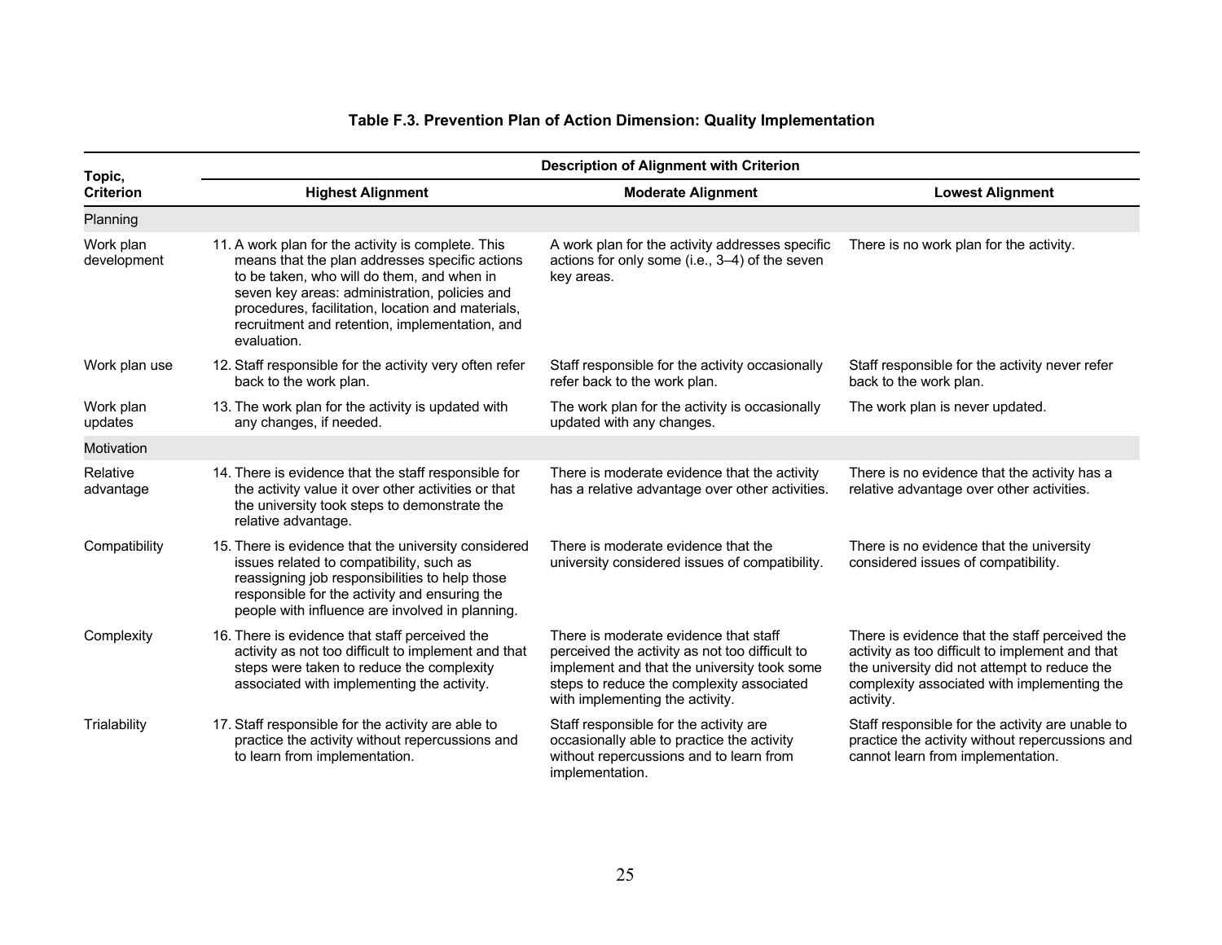**Table F.3. Prevention Plan of Action Dimension: Quality Implementation**

| Topic, Criterion | Description of Alignment with Criterion | | |
|---|---|---|---|
| | **Highest Alignment** | **Moderate Alignment** | **Lowest Alignment** |
| Planning | | | |
| Work plan development | 11. A work plan for the activity is complete. This means that the plan addresses specific actions to be taken, who will do them, and when in seven key areas: administration, policies and procedures, facilitation, location and materials, recruitment and retention, implementation, and evaluation. | A work plan for the activity addresses specific actions for only some (i.e., 3–4) of the seven key areas. | There is no work plan for the activity. |
| Work plan use | 12. Staff responsible for the activity very often refer back to the work plan. | Staff responsible for the activity occasionally refer back to the work plan. | Staff responsible for the activity never refer back to the work plan. |
| Work plan updates | 13. The work plan for the activity is updated with any changes, if needed. | The work plan for the activity is occasionally updated with any changes. | The work plan is never updated. |
| Motivation | | | |
| Relative advantage | 14. There is evidence that the staff responsible for the activity value it over other activities or that the university took steps to demonstrate the relative advantage. | There is moderate evidence that the activity has a relative advantage over other activities. | There is no evidence that the activity has a relative advantage over other activities. |
| Compatibility | 15. There is evidence that the university considered issues related to compatibility, such as reassigning job responsibilities to help those responsible for the activity and ensuring the people with influence are involved in planning. | There is moderate evidence that the university considered issues of compatibility. | There is no evidence that the university considered issues of compatibility. |
| Complexity | 16. There is evidence that staff perceived the activity as not too difficult to implement and that steps were taken to reduce the complexity associated with implementing the activity. | There is moderate evidence that staff perceived the activity as not too difficult to implement and that the university took some steps to reduce the complexity associated with implementing the activity. | There is evidence that the staff perceived the activity as too difficult to implement and that the university did not attempt to reduce the complexity associated with implementing the activity. |
| Trialability | 17. Staff responsible for the activity are able to practice the activity without repercussions and to learn from implementation. | Staff responsible for the activity are occasionally able to practice the activity without repercussions and to learn from implementation. | Staff responsible for the activity are unable to practice the activity without repercussions and cannot learn from implementation. |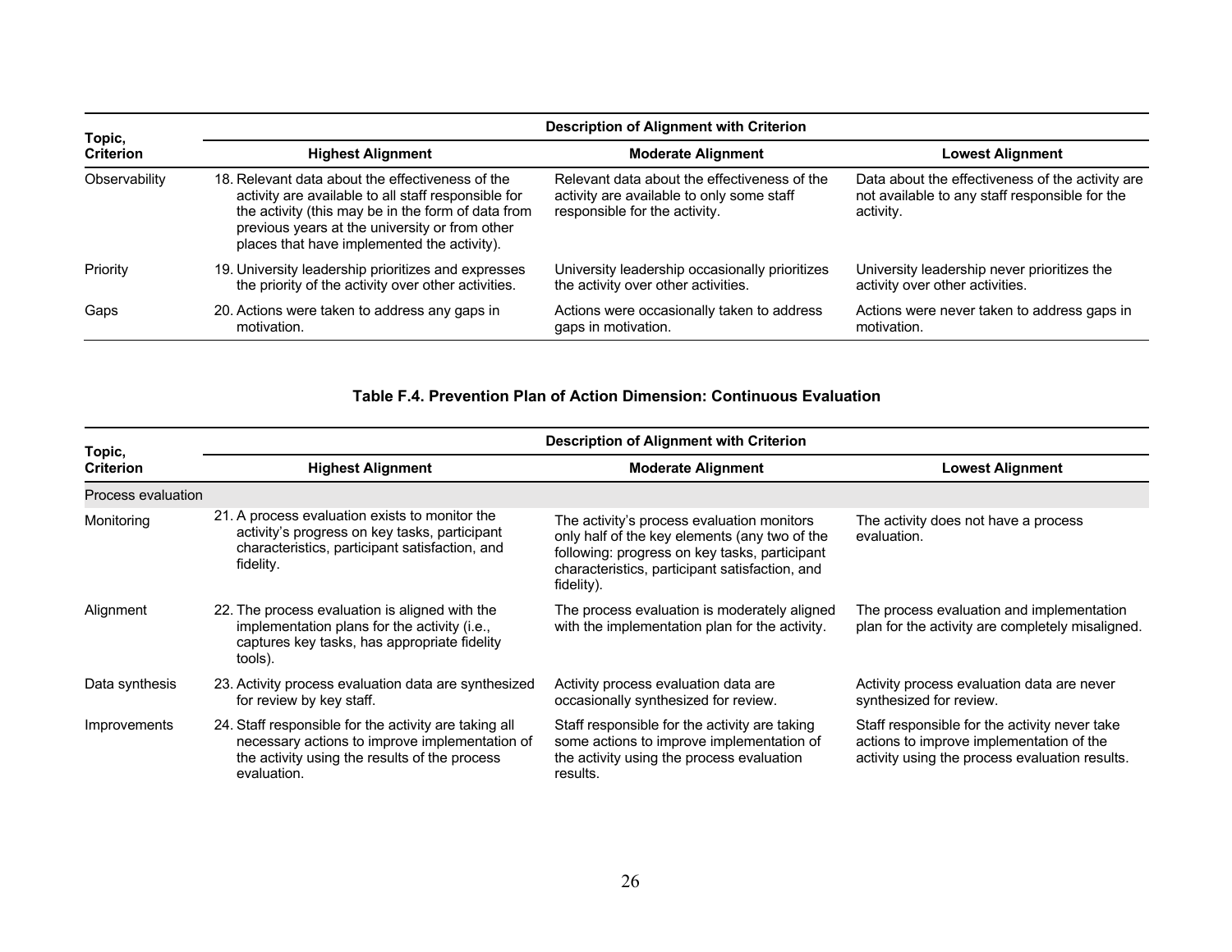| Topic, Criterion | Description of Alignment with Criterion | | |
|---|---|---|---|
| | **Highest Alignment** | **Moderate Alignment** | **Lowest Alignment** |
| Observability | 18. Relevant data about the effectiveness of the activity are available to all staff responsible for the activity (this may be in the form of data from previous years at the university or from other places that have implemented the activity). | Relevant data about the effectiveness of the activity are available to only some staff responsible for the activity. | Data about the effectiveness of the activity are not available to any staff responsible for the activity. |
| Priority | 19. University leadership prioritizes and expresses the priority of the activity over other activities. | University leadership occasionally prioritizes the activity over other activities. | University leadership never prioritizes the activity over other activities. |
| Gaps | 20. Actions were taken to address any gaps in motivation. | Actions were occasionally taken to address gaps in motivation. | Actions were never taken to address gaps in motivation. |

**Table F.4. Prevention Plan of Action Dimension: Continuous Evaluation**

| Topic, Criterion | Description of Alignment with Criterion | | |
|---|---|---|---|
| | **Highest Alignment** | **Moderate Alignment** | **Lowest Alignment** |
| Process evaluation | | | |
| Monitoring | 21. A process evaluation exists to monitor the activity's progress on key tasks, participant characteristics, participant satisfaction, and fidelity. | The activity's process evaluation monitors only half of the key elements (any two of the following: progress on key tasks, participant characteristics, participant satisfaction, and fidelity). | The activity does not have a process evaluation. |
| Alignment | 22. The process evaluation is aligned with the implementation plans for the activity (i.e., captures key tasks, has appropriate fidelity tools). | The process evaluation is moderately aligned with the implementation plan for the activity. | The process evaluation and implementation plan for the activity are completely misaligned. |
| Data synthesis | 23. Activity process evaluation data are synthesized for review by key staff. | Activity process evaluation data are occasionally synthesized for review. | Activity process evaluation data are never synthesized for review. |
| Improvements | 24. Staff responsible for the activity are taking all necessary actions to improve implementation of the activity using the results of the process evaluation. | Staff responsible for the activity are taking some actions to improve implementation of the activity using the process evaluation results. | Staff responsible for the activity never take actions to improve implementation of the activity using the process evaluation results. |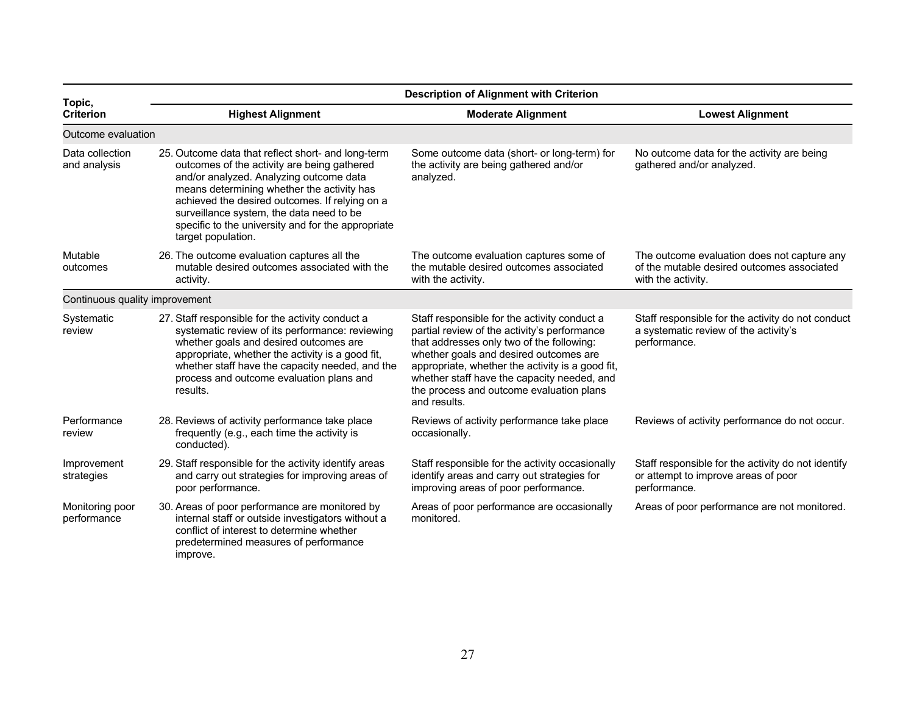| Topic, Criterion | Description of Alignment with Criterion | | |
|---|---|---|---|
| | **Highest Alignment** | **Moderate Alignment** | **Lowest Alignment** |
| Outcome evaluation | | | |
| Data collection and analysis | 25. Outcome data that reflect short- and long-term outcomes of the activity are being gathered and/or analyzed. Analyzing outcome data means determining whether the activity has achieved the desired outcomes. If relying on a surveillance system, the data need to be specific to the university and for the appropriate target population. | Some outcome data (short- or long-term) for the activity are being gathered and/or analyzed. | No outcome data for the activity are being gathered and/or analyzed. |
| Mutable outcomes | 26. The outcome evaluation captures all the mutable desired outcomes associated with the activity. | The outcome evaluation captures some of the mutable desired outcomes associated with the activity. | The outcome evaluation does not capture any of the mutable desired outcomes associated with the activity. |
| Continuous quality improvement | | | |
| Systematic review | 27. Staff responsible for the activity conduct a systematic review of its performance: reviewing whether goals and desired outcomes are appropriate, whether the activity is a good fit, whether staff have the capacity needed, and the process and outcome evaluation plans and results. | Staff responsible for the activity conduct a partial review of the activity's performance that addresses only two of the following: whether goals and desired outcomes are appropriate, whether the activity is a good fit, whether staff have the capacity needed, and the process and outcome evaluation plans and results. | Staff responsible for the activity do not conduct a systematic review of the activity's performance. |
| Performance review | 28. Reviews of activity performance take place frequently (e.g., each time the activity is conducted). | Reviews of activity performance take place occasionally. | Reviews of activity performance do not occur. |
| Improvement strategies | 29. Staff responsible for the activity identify areas and carry out strategies for improving areas of poor performance. | Staff responsible for the activity occasionally identify areas and carry out strategies for improving areas of poor performance. | Staff responsible for the activity do not identify or attempt to improve areas of poor performance. |
| Monitoring poor performance | 30. Areas of poor performance are monitored by internal staff or outside investigators without a conflict of interest to determine whether predetermined measures of performance improve. | Areas of poor performance are occasionally monitored. | Areas of poor performance are not monitored. |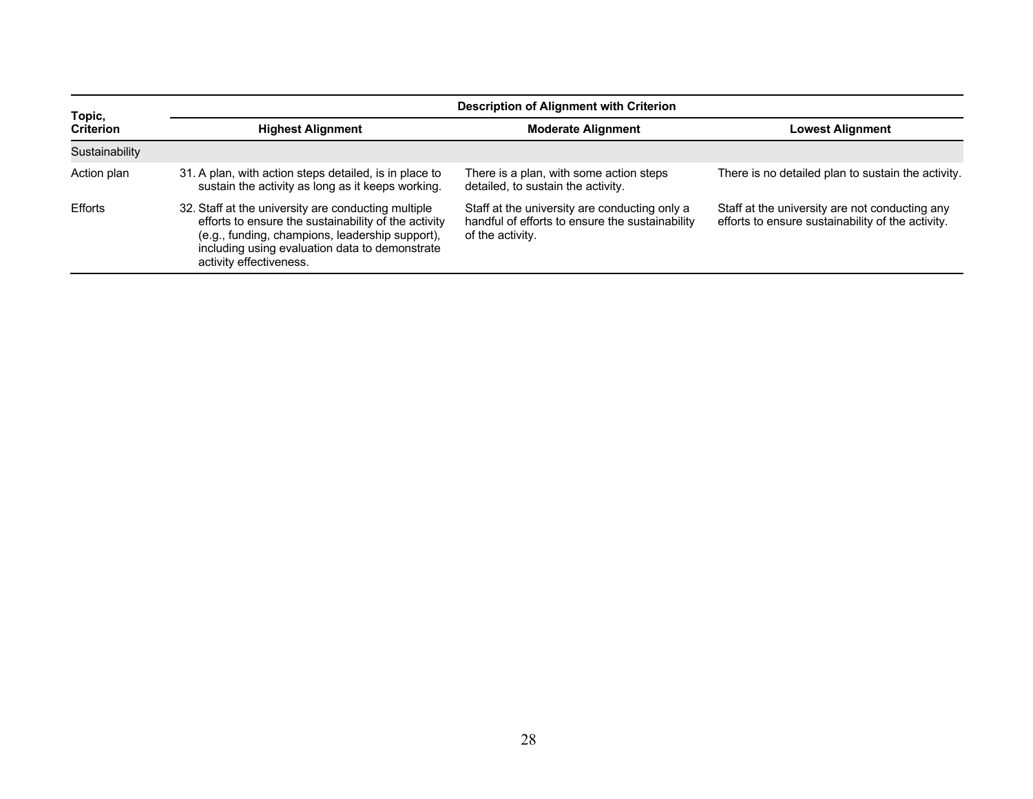| Topic, Criterion | Description of Alignment with Criterion | | |
|---|---|---|---|
| | **Highest Alignment** | **Moderate Alignment** | **Lowest Alignment** |
| Sustainability | | | |
| Action plan | 31. A plan, with action steps detailed, is in place to sustain the activity as long as it keeps working. | There is a plan, with some action steps detailed, to sustain the activity. | There is no detailed plan to sustain the activity. |
| Efforts | 32. Staff at the university are conducting multiple efforts to ensure the sustainability of the activity (e.g., funding, champions, leadership support), including using evaluation data to demonstrate activity effectiveness. | Staff at the university are conducting only a handful of efforts to ensure the sustainability of the activity. | Staff at the university are not conducting any efforts to ensure sustainability of the activity. |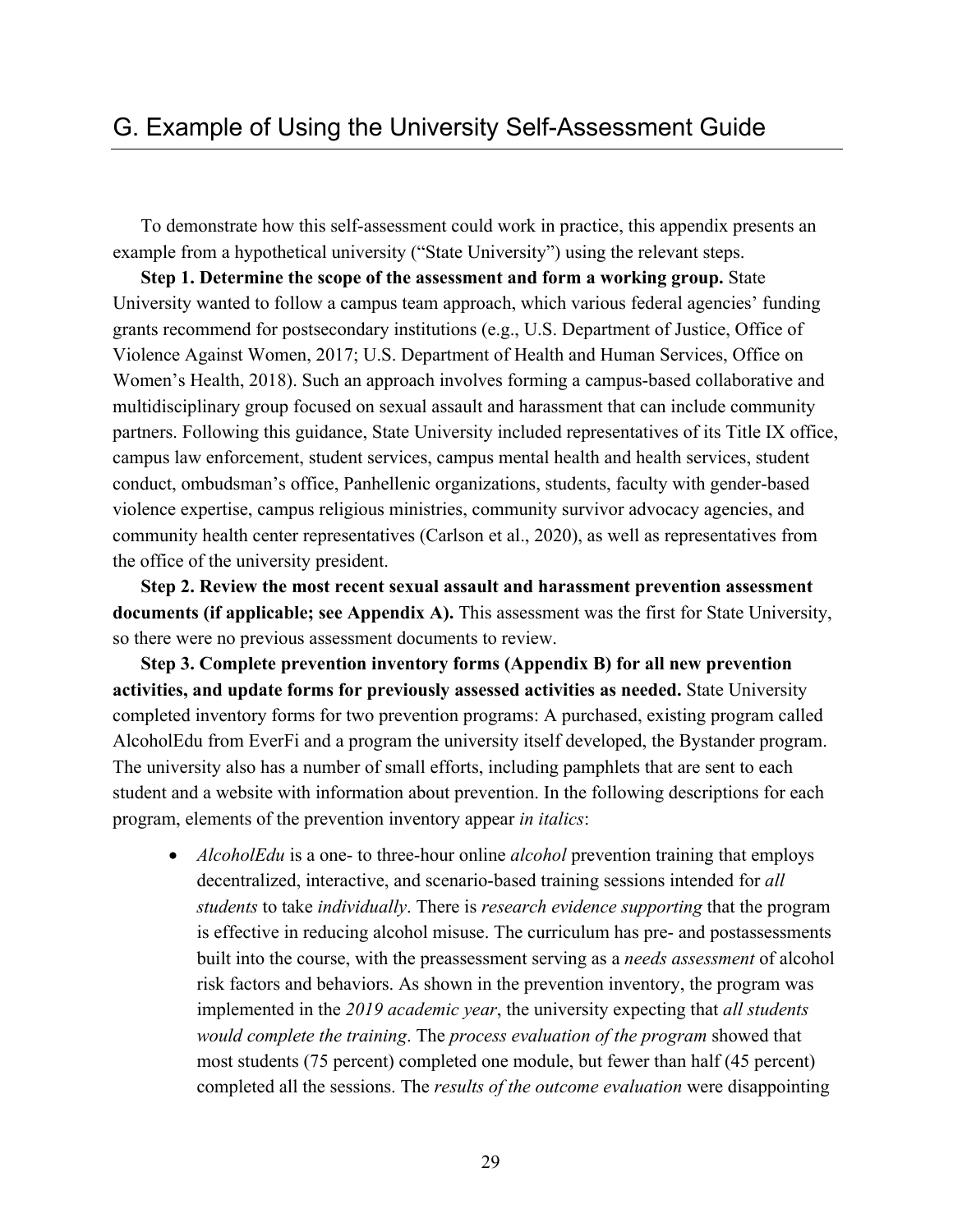## G. Example of Using the University Self-Assessment Guide

To demonstrate how this self-assessment could work in practice, this appendix presents an example from a hypothetical university ("State University") using the relevant steps.

**Step 1. Determine the scope of the assessment and form a working group.** State University wanted to follow a campus team approach, which various federal agencies' funding grants recommend for postsecondary institutions (e.g., U.S. Department of Justice, Office of Violence Against Women, 2017; U.S. Department of Health and Human Services, Office on Women's Health, 2018). Such an approach involves forming a campus-based collaborative and multidisciplinary group focused on sexual assault and harassment that can include community partners. Following this guidance, State University included representatives of its Title IX office, campus law enforcement, student services, campus mental health and health services, student conduct, ombudsman's office, Panhellenic organizations, students, faculty with gender-based violence expertise, campus religious ministries, community survivor advocacy agencies, and community health center representatives (Carlson et al., 2020), as well as representatives from the office of the university president.

**Step 2. Review the most recent sexual assault and harassment prevention assessment documents (if applicable; see Appendix A).** This assessment was the first for State University, so there were no previous assessment documents to review.

**Step 3. Complete prevention inventory forms (Appendix B) for all new prevention activities, and update forms for previously assessed activities as needed.** State University completed inventory forms for two prevention programs: A purchased, existing program called AlcoholEdu from EverFi and a program the university itself developed, the Bystander program. The university also has a number of small efforts, including pamphlets that are sent to each student and a website with information about prevention. In the following descriptions for each program, elements of the prevention inventory appear *in italics*:

- *AlcoholEdu* is a one- to three-hour online *alcohol* prevention training that employs decentralized, interactive, and scenario-based training sessions intended for *all students* to take *individually*. There is *research evidence supporting* that the program is effective in reducing alcohol misuse. The curriculum has pre- and postassessments built into the course, with the preassessment serving as a *needs assessment* of alcohol risk factors and behaviors. As shown in the prevention inventory, the program was implemented in the *2019 academic year*, the university expecting that *all students would complete the training*. The *process evaluation of the program* showed that most students (75 percent) completed one module, but fewer than half (45 percent) completed all the sessions. The *results of the outcome evaluation* were disappointing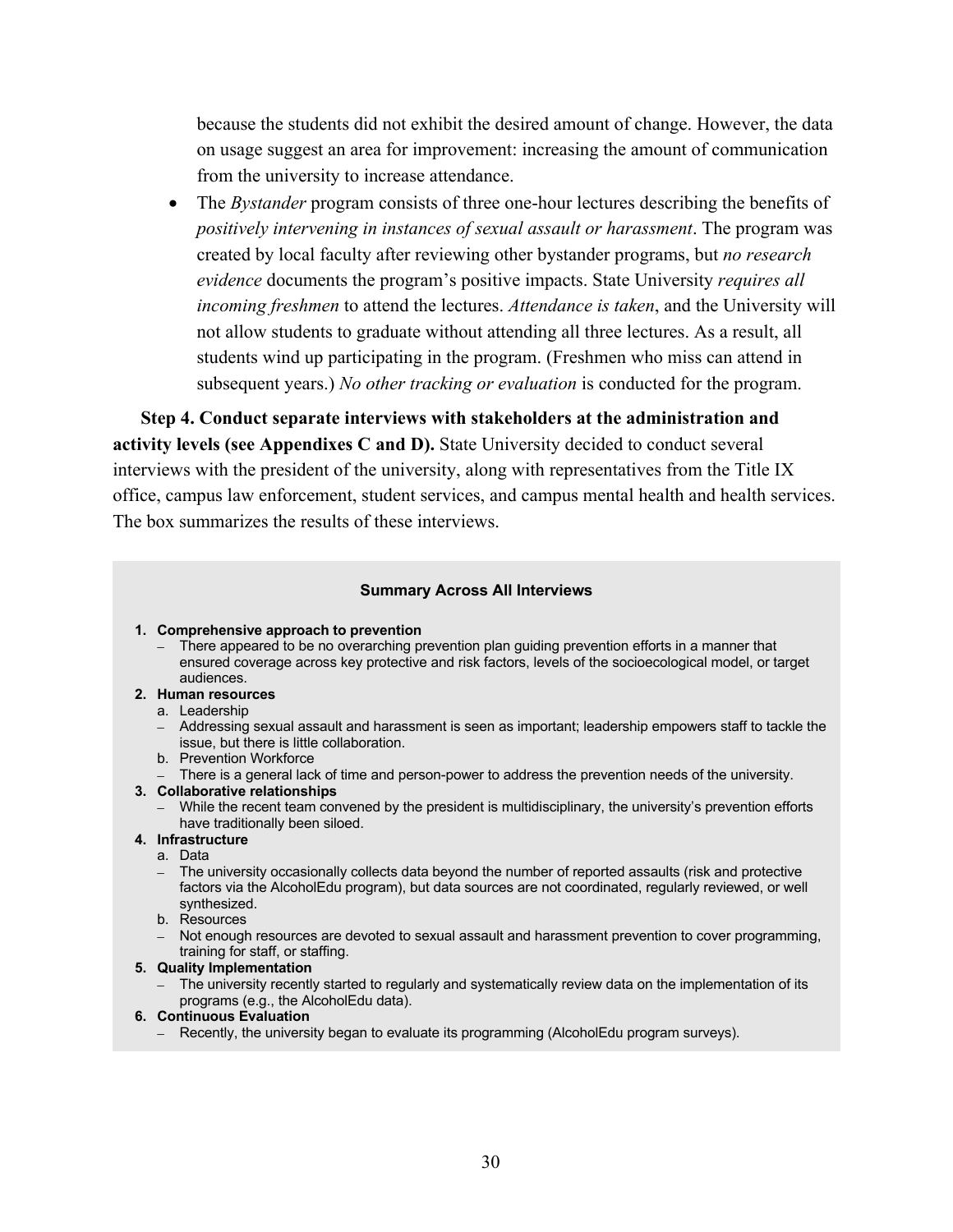because the students did not exhibit the desired amount of change. However, the data on usage suggest an area for improvement: increasing the amount of communication from the university to increase attendance.

- The *Bystander* program consists of three one-hour lectures describing the benefits of *positively intervening in instances of sexual assault or harassment*. The program was created by local faculty after reviewing other bystander programs, but *no research evidence* documents the program's positive impacts. State University *requires all incoming freshmen* to attend the lectures. *Attendance is taken*, and the University will not allow students to graduate without attending all three lectures. As a result, all students wind up participating in the program. (Freshmen who miss can attend in subsequent years.) *No other tracking or evaluation* is conducted for the program.

**Step 4. Conduct separate interviews with stakeholders at the administration and activity levels (see Appendixes C and D).** State University decided to conduct several interviews with the president of the university, along with representatives from the Title IX office, campus law enforcement, student services, and campus mental health and health services. The box summarizes the results of these interviews.

**Summary Across All Interviews**

1. **Comprehensive approach to prevention**
   - There appeared to be no overarching prevention plan guiding prevention efforts in a manner that ensured coverage across key protective and risk factors, levels of the socioecological model, or target audiences.
2. **Human resources**
   a. Leadership
   - Addressing sexual assault and harassment is seen as important; leadership empowers staff to tackle the issue, but there is little collaboration.

   b. Prevention Workforce
   - There is a general lack of time and person-power to address the prevention needs of the university.
3. **Collaborative relationships**
   - While the recent team convened by the president is multidisciplinary, the university's prevention efforts have traditionally been siloed.
4. **Infrastructure**
   a. Data
   - The university occasionally collects data beyond the number of reported assaults (risk and protective factors via the AlcoholEdu program), but data sources are not coordinated, regularly reviewed, or well synthesized.

   b. Resources
   - Not enough resources are devoted to sexual assault and harassment prevention to cover programming, training for staff, or staffing.
5. **Quality Implementation**
   - The university recently started to regularly and systematically review data on the implementation of its programs (e.g., the AlcoholEdu data).
6. **Continuous Evaluation**
   - Recently, the university began to evaluate its programming (AlcoholEdu program surveys).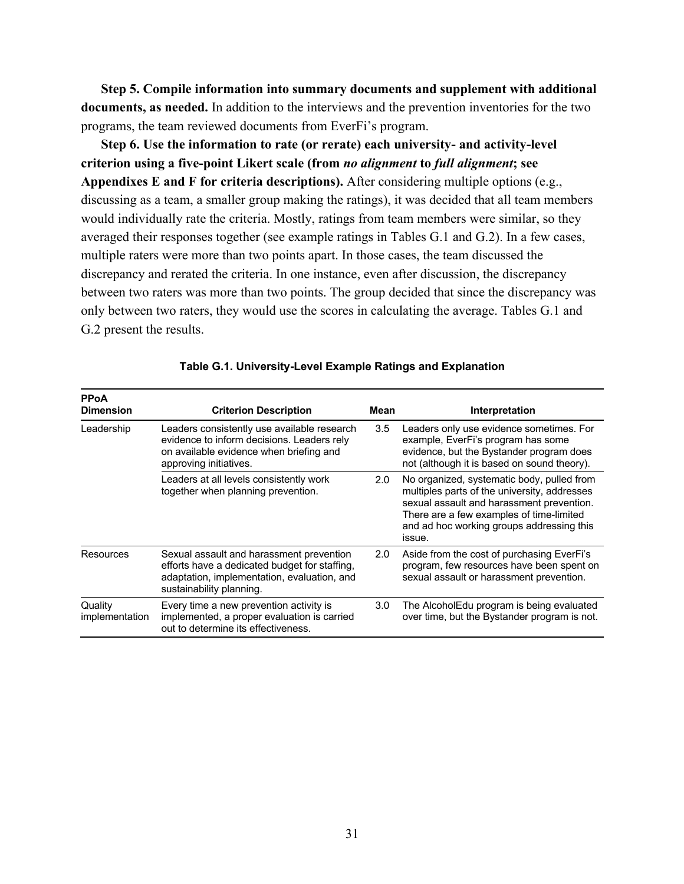**Step 5. Compile information into summary documents and supplement with additional documents, as needed.** In addition to the interviews and the prevention inventories for the two programs, the team reviewed documents from EverFi's program.

**Step 6. Use the information to rate (or rerate) each university- and activity-level criterion using a five-point Likert scale (from *no alignment* to *full alignment*; see Appendixes E and F for criteria descriptions).** After considering multiple options (e.g., discussing as a team, a smaller group making the ratings), it was decided that all team members would individually rate the criteria. Mostly, ratings from team members were similar, so they averaged their responses together (see example ratings in Tables G.1 and G.2). In a few cases, multiple raters were more than two points apart. In those cases, the team discussed the discrepancy and rerated the criteria. In one instance, even after discussion, the discrepancy between two raters was more than two points. The group decided that since the discrepancy was only between two raters, they would use the scores in calculating the average. Tables G.1 and G.2 present the results.

**Table G.1. University-Level Example Ratings and Explanation**

| PPoA Dimension | Criterion Description | Mean | Interpretation |
|---|---|---|---|
| Leadership | Leaders consistently use available research evidence to inform decisions. Leaders rely on available evidence when briefing and approving initiatives. | 3.5 | Leaders only use evidence sometimes. For example, EverFi's program has some evidence, but the Bystander program does not (although it is based on sound theory). |
| | Leaders at all levels consistently work together when planning prevention. | 2.0 | No organized, systematic body, pulled from multiples parts of the university, addresses sexual assault and harassment prevention. There are a few examples of time-limited and ad hoc working groups addressing this issue. |
| Resources | Sexual assault and harassment prevention efforts have a dedicated budget for staffing, adaptation, implementation, evaluation, and sustainability planning. | 2.0 | Aside from the cost of purchasing EverFi's program, few resources have been spent on sexual assault or harassment prevention. |
| Quality implementation | Every time a new prevention activity is implemented, a proper evaluation is carried out to determine its effectiveness. | 3.0 | The AlcoholEdu program is being evaluated over time, but the Bystander program is not. |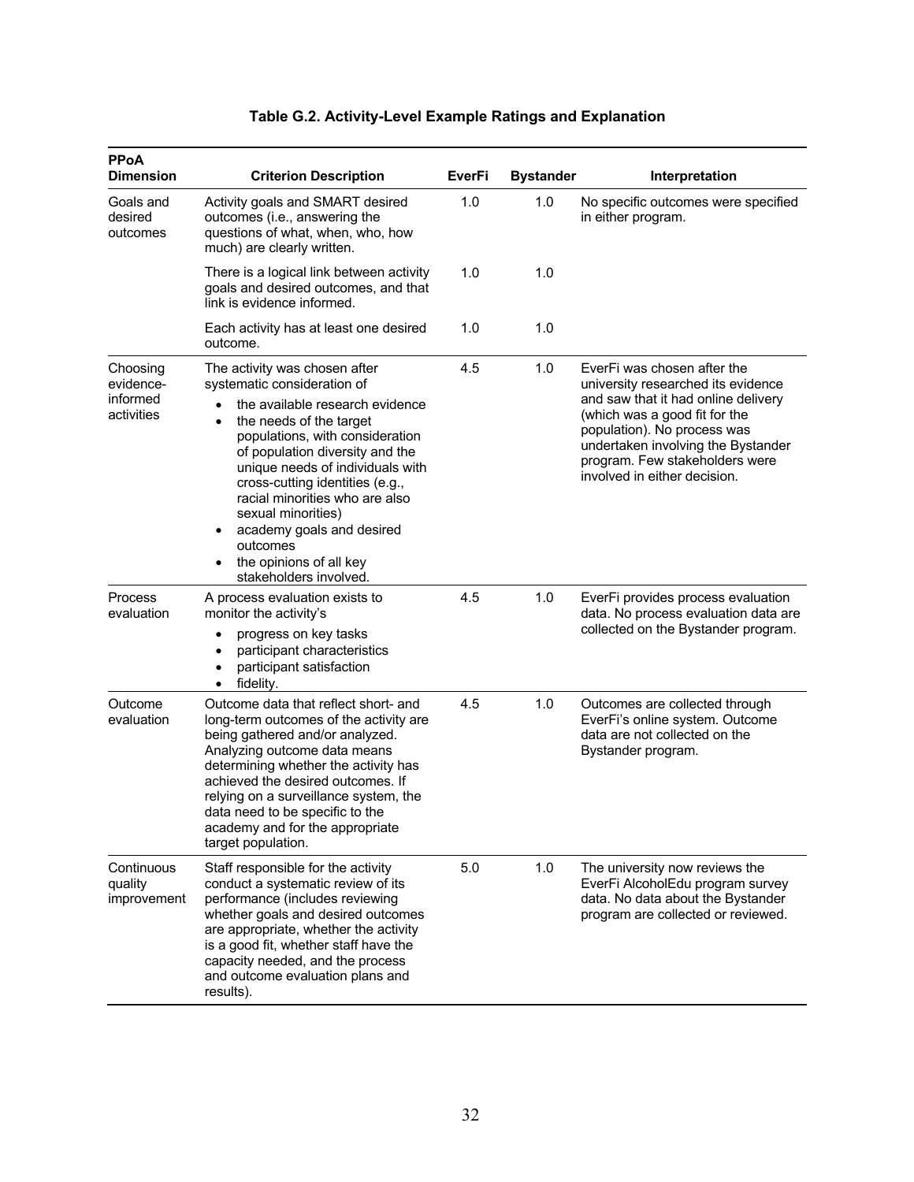**Table G.2. Activity-Level Example Ratings and Explanation**

| PPoA Dimension | Criterion Description | EverFi | Bystander | Interpretation |
|---|---|---|---|---|
| Goals and desired outcomes | Activity goals and SMART desired outcomes (i.e., answering the questions of what, when, who, how much) are clearly written. | 1.0 | 1.0 | No specific outcomes were specified in either program. |
| | There is a logical link between activity goals and desired outcomes, and that link is evidence informed. | 1.0 | 1.0 | |
| | Each activity has at least one desired outcome. | 1.0 | 1.0 | |
| Choosing evidence-informed activities | The activity was chosen after systematic consideration of<br>• the available research evidence<br>• the needs of the target populations, with consideration of population diversity and the unique needs of individuals with cross-cutting identities (e.g., racial minorities who are also sexual minorities)<br>• academy goals and desired outcomes<br>• the opinions of all key stakeholders involved. | 4.5 | 1.0 | EverFi was chosen after the university researched its evidence and saw that it had online delivery (which was a good fit for the population). No process was undertaken involving the Bystander program. Few stakeholders were involved in either decision. |
| Process evaluation | A process evaluation exists to monitor the activity's<br>• progress on key tasks<br>• participant characteristics<br>• participant satisfaction<br>• fidelity. | 4.5 | 1.0 | EverFi provides process evaluation data. No process evaluation data are collected on the Bystander program. |
| Outcome evaluation | Outcome data that reflect short- and long-term outcomes of the activity are being gathered and/or analyzed. Analyzing outcome data means determining whether the activity has achieved the desired outcomes. If relying on a surveillance system, the data need to be specific to the academy and for the appropriate target population. | 4.5 | 1.0 | Outcomes are collected through EverFi's online system. Outcome data are not collected on the Bystander program. |
| Continuous quality improvement | Staff responsible for the activity conduct a systematic review of its performance (includes reviewing whether goals and desired outcomes are appropriate, whether the activity is a good fit, whether staff have the capacity needed, and the process and outcome evaluation plans and results). | 5.0 | 1.0 | The university now reviews the EverFi AlcoholEdu program survey data. No data about the Bystander program are collected or reviewed. |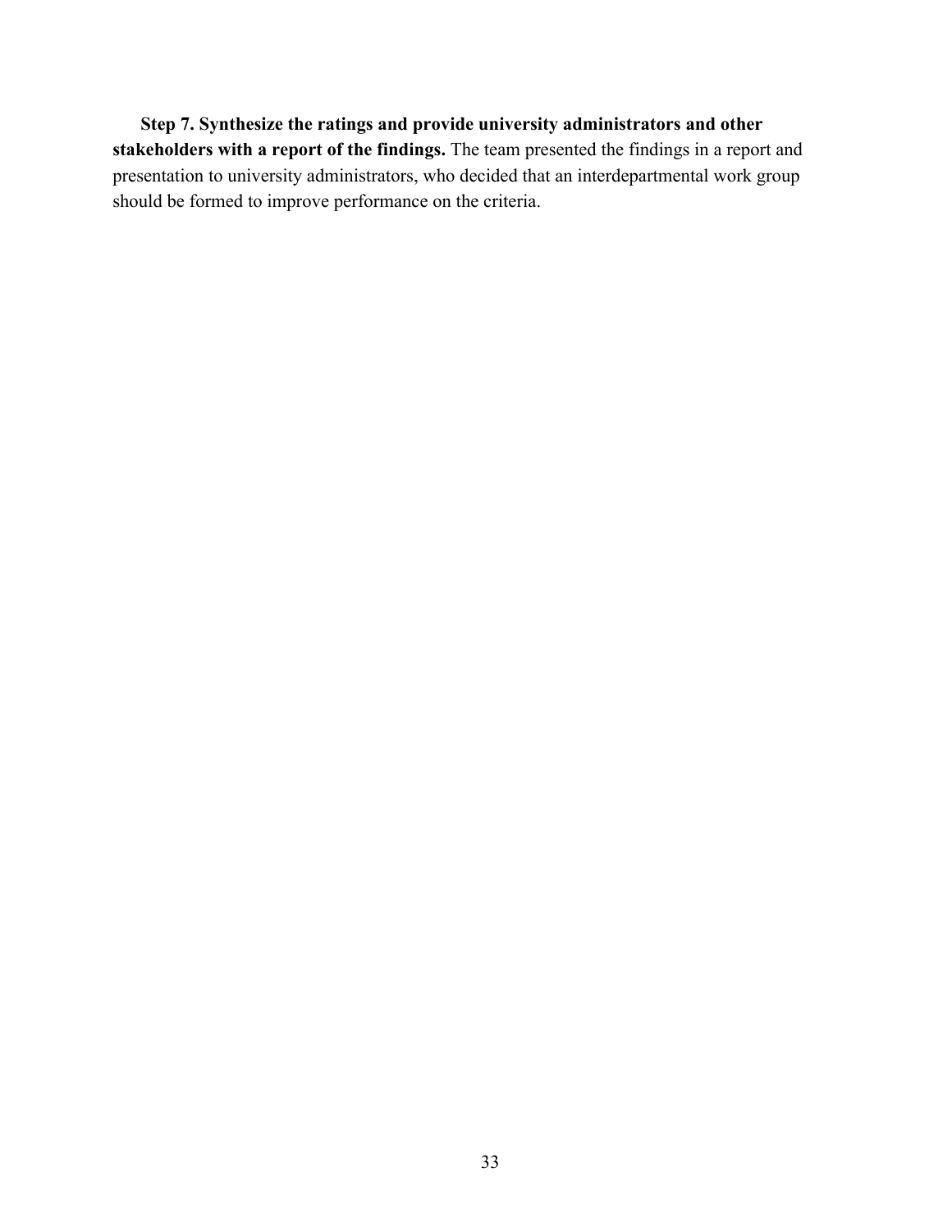**Step 7. Synthesize the ratings and provide university administrators and other stakeholders with a report of the findings.** The team presented the findings in a report and presentation to university administrators, who decided that an interdepartmental work group should be formed to improve performance on the criteria.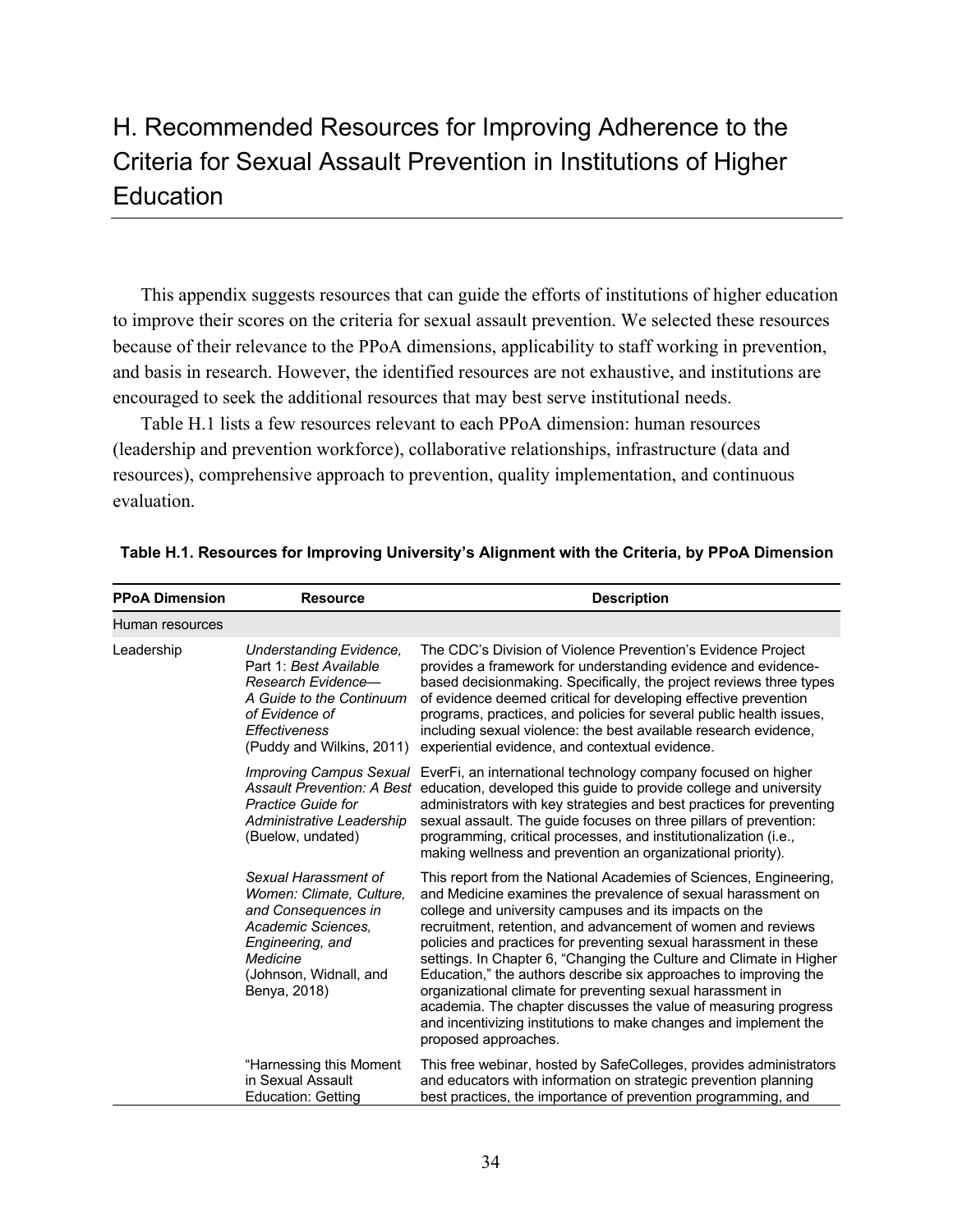# H. Recommended Resources for Improving Adherence to the Criteria for Sexual Assault Prevention in Institutions of Higher Education

This appendix suggests resources that can guide the efforts of institutions of higher education to improve their scores on the criteria for sexual assault prevention. We selected these resources because of their relevance to the PPoA dimensions, applicability to staff working in prevention, and basis in research. However, the identified resources are not exhaustive, and institutions are encouraged to seek the additional resources that may best serve institutional needs.

Table H.1 lists a few resources relevant to each PPoA dimension: human resources (leadership and prevention workforce), collaborative relationships, infrastructure (data and resources), comprehensive approach to prevention, quality implementation, and continuous evaluation.

**Table H.1. Resources for Improving University's Alignment with the Criteria, by PPoA Dimension**

| PPoA Dimension | Resource | Description |
|---|---|---|
| Human resources | | |
| Leadership | *Understanding Evidence,* Part 1: *Best Available Research Evidence—A Guide to the Continuum of Evidence of Effectiveness* (Puddy and Wilkins, 2011) | The CDC's Division of Violence Prevention's Evidence Project provides a framework for understanding evidence and evidence-based decisionmaking. Specifically, the project reviews three types of evidence deemed critical for developing effective prevention programs, practices, and policies for several public health issues, including sexual violence: the best available research evidence, experiential evidence, and contextual evidence. |
| | *Improving Campus Sexual Assault Prevention: A Best Practice Guide for Administrative Leadership* (Buelow, undated) | EverFi, an international technology company focused on higher education, developed this guide to provide college and university administrators with key strategies and best practices for preventing sexual assault. The guide focuses on three pillars of prevention: programming, critical processes, and institutionalization (i.e., making wellness and prevention an organizational priority). |
| | *Sexual Harassment of Women: Climate, Culture, and Consequences in Academic Sciences, Engineering, and Medicine* (Johnson, Widnall, and Benya, 2018) | This report from the National Academies of Sciences, Engineering, and Medicine examines the prevalence of sexual harassment on college and university campuses and its impacts on the recruitment, retention, and advancement of women and reviews policies and practices for preventing sexual harassment in these settings. In Chapter 6, "Changing the Culture and Climate in Higher Education," the authors describe six approaches to improving the organizational climate for preventing sexual harassment in academia. The chapter discusses the value of measuring progress and incentivizing institutions to make changes and implement the proposed approaches. |
| | "Harnessing this Moment in Sexual Assault Education: Getting | This free webinar, hosted by SafeColleges, provides administrators and educators with information on strategic prevention planning best practices, the importance of prevention programming, and |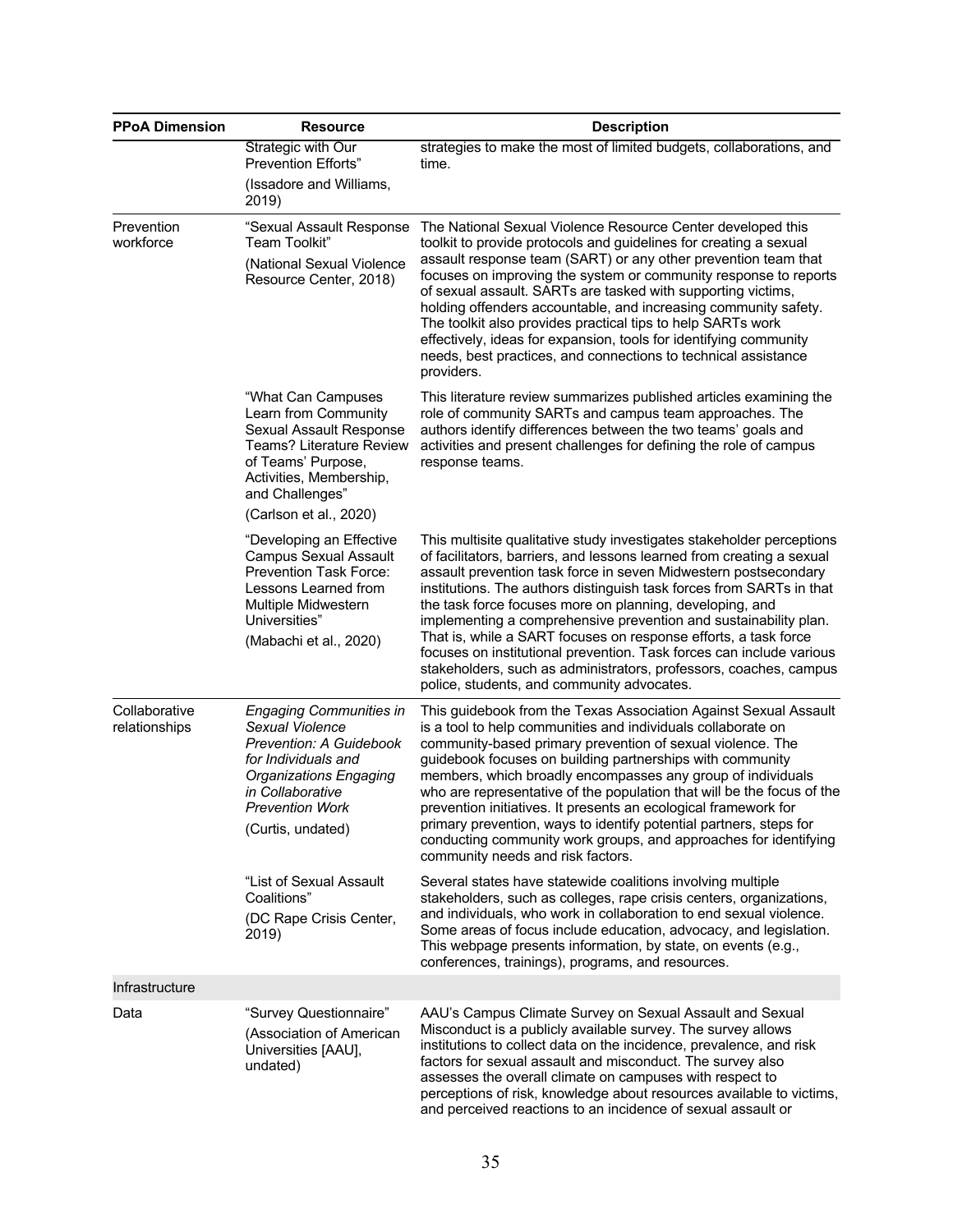| PPoA Dimension | Resource | Description |
|---|---|---|
| | Strategic with Our Prevention Efforts" (Issadore and Williams, 2019) | strategies to make the most of limited budgets, collaborations, and time. |
| Prevention workforce | "Sexual Assault Response Team Toolkit" (National Sexual Violence Resource Center, 2018) | The National Sexual Violence Resource Center developed this toolkit to provide protocols and guidelines for creating a sexual assault response team (SART) or any other prevention team that focuses on improving the system or community response to reports of sexual assault. SARTs are tasked with supporting victims, holding offenders accountable, and increasing community safety. The toolkit also provides practical tips to help SARTs work effectively, ideas for expansion, tools for identifying community needs, best practices, and connections to technical assistance providers. |
| | "What Can Campuses Learn from Community Sexual Assault Response Teams? Literature Review of Teams' Purpose, Activities, Membership, and Challenges" (Carlson et al., 2020) | This literature review summarizes published articles examining the role of community SARTs and campus team approaches. The authors identify differences between the two teams' goals and activities and present challenges for defining the role of campus response teams. |
| | "Developing an Effective Campus Sexual Assault Prevention Task Force: Lessons Learned from Multiple Midwestern Universities" (Mabachi et al., 2020) | This multisite qualitative study investigates stakeholder perceptions of facilitators, barriers, and lessons learned from creating a sexual assault prevention task force in seven Midwestern postsecondary institutions. The authors distinguish task forces from SARTs in that the task force focuses more on planning, developing, and implementing a comprehensive prevention and sustainability plan. That is, while a SART focuses on response efforts, a task force focuses on institutional prevention. Task forces can include various stakeholders, such as administrators, professors, coaches, campus police, students, and community advocates. |
| Collaborative relationships | *Engaging Communities in Sexual Violence Prevention: A Guidebook for Individuals and Organizations Engaging in Collaborative Prevention Work* (Curtis, undated) | This guidebook from the Texas Association Against Sexual Assault is a tool to help communities and individuals collaborate on community-based primary prevention of sexual violence. The guidebook focuses on building partnerships with community members, which broadly encompasses any group of individuals who are representative of the population that will be the focus of the prevention initiatives. It presents an ecological framework for primary prevention, ways to identify potential partners, steps for conducting community work groups, and approaches for identifying community needs and risk factors. |
| | "List of Sexual Assault Coalitions" (DC Rape Crisis Center, 2019) | Several states have statewide coalitions involving multiple stakeholders, such as colleges, rape crisis centers, organizations, and individuals, who work in collaboration to end sexual violence. Some areas of focus include education, advocacy, and legislation. This webpage presents information, by state, on events (e.g., conferences, trainings), programs, and resources. |
| Infrastructure | | |
| Data | "Survey Questionnaire" (Association of American Universities [AAU], undated) | AAU's Campus Climate Survey on Sexual Assault and Sexual Misconduct is a publicly available survey. The survey allows institutions to collect data on the incidence, prevalence, and risk factors for sexual assault and misconduct. The survey also assesses the overall climate on campuses with respect to perceptions of risk, knowledge about resources available to victims, and perceived reactions to an incidence of sexual assault or |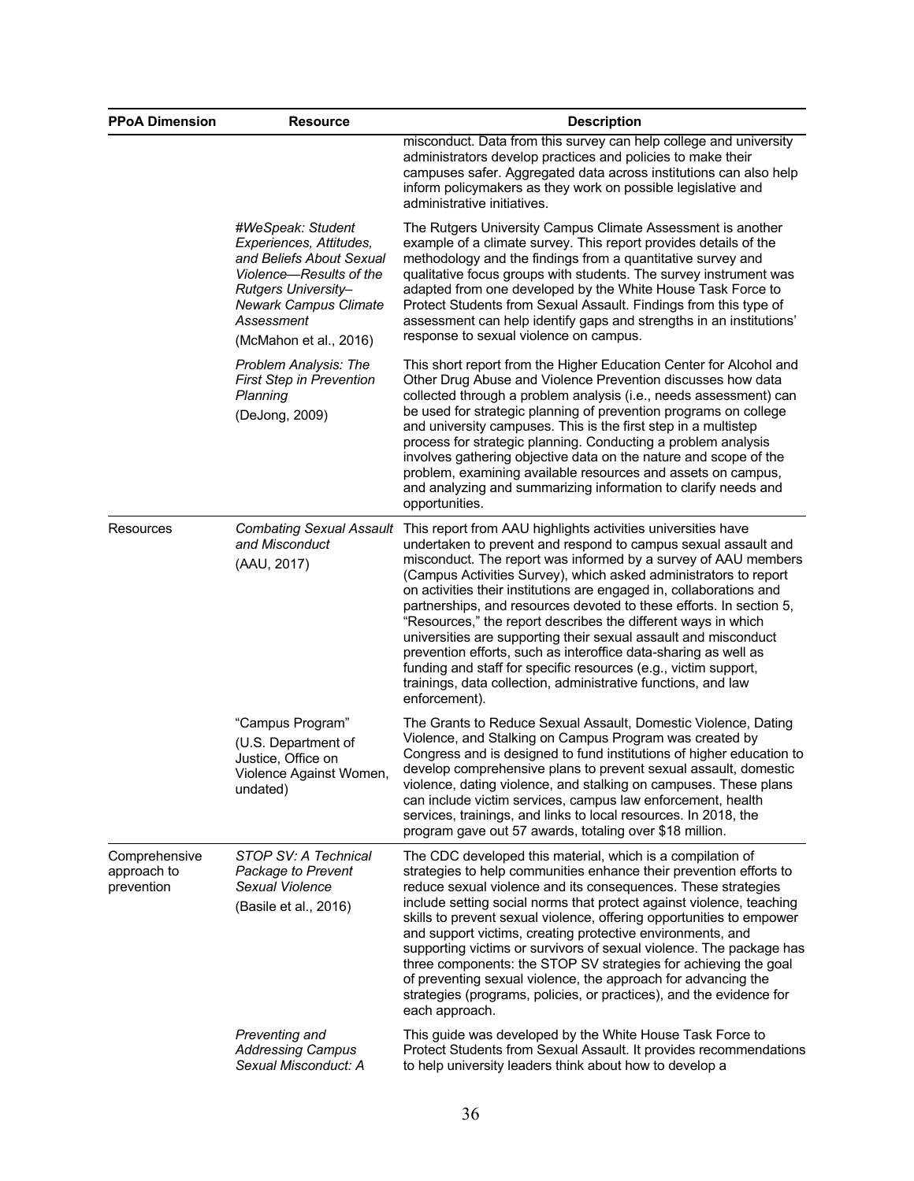| PPoA Dimension | Resource | Description |
|---|---|---|
| | | misconduct. Data from this survey can help college and university administrators develop practices and policies to make their campuses safer. Aggregated data across institutions can also help inform policymakers as they work on possible legislative and administrative initiatives. |
| | *#WeSpeak: Student Experiences, Attitudes, and Beliefs About Sexual Violence—Results of the Rutgers University–Newark Campus Climate Assessment* (McMahon et al., 2016) | The Rutgers University Campus Climate Assessment is another example of a climate survey. This report provides details of the methodology and the findings from a quantitative survey and qualitative focus groups with students. The survey instrument was adapted from one developed by the White House Task Force to Protect Students from Sexual Assault. Findings from this type of assessment can help identify gaps and strengths in an institutions' response to sexual violence on campus. |
| | *Problem Analysis: The First Step in Prevention Planning* (DeJong, 2009) | This short report from the Higher Education Center for Alcohol and Other Drug Abuse and Violence Prevention discusses how data collected through a problem analysis (i.e., needs assessment) can be used for strategic planning of prevention programs on college and university campuses. This is the first step in a multistep process for strategic planning. Conducting a problem analysis involves gathering objective data on the nature and scope of the problem, examining available resources and assets on campus, and analyzing and summarizing information to clarify needs and opportunities. |
| Resources | *Combating Sexual Assault and Misconduct* (AAU, 2017) | This report from AAU highlights activities universities have undertaken to prevent and respond to campus sexual assault and misconduct. The report was informed by a survey of AAU members (Campus Activities Survey), which asked administrators to report on activities their institutions are engaged in, collaborations and partnerships, and resources devoted to these efforts. In section 5, "Resources," the report describes the different ways in which universities are supporting their sexual assault and misconduct prevention efforts, such as interoffice data-sharing as well as funding and staff for specific resources (e.g., victim support, trainings, data collection, administrative functions, and law enforcement). |
| | "Campus Program" (U.S. Department of Justice, Office on Violence Against Women, undated) | The Grants to Reduce Sexual Assault, Domestic Violence, Dating Violence, and Stalking on Campus Program was created by Congress and is designed to fund institutions of higher education to develop comprehensive plans to prevent sexual assault, domestic violence, dating violence, and stalking on campuses. These plans can include victim services, campus law enforcement, health services, trainings, and links to local resources. In 2018, the program gave out 57 awards, totaling over $18 million. |
| Comprehensive approach to prevention | *STOP SV: A Technical Package to Prevent Sexual Violence* (Basile et al., 2016) | The CDC developed this material, which is a compilation of strategies to help communities enhance their prevention efforts to reduce sexual violence and its consequences. These strategies include setting social norms that protect against violence, teaching skills to prevent sexual violence, offering opportunities to empower and support victims, creating protective environments, and supporting victims or survivors of sexual violence. The package has three components: the STOP SV strategies for achieving the goal of preventing sexual violence, the approach for advancing the strategies (programs, policies, or practices), and the evidence for each approach. |
| | *Preventing and Addressing Campus Sexual Misconduct: A* | This guide was developed by the White House Task Force to Protect Students from Sexual Assault. It provides recommendations to help university leaders think about how to develop a |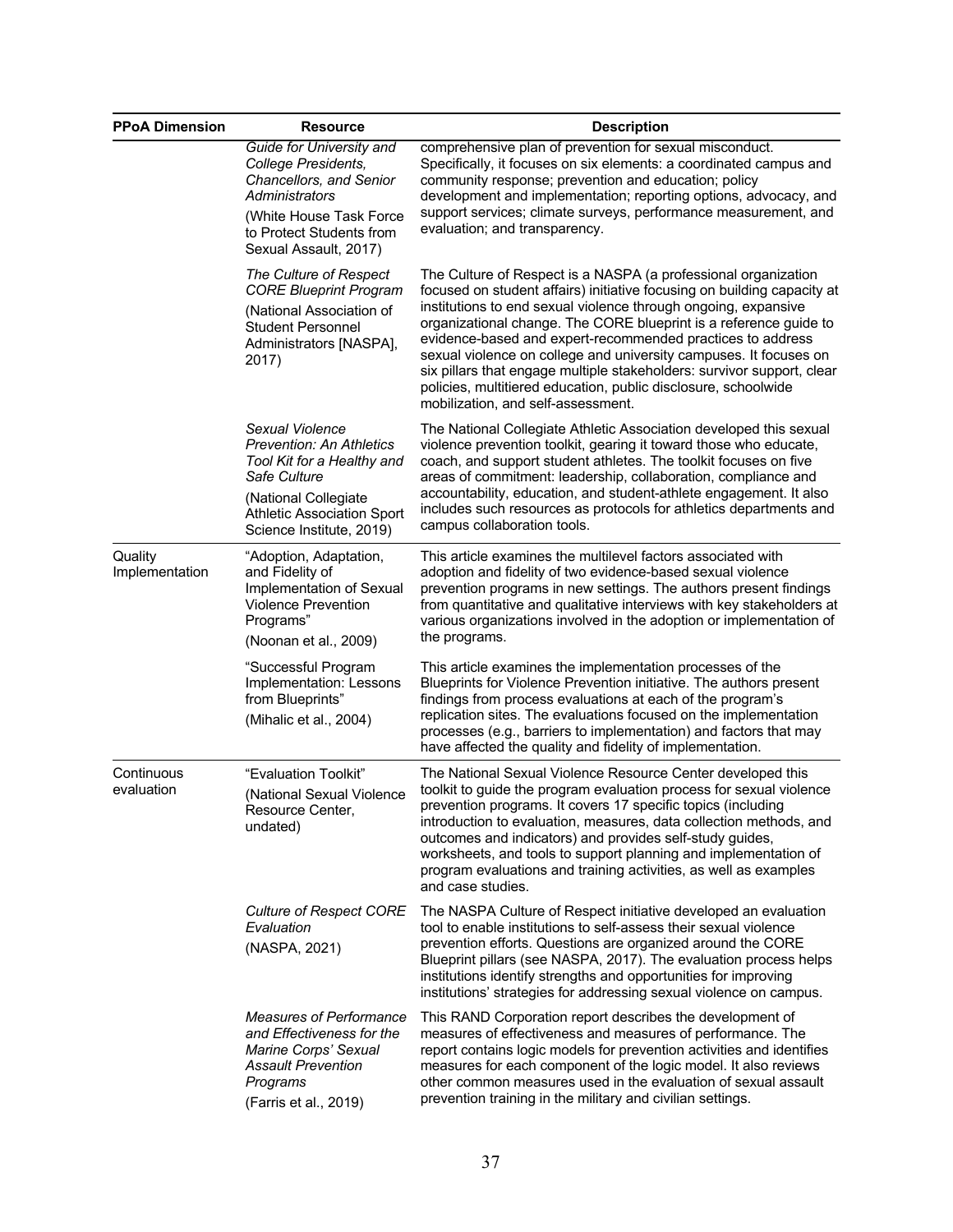| PPoA Dimension | Resource | Description |
|---|---|---|
| | *Guide for University and College Presidents, Chancellors, and Senior Administrators* (White House Task Force to Protect Students from Sexual Assault, 2017) | comprehensive plan of prevention for sexual misconduct. Specifically, it focuses on six elements: a coordinated campus and community response; prevention and education; policy development and implementation; reporting options, advocacy, and support services; climate surveys, performance measurement, and evaluation; and transparency. |
| | *The Culture of Respect CORE Blueprint Program* (National Association of Student Personnel Administrators [NASPA], 2017) | The Culture of Respect is a NASPA (a professional organization focused on student affairs) initiative focusing on building capacity at institutions to end sexual violence through ongoing, expansive organizational change. The CORE blueprint is a reference guide to evidence-based and expert-recommended practices to address sexual violence on college and university campuses. It focuses on six pillars that engage multiple stakeholders: survivor support, clear policies, multitiered education, public disclosure, schoolwide mobilization, and self-assessment. |
| | *Sexual Violence Prevention: An Athletics Tool Kit for a Healthy and Safe Culture* (National Collegiate Athletic Association Sport Science Institute, 2019) | The National Collegiate Athletic Association developed this sexual violence prevention toolkit, gearing it toward those who educate, coach, and support student athletes. The toolkit focuses on five areas of commitment: leadership, collaboration, compliance and accountability, education, and student-athlete engagement. It also includes such resources as protocols for athletics departments and campus collaboration tools. |
| Quality Implementation | "Adoption, Adaptation, and Fidelity of Implementation of Sexual Violence Prevention Programs" (Noonan et al., 2009) | This article examines the multilevel factors associated with adoption and fidelity of two evidence-based sexual violence prevention programs in new settings. The authors present findings from quantitative and qualitative interviews with key stakeholders at various organizations involved in the adoption or implementation of the programs. |
| | "Successful Program Implementation: Lessons from Blueprints" (Mihalic et al., 2004) | This article examines the implementation processes of the Blueprints for Violence Prevention initiative. The authors present findings from process evaluations at each of the program's replication sites. The evaluations focused on the implementation processes (e.g., barriers to implementation) and factors that may have affected the quality and fidelity of implementation. |
| Continuous evaluation | "Evaluation Toolkit" (National Sexual Violence Resource Center, undated) | The National Sexual Violence Resource Center developed this toolkit to guide the program evaluation process for sexual violence prevention programs. It covers 17 specific topics (including introduction to evaluation, measures, data collection methods, and outcomes and indicators) and provides self-study guides, worksheets, and tools to support planning and implementation of program evaluations and training activities, as well as examples and case studies. |
| | *Culture of Respect CORE Evaluation* (NASPA, 2021) | The NASPA Culture of Respect initiative developed an evaluation tool to enable institutions to self-assess their sexual violence prevention efforts. Questions are organized around the CORE Blueprint pillars (see NASPA, 2017). The evaluation process helps institutions identify strengths and opportunities for improving institutions' strategies for addressing sexual violence on campus. |
| | *Measures of Performance and Effectiveness for the Marine Corps' Sexual Assault Prevention Programs* (Farris et al., 2019) | This RAND Corporation report describes the development of measures of effectiveness and measures of performance. The report contains logic models for prevention activities and identifies measures for each component of the logic model. It also reviews other common measures used in the evaluation of sexual assault prevention training in the military and civilian settings. |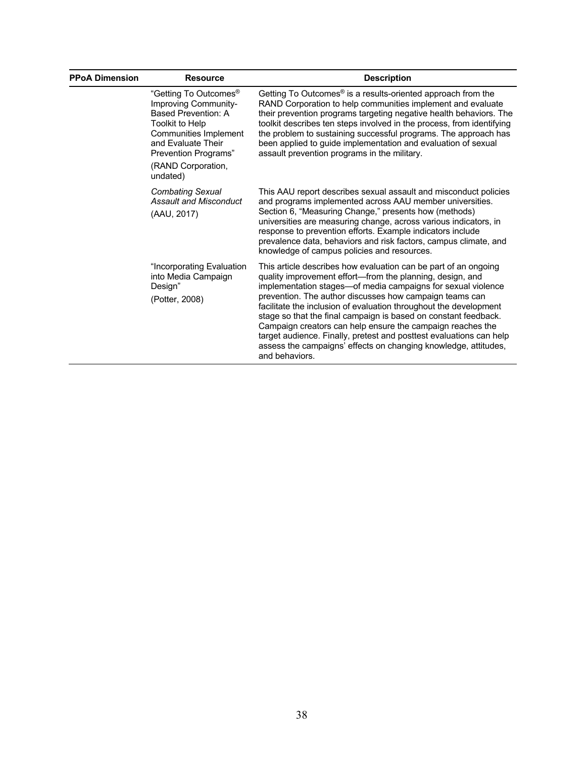| PPoA Dimension | Resource | Description |
|---|---|---|
| | "Getting To Outcomes® Improving Community-Based Prevention: A Toolkit to Help Communities Implement and Evaluate Their Prevention Programs" (RAND Corporation, undated) | Getting To Outcomes® is a results-oriented approach from the RAND Corporation to help communities implement and evaluate their prevention programs targeting negative health behaviors. The toolkit describes ten steps involved in the process, from identifying the problem to sustaining successful programs. The approach has been applied to guide implementation and evaluation of sexual assault prevention programs in the military. |
| | *Combating Sexual Assault and Misconduct* (AAU, 2017) | This AAU report describes sexual assault and misconduct policies and programs implemented across AAU member universities. Section 6, "Measuring Change," presents how (methods) universities are measuring change, across various indicators, in response to prevention efforts. Example indicators include prevalence data, behaviors and risk factors, campus climate, and knowledge of campus policies and resources. |
| | "Incorporating Evaluation into Media Campaign Design" (Potter, 2008) | This article describes how evaluation can be part of an ongoing quality improvement effort—from the planning, design, and implementation stages—of media campaigns for sexual violence prevention. The author discusses how campaign teams can facilitate the inclusion of evaluation throughout the development stage so that the final campaign is based on constant feedback. Campaign creators can help ensure the campaign reaches the target audience. Finally, pretest and posttest evaluations can help assess the campaigns' effects on changing knowledge, attitudes, and behaviors. |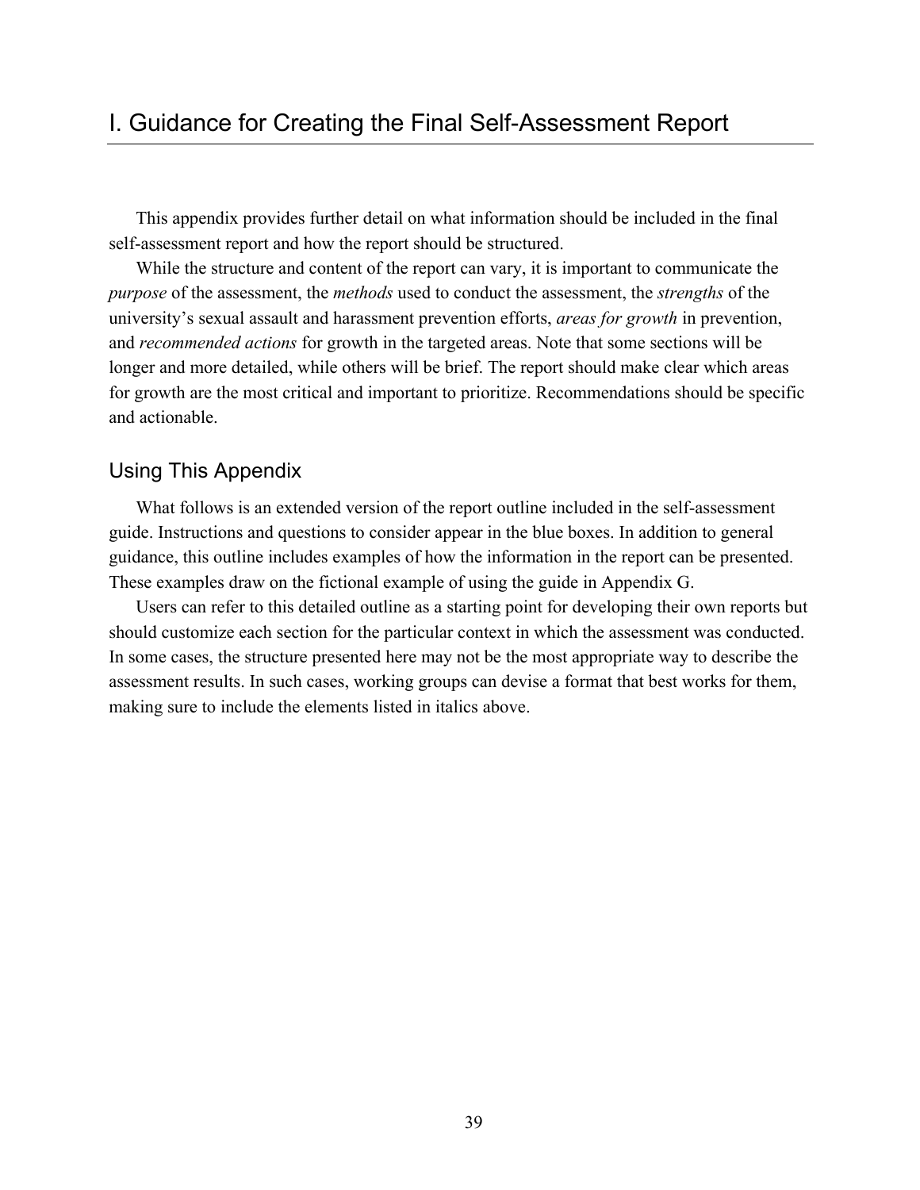# I. Guidance for Creating the Final Self-Assessment Report

This appendix provides further detail on what information should be included in the final self-assessment report and how the report should be structured.

While the structure and content of the report can vary, it is important to communicate the *purpose* of the assessment, the *methods* used to conduct the assessment, the *strengths* of the university's sexual assault and harassment prevention efforts, *areas for growth* in prevention, and *recommended actions* for growth in the targeted areas. Note that some sections will be longer and more detailed, while others will be brief. The report should make clear which areas for growth are the most critical and important to prioritize. Recommendations should be specific and actionable.

## Using This Appendix

What follows is an extended version of the report outline included in the self-assessment guide. Instructions and questions to consider appear in the blue boxes. In addition to general guidance, this outline includes examples of how the information in the report can be presented. These examples draw on the fictional example of using the guide in Appendix G.

Users can refer to this detailed outline as a starting point for developing their own reports but should customize each section for the particular context in which the assessment was conducted. In some cases, the structure presented here may not be the most appropriate way to describe the assessment results. In such cases, working groups can devise a format that best works for them, making sure to include the elements listed in italics above.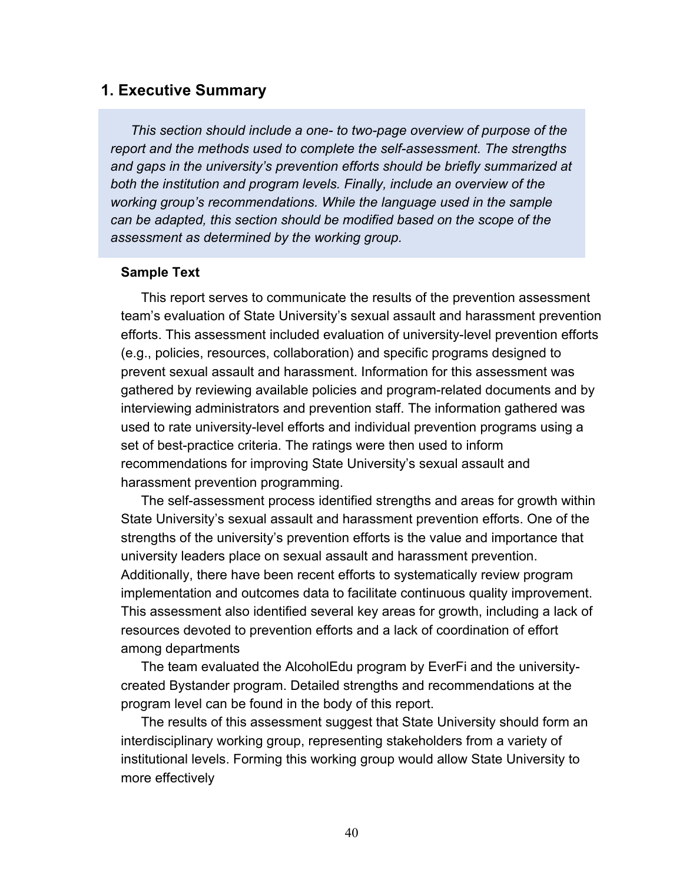## 1. Executive Summary

*This section should include a one- to two-page overview of purpose of the report and the methods used to complete the self-assessment. The strengths and gaps in the university's prevention efforts should be briefly summarized at both the institution and program levels. Finally, include an overview of the working group's recommendations. While the language used in the sample can be adapted, this section should be modified based on the scope of the assessment as determined by the working group.*

**Sample Text**

This report serves to communicate the results of the prevention assessment team's evaluation of State University's sexual assault and harassment prevention efforts. This assessment included evaluation of university-level prevention efforts (e.g., policies, resources, collaboration) and specific programs designed to prevent sexual assault and harassment. Information for this assessment was gathered by reviewing available policies and program-related documents and by interviewing administrators and prevention staff. The information gathered was used to rate university-level efforts and individual prevention programs using a set of best-practice criteria. The ratings were then used to inform recommendations for improving State University's sexual assault and harassment prevention programming.

The self-assessment process identified strengths and areas for growth within State University's sexual assault and harassment prevention efforts. One of the strengths of the university's prevention efforts is the value and importance that university leaders place on sexual assault and harassment prevention. Additionally, there have been recent efforts to systematically review program implementation and outcomes data to facilitate continuous quality improvement. This assessment also identified several key areas for growth, including a lack of resources devoted to prevention efforts and a lack of coordination of effort among departments

The team evaluated the AlcoholEdu program by EverFi and the university-created Bystander program. Detailed strengths and recommendations at the program level can be found in the body of this report.

The results of this assessment suggest that State University should form an interdisciplinary working group, representing stakeholders from a variety of institutional levels. Forming this working group would allow State University to more effectively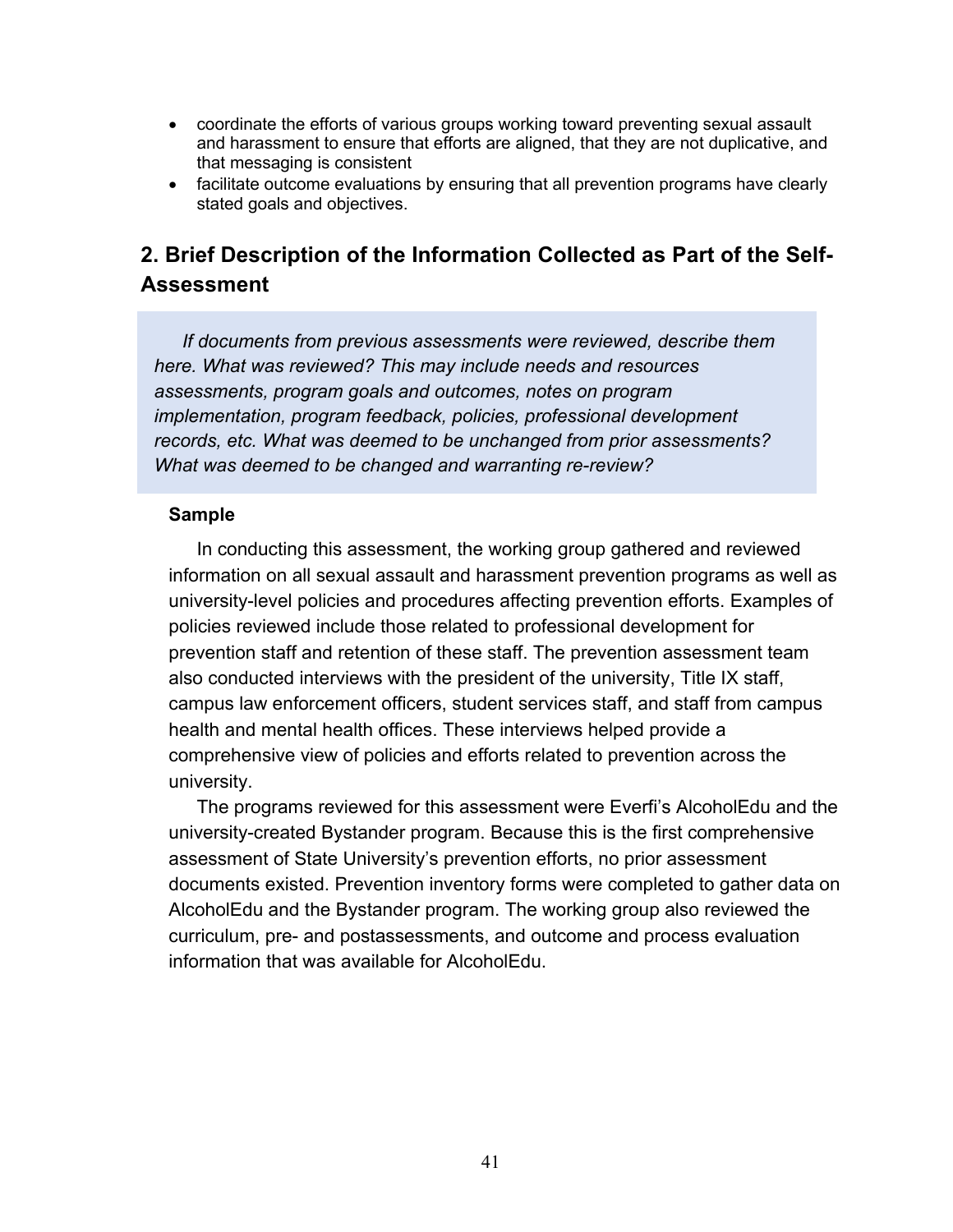- coordinate the efforts of various groups working toward preventing sexual assault and harassment to ensure that efforts are aligned, that they are not duplicative, and that messaging is consistent
- facilitate outcome evaluations by ensuring that all prevention programs have clearly stated goals and objectives.

## 2. Brief Description of the Information Collected as Part of the Self-Assessment

*If documents from previous assessments were reviewed, describe them here. What was reviewed? This may include needs and resources assessments, program goals and outcomes, notes on program implementation, program feedback, policies, professional development records, etc. What was deemed to be unchanged from prior assessments? What was deemed to be changed and warranting re-review?*

**Sample**

In conducting this assessment, the working group gathered and reviewed information on all sexual assault and harassment prevention programs as well as university-level policies and procedures affecting prevention efforts. Examples of policies reviewed include those related to professional development for prevention staff and retention of these staff. The prevention assessment team also conducted interviews with the president of the university, Title IX staff, campus law enforcement officers, student services staff, and staff from campus health and mental health offices. These interviews helped provide a comprehensive view of policies and efforts related to prevention across the university.

The programs reviewed for this assessment were Everfi's AlcoholEdu and the university-created Bystander program. Because this is the first comprehensive assessment of State University's prevention efforts, no prior assessment documents existed. Prevention inventory forms were completed to gather data on AlcoholEdu and the Bystander program. The working group also reviewed the curriculum, pre- and postassessments, and outcome and process evaluation information that was available for AlcoholEdu.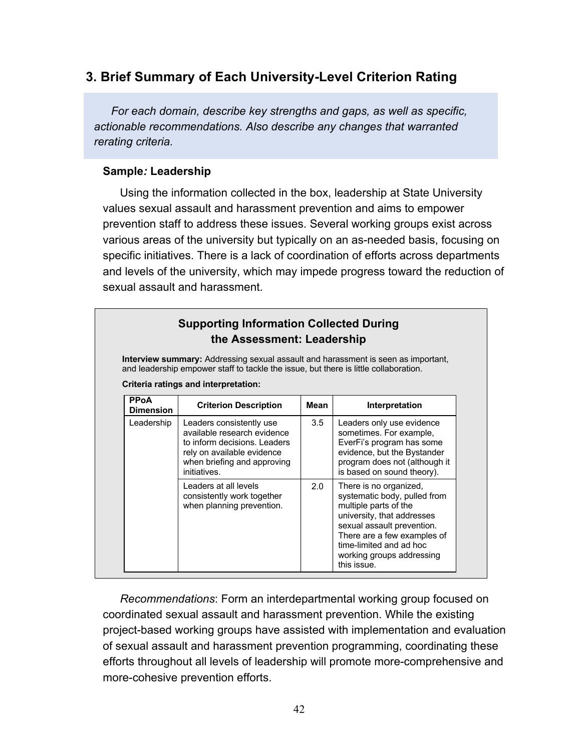## 3. Brief Summary of Each University-Level Criterion Rating

*For each domain, describe key strengths and gaps, as well as specific, actionable recommendations. Also describe any changes that warranted rerating criteria.*

**Sample*:* Leadership**

Using the information collected in the box, leadership at State University values sexual assault and harassment prevention and aims to empower prevention staff to address these issues. Several working groups exist across various areas of the university but typically on an as-needed basis, focusing on specific initiatives. There is a lack of coordination of efforts across departments and levels of the university, which may impede progress toward the reduction of sexual assault and harassment.

### Supporting Information Collected During the Assessment: Leadership

**Interview summary:** Addressing sexual assault and harassment is seen as important, and leadership empower staff to tackle the issue, but there is little collaboration.

**Criteria ratings and interpretation:**

| PPoA Dimension | Criterion Description | Mean | Interpretation |
|---|---|---|---|
| Leadership | Leaders consistently use available research evidence to inform decisions. Leaders rely on available evidence when briefing and approving initiatives. | 3.5 | Leaders only use evidence sometimes. For example, EverFi's program has some evidence, but the Bystander program does not (although it is based on sound theory). |
| | Leaders at all levels consistently work together when planning prevention. | 2.0 | There is no organized, systematic body, pulled from multiple parts of the university, that addresses sexual assault prevention. There are a few examples of time-limited and ad hoc working groups addressing this issue. |

*Recommendations*: Form an interdepartmental working group focused on coordinated sexual assault and harassment prevention. While the existing project-based working groups have assisted with implementation and evaluation of sexual assault and harassment prevention programming, coordinating these efforts throughout all levels of leadership will promote more-comprehensive and more-cohesive prevention efforts.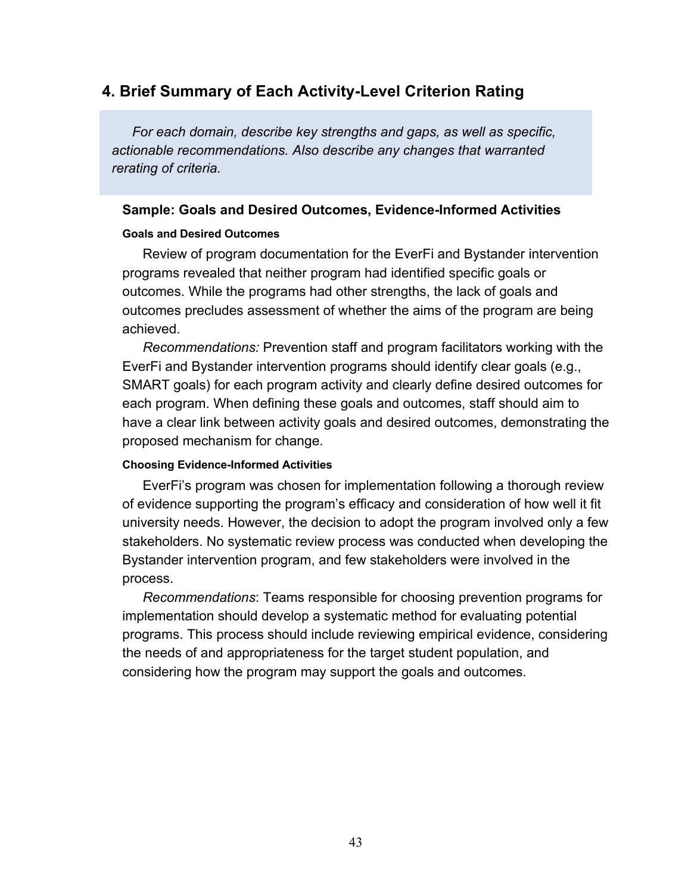## 4. Brief Summary of Each Activity-Level Criterion Rating

*For each domain, describe key strengths and gaps, as well as specific, actionable recommendations. Also describe any changes that warranted rerating of criteria.*

### Sample: Goals and Desired Outcomes, Evidence-Informed Activities

#### Goals and Desired Outcomes

Review of program documentation for the EverFi and Bystander intervention programs revealed that neither program had identified specific goals or outcomes. While the programs had other strengths, the lack of goals and outcomes precludes assessment of whether the aims of the program are being achieved.

*Recommendations:* Prevention staff and program facilitators working with the EverFi and Bystander intervention programs should identify clear goals (e.g., SMART goals) for each program activity and clearly define desired outcomes for each program. When defining these goals and outcomes, staff should aim to have a clear link between activity goals and desired outcomes, demonstrating the proposed mechanism for change.

#### Choosing Evidence-Informed Activities

EverFi's program was chosen for implementation following a thorough review of evidence supporting the program's efficacy and consideration of how well it fit university needs. However, the decision to adopt the program involved only a few stakeholders. No systematic review process was conducted when developing the Bystander intervention program, and few stakeholders were involved in the process.

*Recommendations*: Teams responsible for choosing prevention programs for implementation should develop a systematic method for evaluating potential programs. This process should include reviewing empirical evidence, considering the needs of and appropriateness for the target student population, and considering how the program may support the goals and outcomes.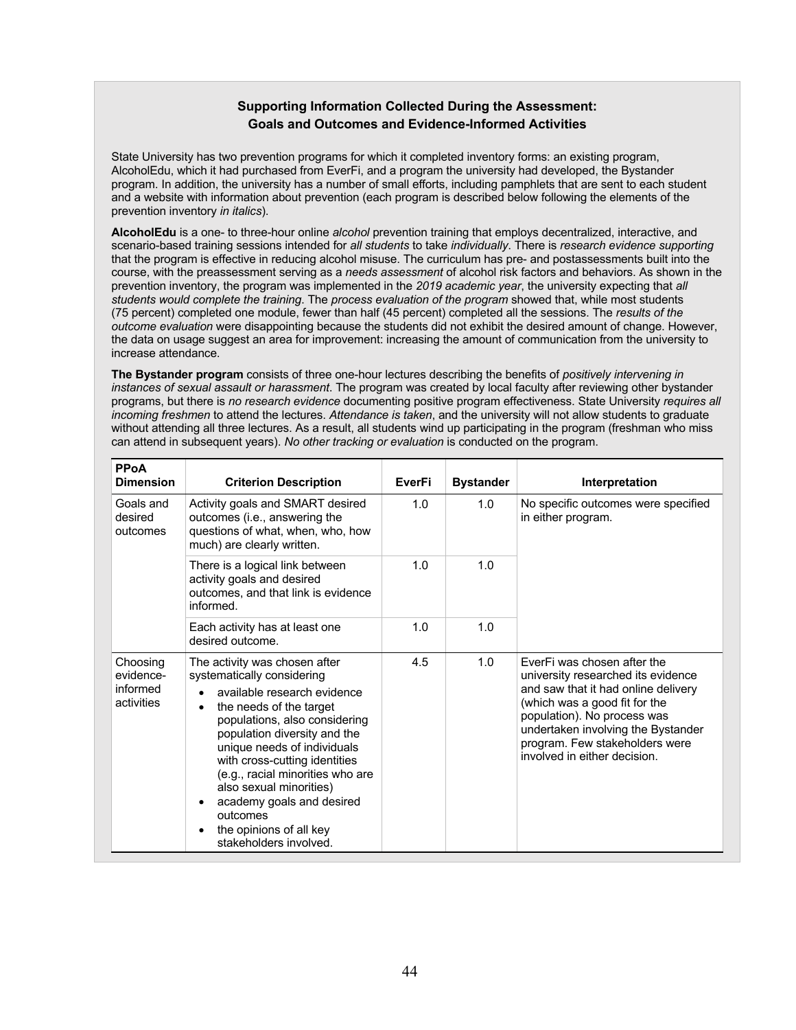**Supporting Information Collected During the Assessment: Goals and Outcomes and Evidence-Informed Activities**

State University has two prevention programs for which it completed inventory forms: an existing program, AlcoholEdu, which it had purchased from EverFi, and a program the university had developed, the Bystander program. In addition, the university has a number of small efforts, including pamphlets that are sent to each student and a website with information about prevention (each program is described below following the elements of the prevention inventory *in italics*).

**AlcoholEdu** is a one- to three-hour online *alcohol* prevention training that employs decentralized, interactive, and scenario-based training sessions intended for *all students* to take *individually*. There is *research evidence supporting* that the program is effective in reducing alcohol misuse. The curriculum has pre- and postassessments built into the course, with the preassessment serving as a *needs assessment* of alcohol risk factors and behaviors. As shown in the prevention inventory, the program was implemented in the *2019 academic year*, the university expecting that *all students would complete the training*. The *process evaluation of the program* showed that, while most students (75 percent) completed one module, fewer than half (45 percent) completed all the sessions. The *results of the outcome evaluation* were disappointing because the students did not exhibit the desired amount of change. However, the data on usage suggest an area for improvement: increasing the amount of communication from the university to increase attendance.

**The Bystander program** consists of three one-hour lectures describing the benefits of *positively intervening in instances of sexual assault or harassment*. The program was created by local faculty after reviewing other bystander programs, but there is *no research evidence* documenting positive program effectiveness. State University *requires all incoming freshmen* to attend the lectures. *Attendance is taken*, and the university will not allow students to graduate without attending all three lectures. As a result, all students wind up participating in the program (freshman who miss can attend in subsequent years). *No other tracking or evaluation* is conducted on the program.

| PPoA Dimension | Criterion Description | EverFi | Bystander | Interpretation |
|---|---|---|---|---|
| Goals and desired outcomes | Activity goals and SMART desired outcomes (i.e., answering the questions of what, when, who, how much) are clearly written. | 1.0 | 1.0 | No specific outcomes were specified in either program. |
| | There is a logical link between activity goals and desired outcomes, and that link is evidence informed. | 1.0 | 1.0 | |
| | Each activity has at least one desired outcome. | 1.0 | 1.0 | |
| Choosing evidence-informed activities | The activity was chosen after systematically considering<br>• available research evidence<br>• the needs of the target populations, also considering population diversity and the unique needs of individuals with cross-cutting identities (e.g., racial minorities who are also sexual minorities)<br>• academy goals and desired outcomes<br>• the opinions of all key stakeholders involved. | 4.5 | 1.0 | EverFi was chosen after the university researched its evidence and saw that it had online delivery (which was a good fit for the population). No process was undertaken involving the Bystander program. Few stakeholders were involved in either decision. |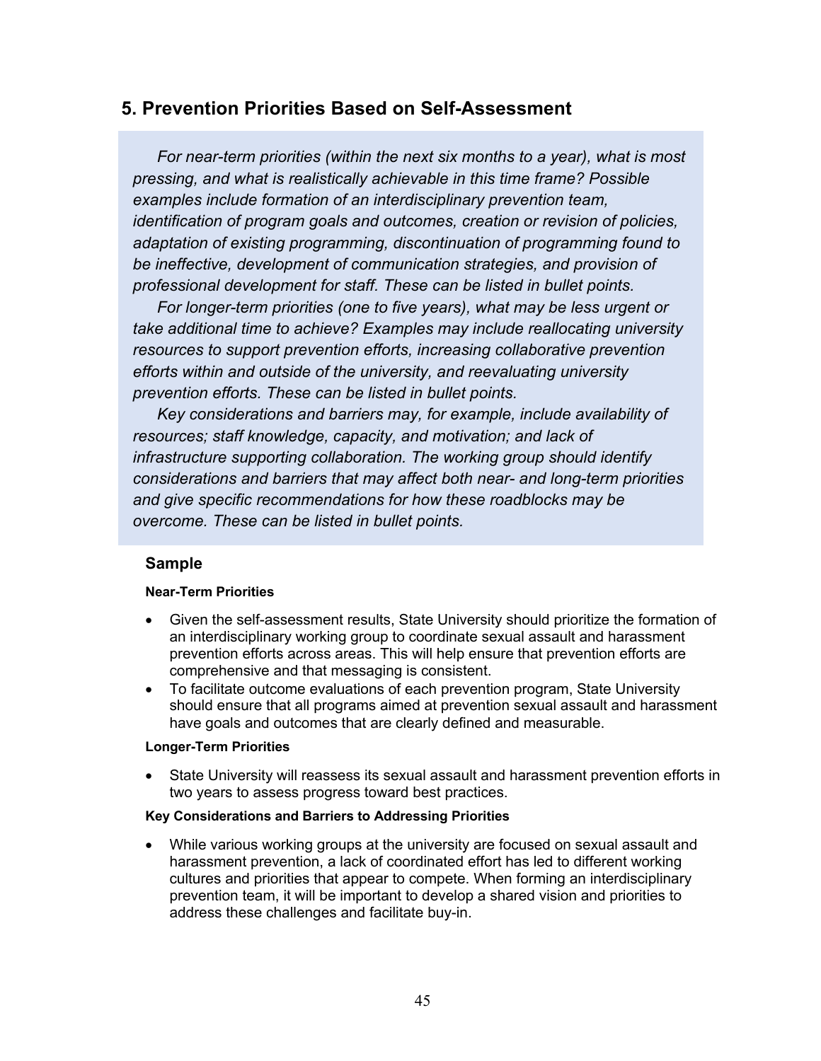## 5. Prevention Priorities Based on Self-Assessment

*For near-term priorities (within the next six months to a year), what is most pressing, and what is realistically achievable in this time frame? Possible examples include formation of an interdisciplinary prevention team, identification of program goals and outcomes, creation or revision of policies, adaptation of existing programming, discontinuation of programming found to be ineffective, development of communication strategies, and provision of professional development for staff. These can be listed in bullet points.*

*For longer-term priorities (one to five years), what may be less urgent or take additional time to achieve? Examples may include reallocating university resources to support prevention efforts, increasing collaborative prevention efforts within and outside of the university, and reevaluating university prevention efforts. These can be listed in bullet points.*

*Key considerations and barriers may, for example, include availability of resources; staff knowledge, capacity, and motivation; and lack of infrastructure supporting collaboration. The working group should identify considerations and barriers that may affect both near- and long-term priorities and give specific recommendations for how these roadblocks may be overcome. These can be listed in bullet points.*

### Sample

**Near-Term Priorities**

- Given the self-assessment results, State University should prioritize the formation of an interdisciplinary working group to coordinate sexual assault and harassment prevention efforts across areas. This will help ensure that prevention efforts are comprehensive and that messaging is consistent.
- To facilitate outcome evaluations of each prevention program, State University should ensure that all programs aimed at prevention sexual assault and harassment have goals and outcomes that are clearly defined and measurable.

**Longer-Term Priorities**

- State University will reassess its sexual assault and harassment prevention efforts in two years to assess progress toward best practices.

**Key Considerations and Barriers to Addressing Priorities**

- While various working groups at the university are focused on sexual assault and harassment prevention, a lack of coordinated effort has led to different working cultures and priorities that appear to compete. When forming an interdisciplinary prevention team, it will be important to develop a shared vision and priorities to address these challenges and facilitate buy-in.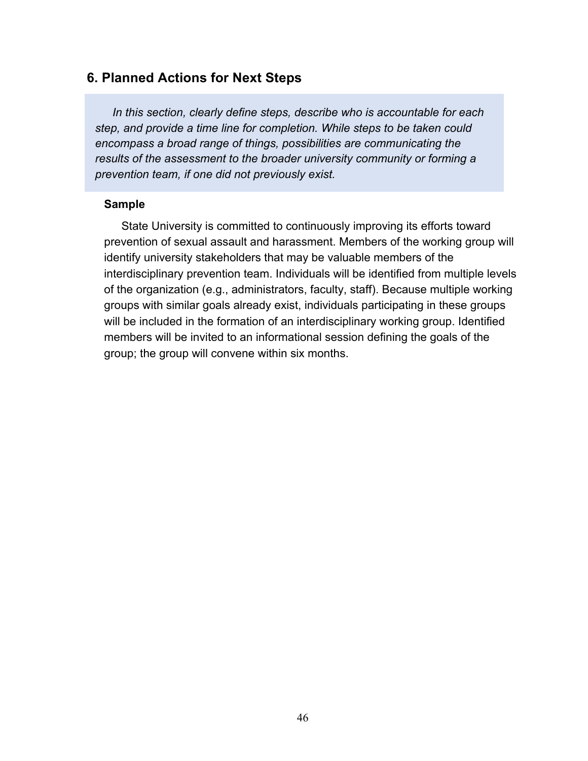## 6. Planned Actions for Next Steps

*In this section, clearly define steps, describe who is accountable for each step, and provide a time line for completion. While steps to be taken could encompass a broad range of things, possibilities are communicating the results of the assessment to the broader university community or forming a prevention team, if one did not previously exist.*

**Sample**

State University is committed to continuously improving its efforts toward prevention of sexual assault and harassment. Members of the working group will identify university stakeholders that may be valuable members of the interdisciplinary prevention team. Individuals will be identified from multiple levels of the organization (e.g., administrators, faculty, staff). Because multiple working groups with similar goals already exist, individuals participating in these groups will be included in the formation of an interdisciplinary working group. Identified members will be invited to an informational session defining the goals of the group; the group will convene within six months.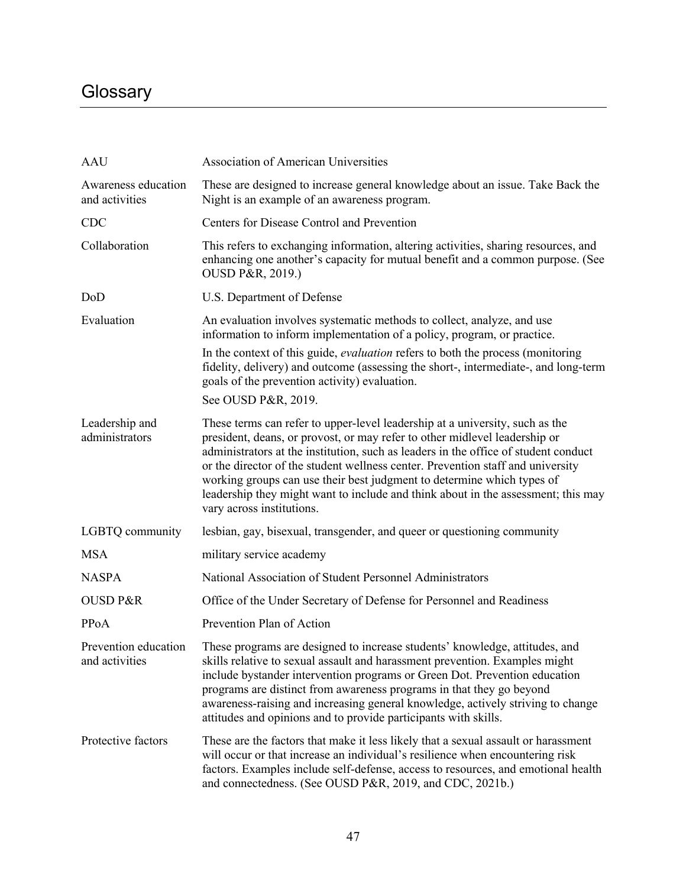# Glossary

| | |
|---|---|
| AAU | Association of American Universities |
| Awareness education and activities | These are designed to increase general knowledge about an issue. Take Back the Night is an example of an awareness program. |
| CDC | Centers for Disease Control and Prevention |
| Collaboration | This refers to exchanging information, altering activities, sharing resources, and enhancing one another's capacity for mutual benefit and a common purpose. (See OUSD P&R, 2019.) |
| DoD | U.S. Department of Defense |
| Evaluation | An evaluation involves systematic methods to collect, analyze, and use information to inform implementation of a policy, program, or practice.<br>In the context of this guide, *evaluation* refers to both the process (monitoring fidelity, delivery) and outcome (assessing the short-, intermediate-, and long-term goals of the prevention activity) evaluation.<br>See OUSD P&R, 2019. |
| Leadership and administrators | These terms can refer to upper-level leadership at a university, such as the president, deans, or provost, or may refer to other midlevel leadership or administrators at the institution, such as leaders in the office of student conduct or the director of the student wellness center. Prevention staff and university working groups can use their best judgment to determine which types of leadership they might want to include and think about in the assessment; this may vary across institutions. |
| LGBTQ community | lesbian, gay, bisexual, transgender, and queer or questioning community |
| MSA | military service academy |
| NASPA | National Association of Student Personnel Administrators |
| OUSD P&R | Office of the Under Secretary of Defense for Personnel and Readiness |
| PPoA | Prevention Plan of Action |
| Prevention education and activities | These programs are designed to increase students' knowledge, attitudes, and skills relative to sexual assault and harassment prevention. Examples might include bystander intervention programs or Green Dot. Prevention education programs are distinct from awareness programs in that they go beyond awareness-raising and increasing general knowledge, actively striving to change attitudes and opinions and to provide participants with skills. |
| Protective factors | These are the factors that make it less likely that a sexual assault or harassment will occur or that increase an individual's resilience when encountering risk factors. Examples include self-defense, access to resources, and emotional health and connectedness. (See OUSD P&R, 2019, and CDC, 2021b.) |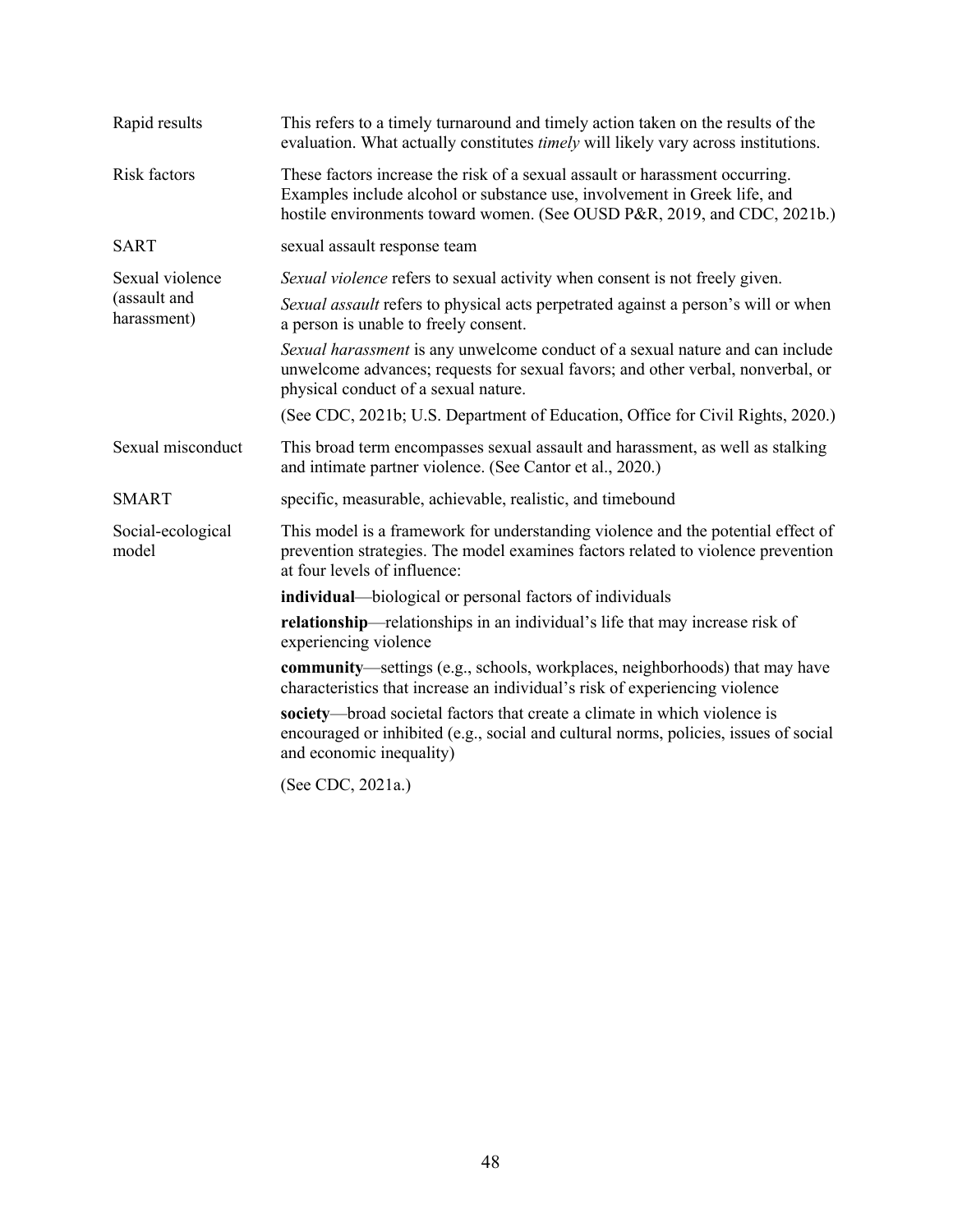| | |
|---|---|
| Rapid results | This refers to a timely turnaround and timely action taken on the results of the evaluation. What actually constitutes *timely* will likely vary across institutions. |
| Risk factors | These factors increase the risk of a sexual assault or harassment occurring. Examples include alcohol or substance use, involvement in Greek life, and hostile environments toward women. (See OUSD P&R, 2019, and CDC, 2021b.) |
| SART | sexual assault response team |
| Sexual violence (assault and harassment) | *Sexual violence* refers to sexual activity when consent is not freely given.<br><br>*Sexual assault* refers to physical acts perpetrated against a person's will or when a person is unable to freely consent.<br><br>*Sexual harassment* is any unwelcome conduct of a sexual nature and can include unwelcome advances; requests for sexual favors; and other verbal, nonverbal, or physical conduct of a sexual nature.<br><br>(See CDC, 2021b; U.S. Department of Education, Office for Civil Rights, 2020.) |
| Sexual misconduct | This broad term encompasses sexual assault and harassment, as well as stalking and intimate partner violence. (See Cantor et al., 2020.) |
| SMART | specific, measurable, achievable, realistic, and timebound |
| Social-ecological model | This model is a framework for understanding violence and the potential effect of prevention strategies. The model examines factors related to violence prevention at four levels of influence:<br><br>**individual**—biological or personal factors of individuals<br><br>**relationship**—relationships in an individual's life that may increase risk of experiencing violence<br><br>**community**—settings (e.g., schools, workplaces, neighborhoods) that may have characteristics that increase an individual's risk of experiencing violence<br><br>**society**—broad societal factors that create a climate in which violence is encouraged or inhibited (e.g., social and cultural norms, policies, issues of social and economic inequality)<br><br>(See CDC, 2021a.) |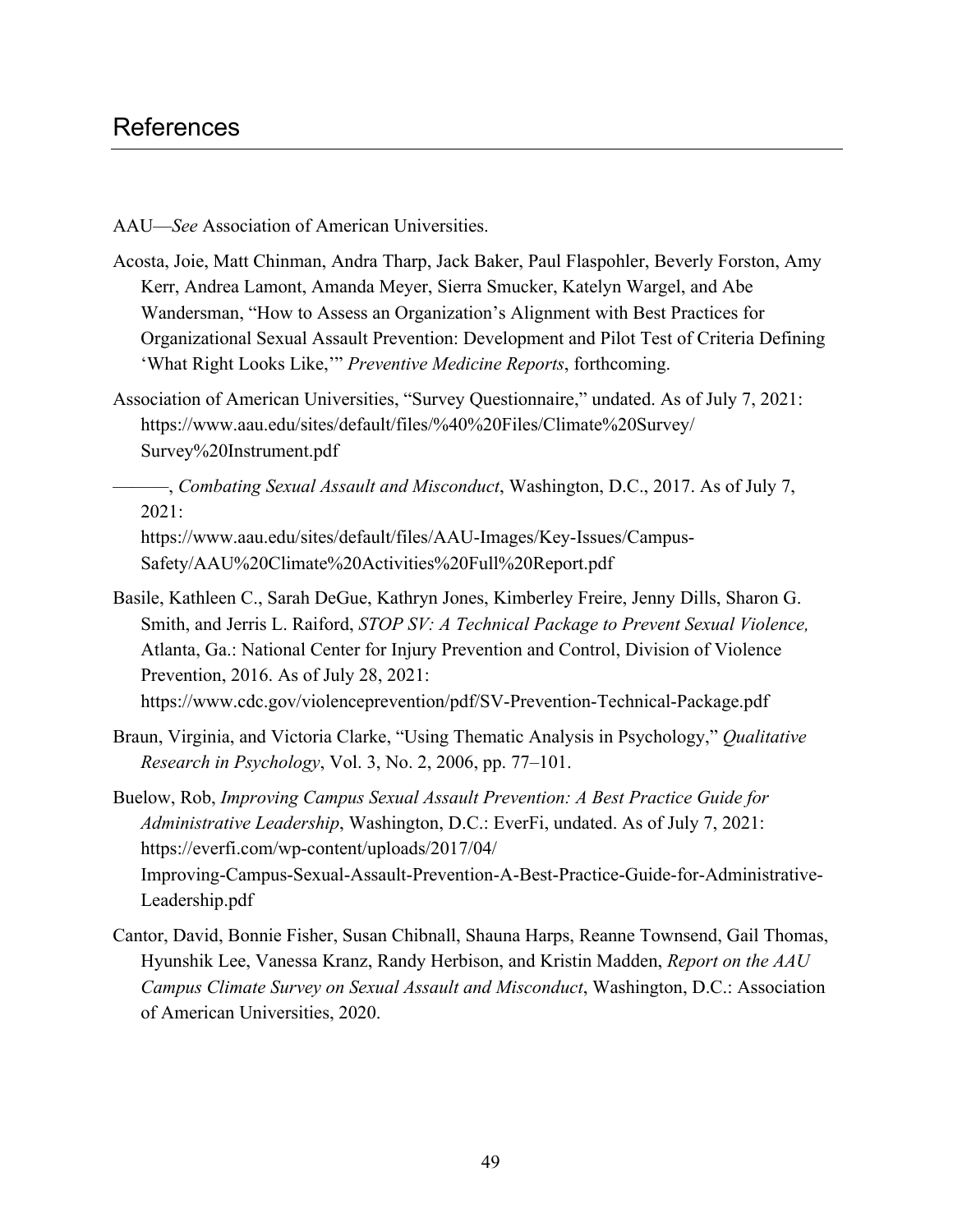# References

AAU—*See* Association of American Universities.

Acosta, Joie, Matt Chinman, Andra Tharp, Jack Baker, Paul Flaspohler, Beverly Forston, Amy Kerr, Andrea Lamont, Amanda Meyer, Sierra Smucker, Katelyn Wargel, and Abe Wandersman, "How to Assess an Organization's Alignment with Best Practices for Organizational Sexual Assault Prevention: Development and Pilot Test of Criteria Defining 'What Right Looks Like,'" *Preventive Medicine Reports*, forthcoming.

Association of American Universities, "Survey Questionnaire," undated. As of July 7, 2021: https://www.aau.edu/sites/default/files/%40%20Files/Climate%20Survey/Survey%20Instrument.pdf

———, *Combating Sexual Assault and Misconduct*, Washington, D.C., 2017. As of July 7, 2021: https://www.aau.edu/sites/default/files/AAU-Images/Key-Issues/Campus-Safety/AAU%20Climate%20Activities%20Full%20Report.pdf

Basile, Kathleen C., Sarah DeGue, Kathryn Jones, Kimberley Freire, Jenny Dills, Sharon G. Smith, and Jerris L. Raiford, *STOP SV: A Technical Package to Prevent Sexual Violence,* Atlanta, Ga.: National Center for Injury Prevention and Control, Division of Violence Prevention, 2016. As of July 28, 2021: https://www.cdc.gov/violenceprevention/pdf/SV-Prevention-Technical-Package.pdf

Braun, Virginia, and Victoria Clarke, "Using Thematic Analysis in Psychology," *Qualitative Research in Psychology*, Vol. 3, No. 2, 2006, pp. 77–101.

Buelow, Rob, *Improving Campus Sexual Assault Prevention: A Best Practice Guide for Administrative Leadership*, Washington, D.C.: EverFi, undated. As of July 7, 2021: https://everfi.com/wp-content/uploads/2017/04/Improving-Campus-Sexual-Assault-Prevention-A-Best-Practice-Guide-for-Administrative-Leadership.pdf

Cantor, David, Bonnie Fisher, Susan Chibnall, Shauna Harps, Reanne Townsend, Gail Thomas, Hyunshik Lee, Vanessa Kranz, Randy Herbison, and Kristin Madden, *Report on the AAU Campus Climate Survey on Sexual Assault and Misconduct*, Washington, D.C.: Association of American Universities, 2020.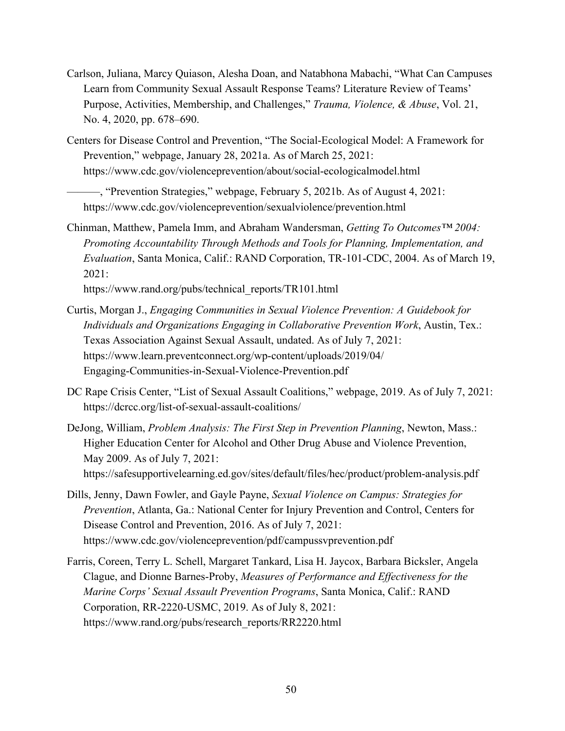Carlson, Juliana, Marcy Quiason, Alesha Doan, and Natabhona Mabachi, "What Can Campuses Learn from Community Sexual Assault Response Teams? Literature Review of Teams' Purpose, Activities, Membership, and Challenges," *Trauma, Violence, & Abuse*, Vol. 21, No. 4, 2020, pp. 678–690.

Centers for Disease Control and Prevention, "The Social-Ecological Model: A Framework for Prevention," webpage, January 28, 2021a. As of March 25, 2021: https://www.cdc.gov/violenceprevention/about/social-ecologicalmodel.html

———, "Prevention Strategies," webpage, February 5, 2021b. As of August 4, 2021: https://www.cdc.gov/violenceprevention/sexualviolence/prevention.html

Chinman, Matthew, Pamela Imm, and Abraham Wandersman, *Getting To Outcomes™ 2004: Promoting Accountability Through Methods and Tools for Planning, Implementation, and Evaluation*, Santa Monica, Calif.: RAND Corporation, TR-101-CDC, 2004. As of March 19, 2021:
https://www.rand.org/pubs/technical_reports/TR101.html

Curtis, Morgan J., *Engaging Communities in Sexual Violence Prevention: A Guidebook for Individuals and Organizations Engaging in Collaborative Prevention Work*, Austin, Tex.: Texas Association Against Sexual Assault, undated. As of July 7, 2021: https://www.learn.preventconnect.org/wp-content/uploads/2019/04/Engaging-Communities-in-Sexual-Violence-Prevention.pdf

DC Rape Crisis Center, "List of Sexual Assault Coalitions," webpage, 2019. As of July 7, 2021: https://dcrcc.org/list-of-sexual-assault-coalitions/

DeJong, William, *Problem Analysis: The First Step in Prevention Planning*, Newton, Mass.: Higher Education Center for Alcohol and Other Drug Abuse and Violence Prevention, May 2009. As of July 7, 2021:
https://safesupportivelearning.ed.gov/sites/default/files/hec/product/problem-analysis.pdf

Dills, Jenny, Dawn Fowler, and Gayle Payne, *Sexual Violence on Campus: Strategies for Prevention*, Atlanta, Ga.: National Center for Injury Prevention and Control, Centers for Disease Control and Prevention, 2016. As of July 7, 2021: https://www.cdc.gov/violenceprevention/pdf/campussvprevention.pdf

Farris, Coreen, Terry L. Schell, Margaret Tankard, Lisa H. Jaycox, Barbara Bicksler, Angela Clague, and Dionne Barnes-Proby, *Measures of Performance and Effectiveness for the Marine Corps' Sexual Assault Prevention Programs*, Santa Monica, Calif.: RAND Corporation, RR-2220-USMC, 2019. As of July 8, 2021: https://www.rand.org/pubs/research_reports/RR2220.html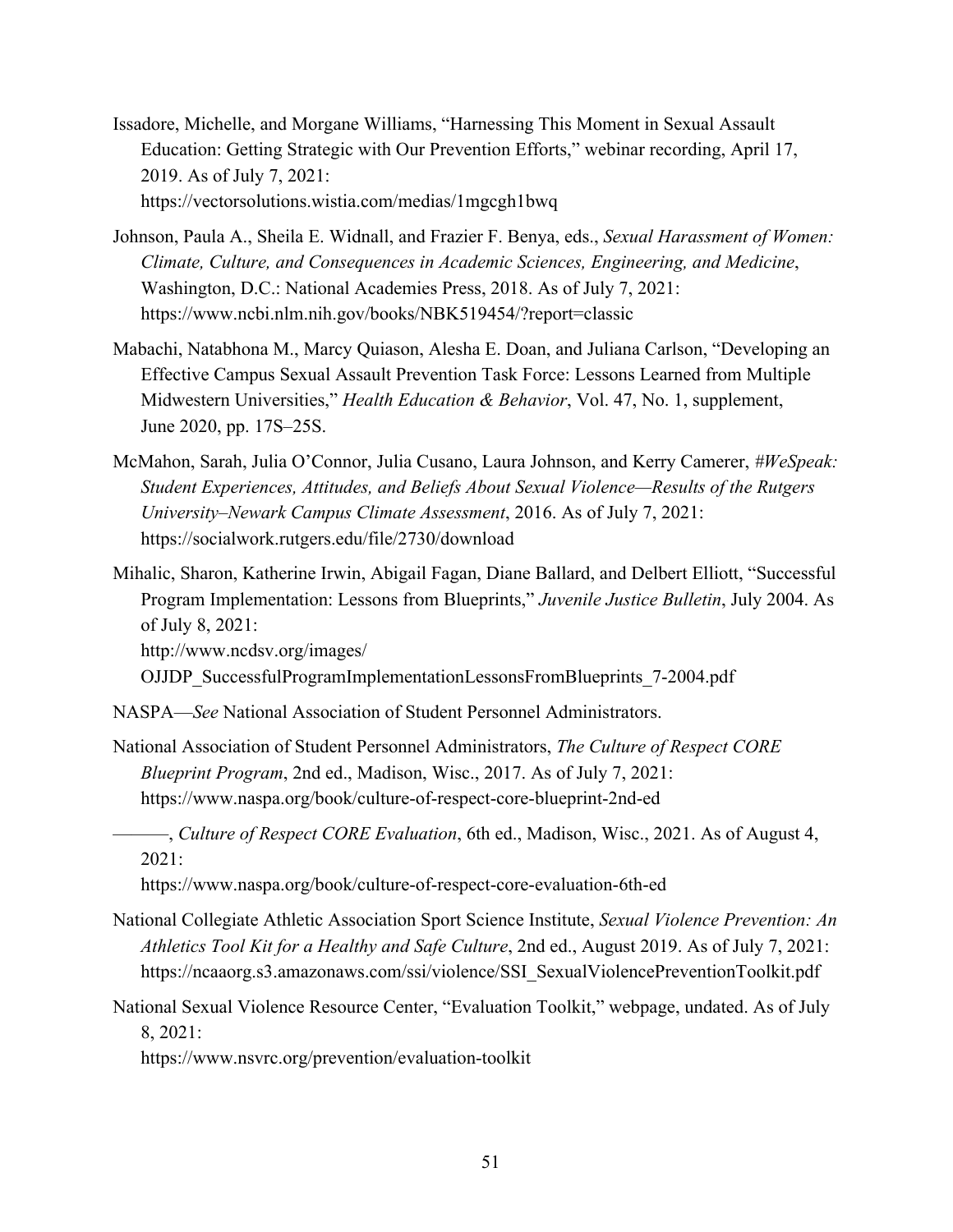Issadore, Michelle, and Morgane Williams, "Harnessing This Moment in Sexual Assault Education: Getting Strategic with Our Prevention Efforts," webinar recording, April 17, 2019. As of July 7, 2021:
https://vectorsolutions.wistia.com/medias/1mgcgh1bwq

Johnson, Paula A., Sheila E. Widnall, and Frazier F. Benya, eds., *Sexual Harassment of Women: Climate, Culture, and Consequences in Academic Sciences, Engineering, and Medicine*, Washington, D.C.: National Academies Press, 2018. As of July 7, 2021:
https://www.ncbi.nlm.nih.gov/books/NBK519454/?report=classic

Mabachi, Natabhona M., Marcy Quiason, Alesha E. Doan, and Juliana Carlson, "Developing an Effective Campus Sexual Assault Prevention Task Force: Lessons Learned from Multiple Midwestern Universities," *Health Education & Behavior*, Vol. 47, No. 1, supplement, June 2020, pp. 17S–25S.

McMahon, Sarah, Julia O'Connor, Julia Cusano, Laura Johnson, and Kerry Camerer, *#WeSpeak: Student Experiences, Attitudes, and Beliefs About Sexual Violence—Results of the Rutgers University–Newark Campus Climate Assessment*, 2016. As of July 7, 2021:
https://socialwork.rutgers.edu/file/2730/download

Mihalic, Sharon, Katherine Irwin, Abigail Fagan, Diane Ballard, and Delbert Elliott, "Successful Program Implementation: Lessons from Blueprints," *Juvenile Justice Bulletin*, July 2004. As of July 8, 2021:
http://www.ncdsv.org/images/OJJDP_SuccessfulProgramImplementationLessonsFromBlueprints_7-2004.pdf

NASPA—*See* National Association of Student Personnel Administrators.

National Association of Student Personnel Administrators, *The Culture of Respect CORE Blueprint Program*, 2nd ed., Madison, Wisc., 2017. As of July 7, 2021:
https://www.naspa.org/book/culture-of-respect-core-blueprint-2nd-ed

———, *Culture of Respect CORE Evaluation*, 6th ed., Madison, Wisc., 2021. As of August 4, 2021:
https://www.naspa.org/book/culture-of-respect-core-evaluation-6th-ed

National Collegiate Athletic Association Sport Science Institute, *Sexual Violence Prevention: An Athletics Tool Kit for a Healthy and Safe Culture*, 2nd ed., August 2019. As of July 7, 2021:
https://ncaaorg.s3.amazonaws.com/ssi/violence/SSI_SexualViolencePreventionToolkit.pdf

National Sexual Violence Resource Center, "Evaluation Toolkit," webpage, undated. As of July 8, 2021:
https://www.nsvrc.org/prevention/evaluation-toolkit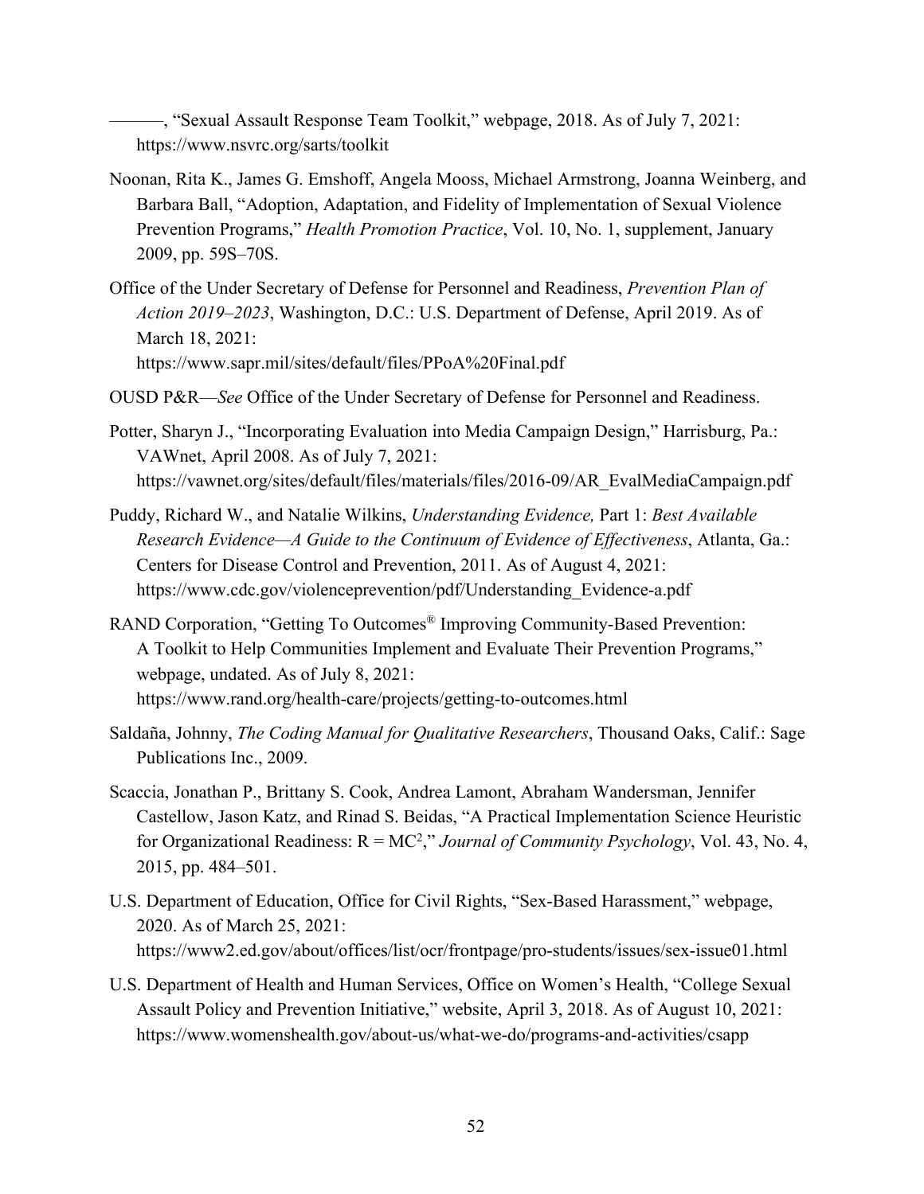———, "Sexual Assault Response Team Toolkit," webpage, 2018. As of July 7, 2021: https://www.nsvrc.org/sarts/toolkit

Noonan, Rita K., James G. Emshoff, Angela Mooss, Michael Armstrong, Joanna Weinberg, and Barbara Ball, "Adoption, Adaptation, and Fidelity of Implementation of Sexual Violence Prevention Programs," *Health Promotion Practice*, Vol. 10, No. 1, supplement, January 2009, pp. 59S–70S.

Office of the Under Secretary of Defense for Personnel and Readiness, *Prevention Plan of Action 2019–2023*, Washington, D.C.: U.S. Department of Defense, April 2019. As of March 18, 2021: https://www.sapr.mil/sites/default/files/PPoA%20Final.pdf

OUSD P&R—*See* Office of the Under Secretary of Defense for Personnel and Readiness.

Potter, Sharyn J., "Incorporating Evaluation into Media Campaign Design," Harrisburg, Pa.: VAWnet, April 2008. As of July 7, 2021: https://vawnet.org/sites/default/files/materials/files/2016-09/AR_EvalMediaCampaign.pdf

Puddy, Richard W., and Natalie Wilkins, *Understanding Evidence,* Part 1: *Best Available Research Evidence—A Guide to the Continuum of Evidence of Effectiveness*, Atlanta, Ga.: Centers for Disease Control and Prevention, 2011. As of August 4, 2021: https://www.cdc.gov/violenceprevention/pdf/Understanding_Evidence-a.pdf

RAND Corporation, "Getting To Outcomes® Improving Community-Based Prevention: A Toolkit to Help Communities Implement and Evaluate Their Prevention Programs," webpage, undated. As of July 8, 2021: https://www.rand.org/health-care/projects/getting-to-outcomes.html

Saldaña, Johnny, *The Coding Manual for Qualitative Researchers*, Thousand Oaks, Calif.: Sage Publications Inc., 2009.

Scaccia, Jonathan P., Brittany S. Cook, Andrea Lamont, Abraham Wandersman, Jennifer Castellow, Jason Katz, and Rinad S. Beidas, "A Practical Implementation Science Heuristic for Organizational Readiness: $R = MC^2$," *Journal of Community Psychology*, Vol. 43, No. 4, 2015, pp. 484–501.

U.S. Department of Education, Office for Civil Rights, "Sex-Based Harassment," webpage, 2020. As of March 25, 2021: https://www2.ed.gov/about/offices/list/ocr/frontpage/pro-students/issues/sex-issue01.html

U.S. Department of Health and Human Services, Office on Women's Health, "College Sexual Assault Policy and Prevention Initiative," website, April 3, 2018. As of August 10, 2021: https://www.womenshealth.gov/about-us/what-we-do/programs-and-activities/csapp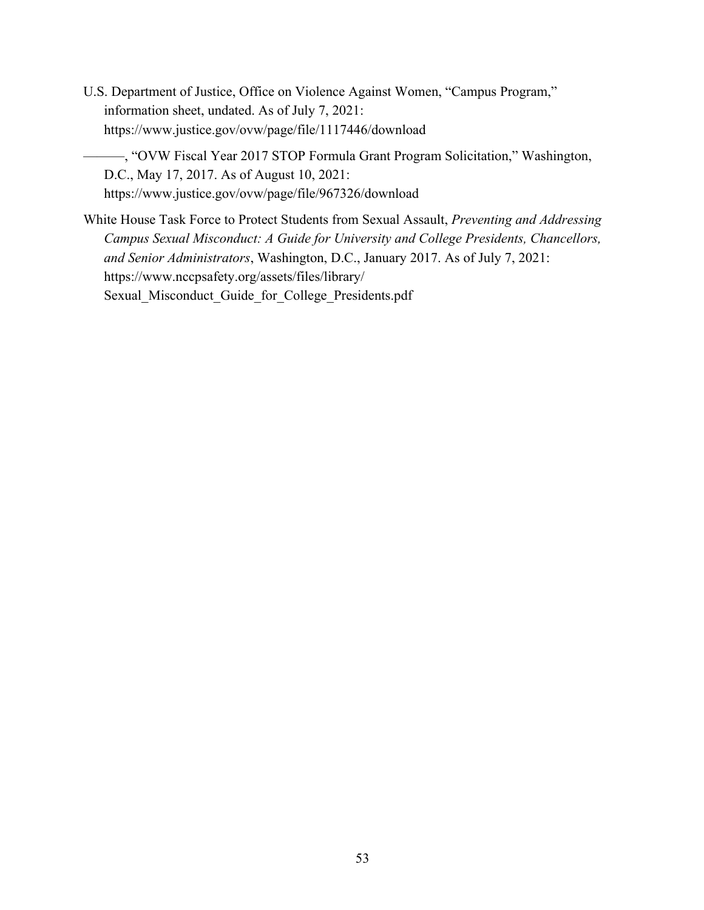U.S. Department of Justice, Office on Violence Against Women, “Campus Program,” information sheet, undated. As of July 7, 2021: https://www.justice.gov/ovw/page/file/1117446/download

———, “OVW Fiscal Year 2017 STOP Formula Grant Program Solicitation,” Washington, D.C., May 17, 2017. As of August 10, 2021: https://www.justice.gov/ovw/page/file/967326/download

White House Task Force to Protect Students from Sexual Assault, *Preventing and Addressing Campus Sexual Misconduct: A Guide for University and College Presidents, Chancellors, and Senior Administrators*, Washington, D.C., January 2017. As of July 7, 2021: https://www.nccpsafety.org/assets/files/library/Sexual_Misconduct_Guide_for_College_Presidents.pdf